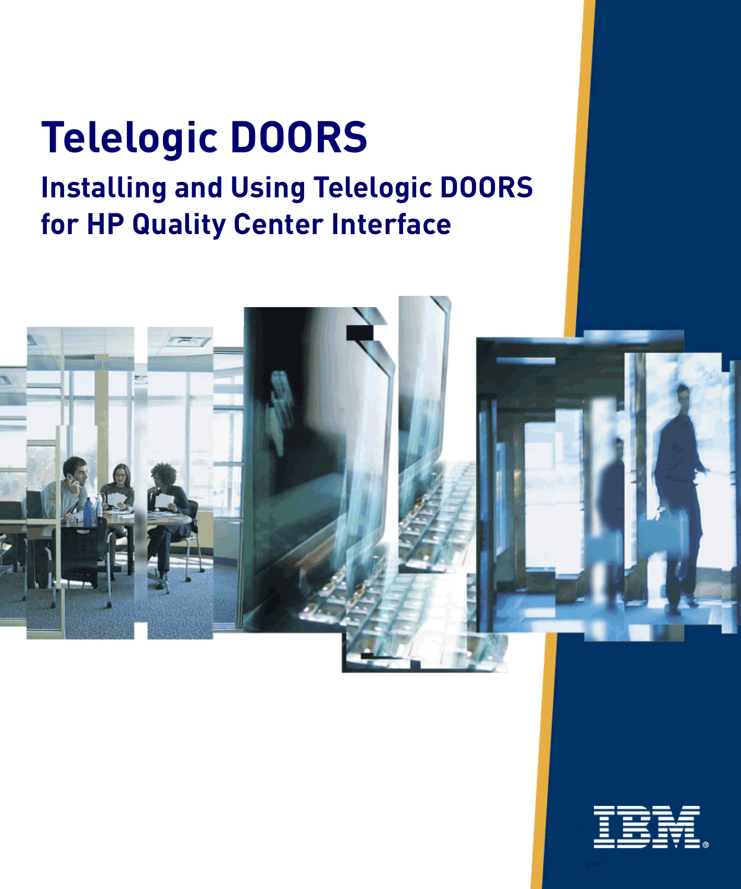# Telelogic DOORS

## Installing and Using Telelogic DOORS for HP Quality Center Interface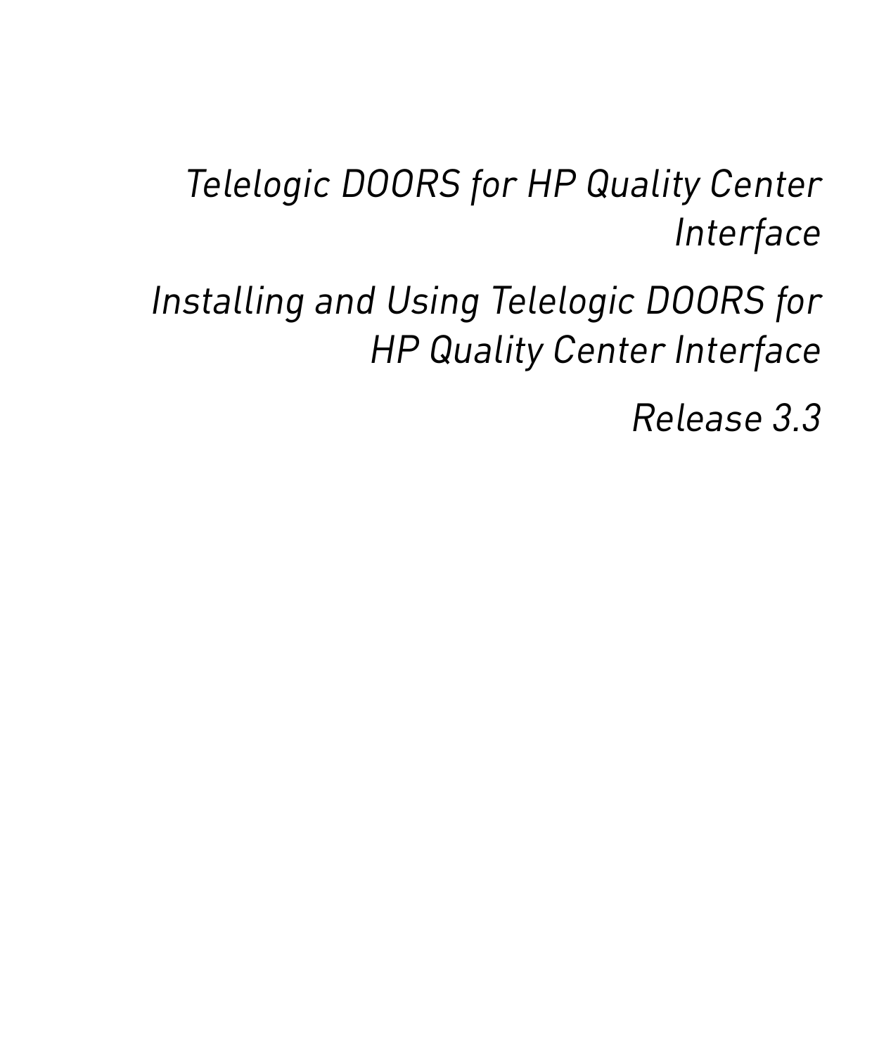# *Telelogic DOORS for HP Quality Center Interface*

## *Installing and Using Telelogic DOORS for HP Quality Center Interface*

### *Release 3.3*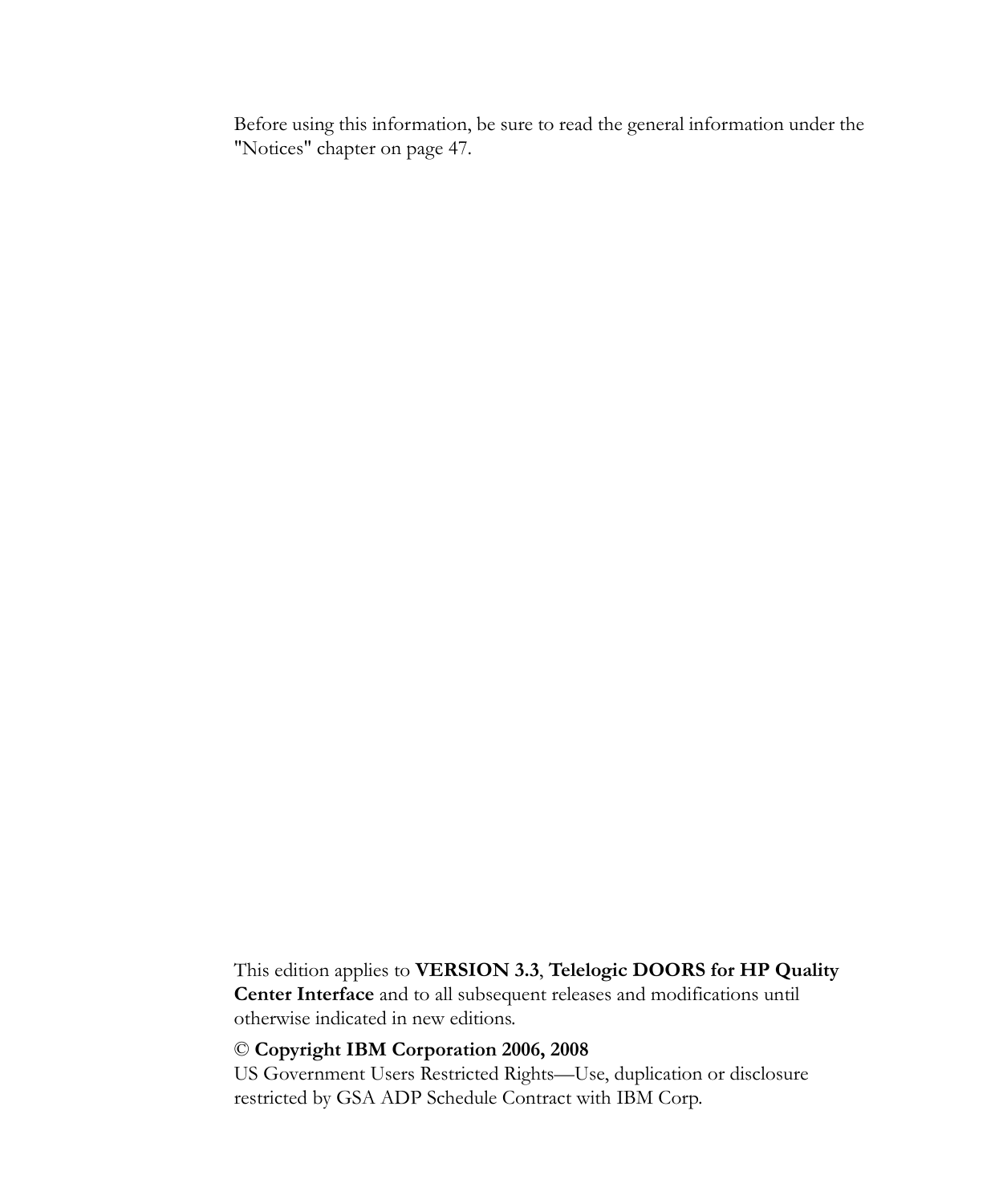Before using this information, be sure to read the general information under the "Notices" chapter on page 47.

This edition applies to **VERSION 3.3**, **Telelogic DOORS for HP Quality Center Interface** and to all subsequent releases and modifications until otherwise indicated in new editions.

© **Copyright IBM Corporation 2006, 2008**
US Government Users Restricted Rights—Use, duplication or disclosure restricted by GSA ADP Schedule Contract with IBM Corp.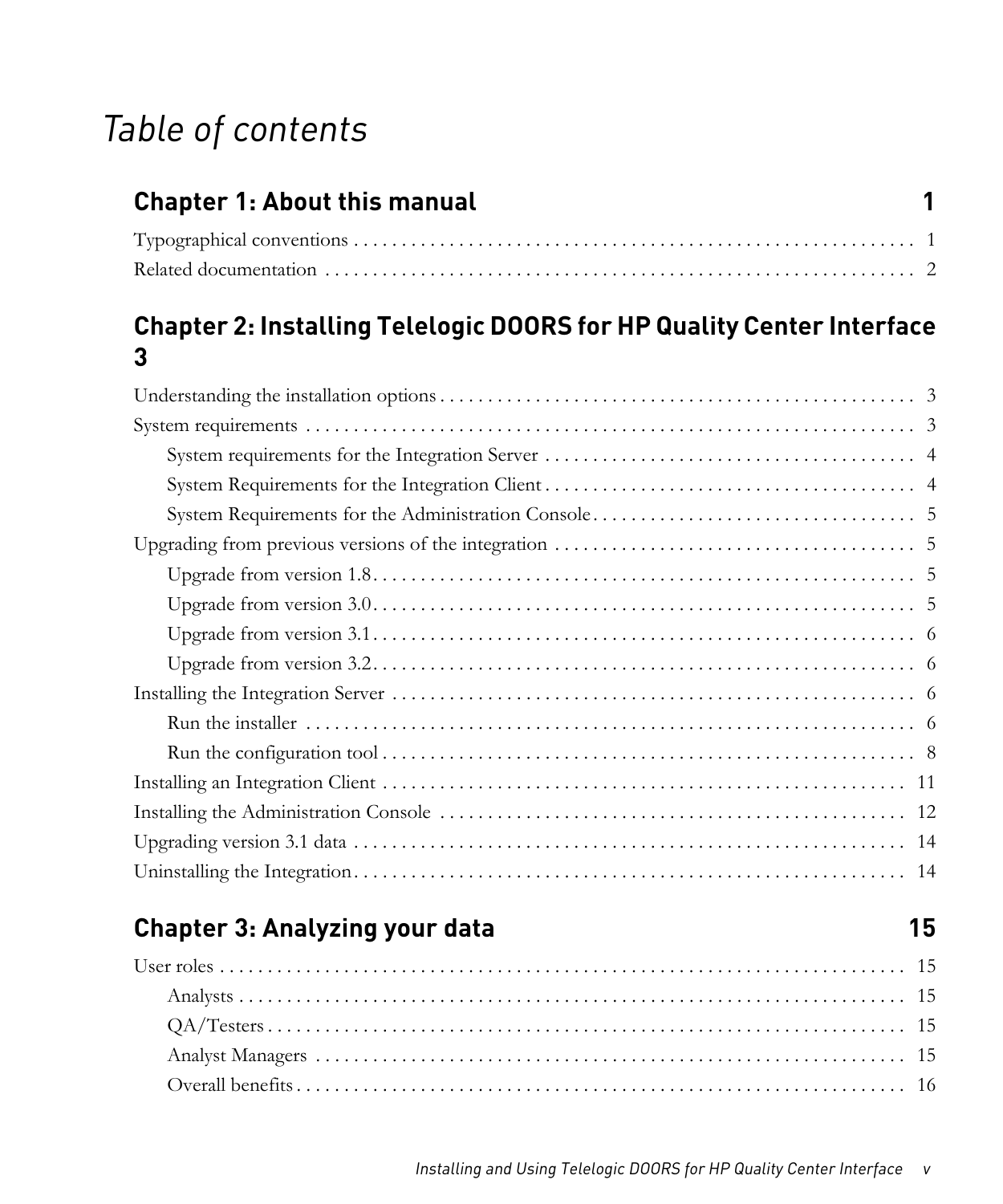# Table of contents

## Chapter 1: About this manual 1

Typographical conventions . . . . . . . . . . . . . . . . . . . . . . . . . . . . . . . . . . . . . . . . . . . . . . . . . . . . . . . . . . . 1

Related documentation . . . . . . . . . . . . . . . . . . . . . . . . . . . . . . . . . . . . . . . . . . . . . . . . . . . . . . . . . . . . . 2

## Chapter 2: Installing Telelogic DOORS for HP Quality Center Interface 3

Understanding the installation options . . . . . . . . . . . . . . . . . . . . . . . . . . . . . . . . . . . . . . . . . . . . . . . . . . 3

System requirements . . . . . . . . . . . . . . . . . . . . . . . . . . . . . . . . . . . . . . . . . . . . . . . . . . . . . . . . . . . . . . . 3

- System requirements for the Integration Server . . . . . . . . . . . . . . . . . . . . . . . . . . . . . . . . . . . . . . . 4
- System Requirements for the Integration Client . . . . . . . . . . . . . . . . . . . . . . . . . . . . . . . . . . . . . . . 4
- System Requirements for the Administration Console . . . . . . . . . . . . . . . . . . . . . . . . . . . . . . . . . . 5

Upgrading from previous versions of the integration . . . . . . . . . . . . . . . . . . . . . . . . . . . . . . . . . . . . . . 5

- Upgrade from version 1.8 . . . . . . . . . . . . . . . . . . . . . . . . . . . . . . . . . . . . . . . . . . . . . . . . . . . . . . . . 5
- Upgrade from version 3.0 . . . . . . . . . . . . . . . . . . . . . . . . . . . . . . . . . . . . . . . . . . . . . . . . . . . . . . . . 5
- Upgrade from version 3.1 . . . . . . . . . . . . . . . . . . . . . . . . . . . . . . . . . . . . . . . . . . . . . . . . . . . . . . . . 6
- Upgrade from version 3.2 . . . . . . . . . . . . . . . . . . . . . . . . . . . . . . . . . . . . . . . . . . . . . . . . . . . . . . . . 6

Installing the Integration Server . . . . . . . . . . . . . . . . . . . . . . . . . . . . . . . . . . . . . . . . . . . . . . . . . . . . . . . . 6

- Run the installer . . . . . . . . . . . . . . . . . . . . . . . . . . . . . . . . . . . . . . . . . . . . . . . . . . . . . . . . . . . . . . . . 6
- Run the configuration tool . . . . . . . . . . . . . . . . . . . . . . . . . . . . . . . . . . . . . . . . . . . . . . . . . . . . . . . . 8

Installing an Integration Client . . . . . . . . . . . . . . . . . . . . . . . . . . . . . . . . . . . . . . . . . . . . . . . . . . . . . . . . 11

Installing the Administration Console . . . . . . . . . . . . . . . . . . . . . . . . . . . . . . . . . . . . . . . . . . . . . . . . . . 12

Upgrading version 3.1 data . . . . . . . . . . . . . . . . . . . . . . . . . . . . . . . . . . . . . . . . . . . . . . . . . . . . . . . . . . . 14

Uninstalling the Integration . . . . . . . . . . . . . . . . . . . . . . . . . . . . . . . . . . . . . . . . . . . . . . . . . . . . . . . . . . . 14

## Chapter 3: Analyzing your data 15

User roles . . . . . . . . . . . . . . . . . . . . . . . . . . . . . . . . . . . . . . . . . . . . . . . . . . . . . . . . . . . . . . . . . . . . . . . . 15

- Analysts . . . . . . . . . . . . . . . . . . . . . . . . . . . . . . . . . . . . . . . . . . . . . . . . . . . . . . . . . . . . . . . . . . . . . . 15
- QA/Testers . . . . . . . . . . . . . . . . . . . . . . . . . . . . . . . . . . . . . . . . . . . . . . . . . . . . . . . . . . . . . . . . . . . 15
- Analyst Managers . . . . . . . . . . . . . . . . . . . . . . . . . . . . . . . . . . . . . . . . . . . . . . . . . . . . . . . . . . . . . . 15
- Overall benefits . . . . . . . . . . . . . . . . . . . . . . . . . . . . . . . . . . . . . . . . . . . . . . . . . . . . . . . . . . . . . . . . 16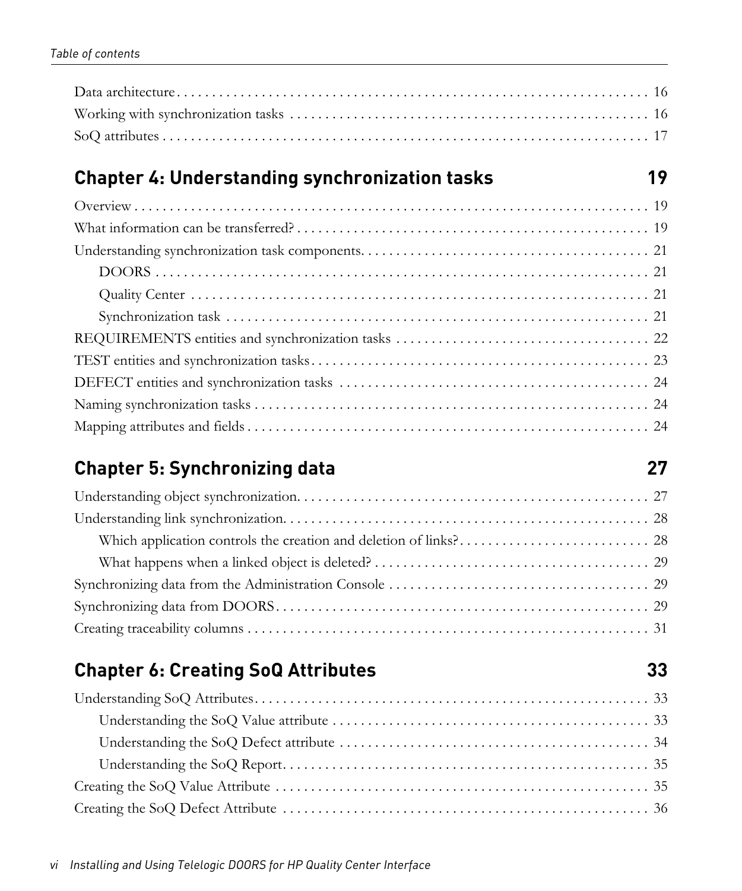Data architecture . . . . . . . . . . . . . . . . . . . . . . . . . . . . . . . . . . . . . . . . . . . . . . . . . . . . . . . . . . . . . . . 16

Working with synchronization tasks . . . . . . . . . . . . . . . . . . . . . . . . . . . . . . . . . . . . . . . . . . . . . . . . . . . . 16

SoQ attributes . . . . . . . . . . . . . . . . . . . . . . . . . . . . . . . . . . . . . . . . . . . . . . . . . . . . . . . . . . . . . . . . . . 17

## Chapter 4: Understanding synchronization tasks 19

Overview . . . . . . . . . . . . . . . . . . . . . . . . . . . . . . . . . . . . . . . . . . . . . . . . . . . . . . . . . . . . . . . . . . . . . 19

What information can be transferred? . . . . . . . . . . . . . . . . . . . . . . . . . . . . . . . . . . . . . . . . . . . . . . . . . 19

Understanding synchronization task components. . . . . . . . . . . . . . . . . . . . . . . . . . . . . . . . . . . . . . . . . 21

- DOORS . . . . . . . . . . . . . . . . . . . . . . . . . . . . . . . . . . . . . . . . . . . . . . . . . . . . . . . . . . . . . . . . . . 21
- Quality Center . . . . . . . . . . . . . . . . . . . . . . . . . . . . . . . . . . . . . . . . . . . . . . . . . . . . . . . . . . . . . . 21
- Synchronization task . . . . . . . . . . . . . . . . . . . . . . . . . . . . . . . . . . . . . . . . . . . . . . . . . . . . . . . . . 21

REQUIREMENTS entities and synchronization tasks . . . . . . . . . . . . . . . . . . . . . . . . . . . . . . . . . . . . 22

TEST entities and synchronization tasks . . . . . . . . . . . . . . . . . . . . . . . . . . . . . . . . . . . . . . . . . . . . . . . . 23

DEFECT entities and synchronization tasks . . . . . . . . . . . . . . . . . . . . . . . . . . . . . . . . . . . . . . . . . . . . 24

Naming synchronization tasks . . . . . . . . . . . . . . . . . . . . . . . . . . . . . . . . . . . . . . . . . . . . . . . . . . . . . . . 24

Mapping attributes and fields . . . . . . . . . . . . . . . . . . . . . . . . . . . . . . . . . . . . . . . . . . . . . . . . . . . . . . . . 24

## Chapter 5: Synchronizing data 27

Understanding object synchronization. . . . . . . . . . . . . . . . . . . . . . . . . . . . . . . . . . . . . . . . . . . . . . . . . . 27

Understanding link synchronization. . . . . . . . . . . . . . . . . . . . . . . . . . . . . . . . . . . . . . . . . . . . . . . . . . . . 28

- Which application controls the creation and deletion of links?. . . . . . . . . . . . . . . . . . . . . . . . . . . 28
- What happens when a linked object is deleted? . . . . . . . . . . . . . . . . . . . . . . . . . . . . . . . . . . . . . . . 29

Synchronizing data from the Administration Console . . . . . . . . . . . . . . . . . . . . . . . . . . . . . . . . . . . . . 29

Synchronizing data from DOORS . . . . . . . . . . . . . . . . . . . . . . . . . . . . . . . . . . . . . . . . . . . . . . . . . . . . . 29

Creating traceability columns . . . . . . . . . . . . . . . . . . . . . . . . . . . . . . . . . . . . . . . . . . . . . . . . . . . . . . . . 31

## Chapter 6: Creating SoQ Attributes 33

Understanding SoQ Attributes. . . . . . . . . . . . . . . . . . . . . . . . . . . . . . . . . . . . . . . . . . . . . . . . . . . . . . . . 33

- Understanding the SoQ Value attribute . . . . . . . . . . . . . . . . . . . . . . . . . . . . . . . . . . . . . . . . . . . . . 33
- Understanding the SoQ Defect attribute . . . . . . . . . . . . . . . . . . . . . . . . . . . . . . . . . . . . . . . . . . . . 34
- Understanding the SoQ Report. . . . . . . . . . . . . . . . . . . . . . . . . . . . . . . . . . . . . . . . . . . . . . . . . . . . 35

Creating the SoQ Value Attribute . . . . . . . . . . . . . . . . . . . . . . . . . . . . . . . . . . . . . . . . . . . . . . . . . . . . . 35

Creating the SoQ Defect Attribute . . . . . . . . . . . . . . . . . . . . . . . . . . . . . . . . . . . . . . . . . . . . . . . . . . . . 36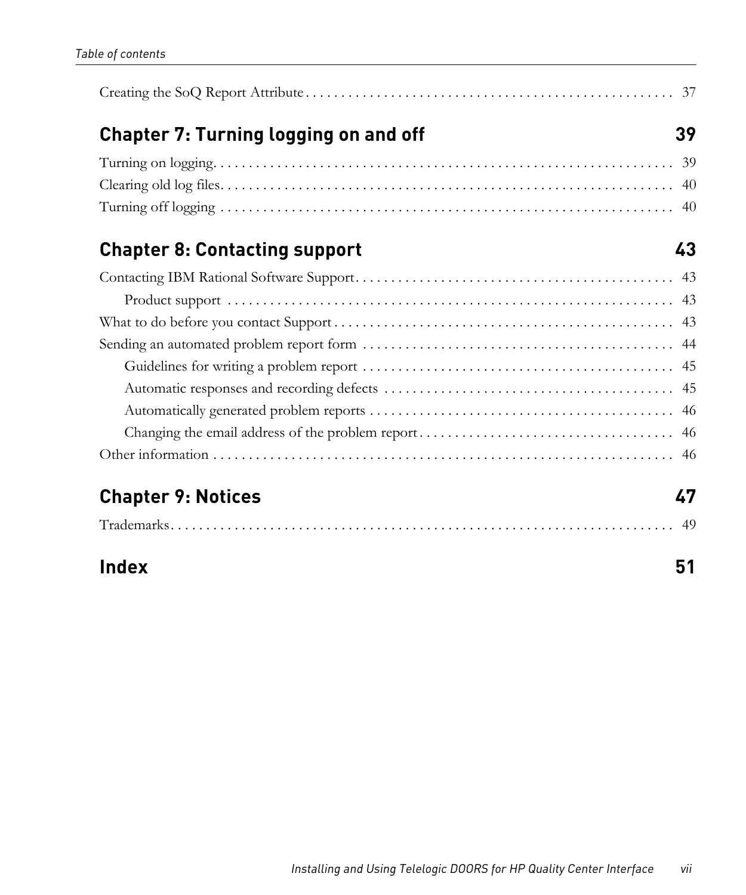Creating the SoQ Report Attribute . . . . . . . . . . . . . . . . . . . . . . . . . . . . . . . . . . . . . . . . . . . . . . . . . . . . 37

## Chapter 7: Turning logging on and off 39

Turning on logging. . . . . . . . . . . . . . . . . . . . . . . . . . . . . . . . . . . . . . . . . . . . . . . . . . . . . . . . . . . . . . . . 39

Clearing old log files. . . . . . . . . . . . . . . . . . . . . . . . . . . . . . . . . . . . . . . . . . . . . . . . . . . . . . . . . . . . . . . 40

Turning off logging . . . . . . . . . . . . . . . . . . . . . . . . . . . . . . . . . . . . . . . . . . . . . . . . . . . . . . . . . . . . . . . . 40

## Chapter 8: Contacting support 43

Contacting IBM Rational Software Support. . . . . . . . . . . . . . . . . . . . . . . . . . . . . . . . . . . . . . . . . . . . . 43

    Product support . . . . . . . . . . . . . . . . . . . . . . . . . . . . . . . . . . . . . . . . . . . . . . . . . . . . . . . . . . . . . . . 43

What to do before you contact Support . . . . . . . . . . . . . . . . . . . . . . . . . . . . . . . . . . . . . . . . . . . . . . . . 43

Sending an automated problem report form . . . . . . . . . . . . . . . . . . . . . . . . . . . . . . . . . . . . . . . . . . . . 44

    Guidelines for writing a problem report . . . . . . . . . . . . . . . . . . . . . . . . . . . . . . . . . . . . . . . . . . . . . 45

    Automatic responses and recording defects . . . . . . . . . . . . . . . . . . . . . . . . . . . . . . . . . . . . . . . . . 45

    Automatically generated problem reports . . . . . . . . . . . . . . . . . . . . . . . . . . . . . . . . . . . . . . . . . . . 46

    Changing the email address of the problem report . . . . . . . . . . . . . . . . . . . . . . . . . . . . . . . . . . . . 46

Other information . . . . . . . . . . . . . . . . . . . . . . . . . . . . . . . . . . . . . . . . . . . . . . . . . . . . . . . . . . . . . . . . . 46

## Chapter 9: Notices 47

Trademarks. . . . . . . . . . . . . . . . . . . . . . . . . . . . . . . . . . . . . . . . . . . . . . . . . . . . . . . . . . . . . . . . . . . . . . . 49

## Index 51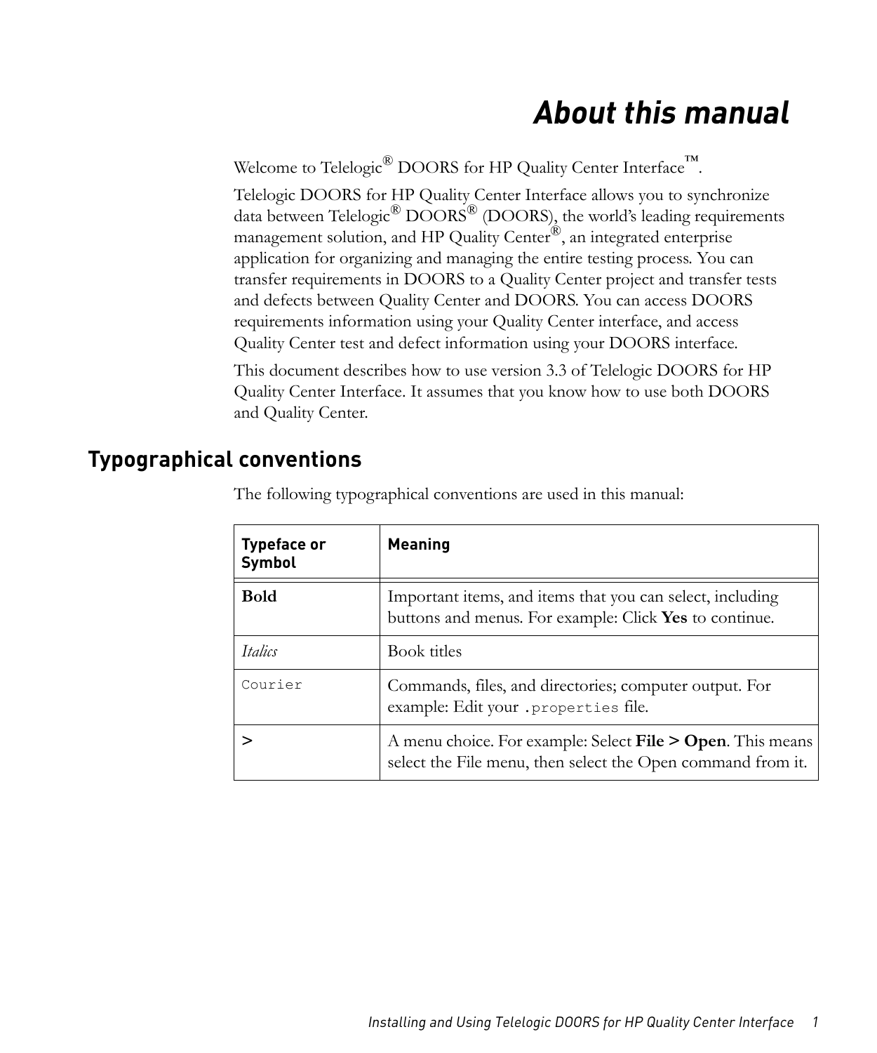# About this manual

Welcome to Telelogic® DOORS for HP Quality Center Interface™.

Telelogic DOORS for HP Quality Center Interface allows you to synchronize data between Telelogic® DOORS® (DOORS), the world's leading requirements management solution, and HP Quality Center®, an integrated enterprise application for organizing and managing the entire testing process. You can transfer requirements in DOORS to a Quality Center project and transfer tests and defects between Quality Center and DOORS. You can access DOORS requirements information using your Quality Center interface, and access Quality Center test and defect information using your DOORS interface.

This document describes how to use version 3.3 of Telelogic DOORS for HP Quality Center Interface. It assumes that you know how to use both DOORS and Quality Center.

## Typographical conventions

The following typographical conventions are used in this manual:

| Typeface or Symbol | Meaning |
|---|---|
| **Bold** | Important items, and items that you can select, including buttons and menus. For example: Click **Yes** to continue. |
| *Italics* | Book titles |
| `Courier` | Commands, files, and directories; computer output. For example: Edit your `.properties` file. |
| **>** | A menu choice. For example: Select **File > Open**. This means select the File menu, then select the Open command from it. |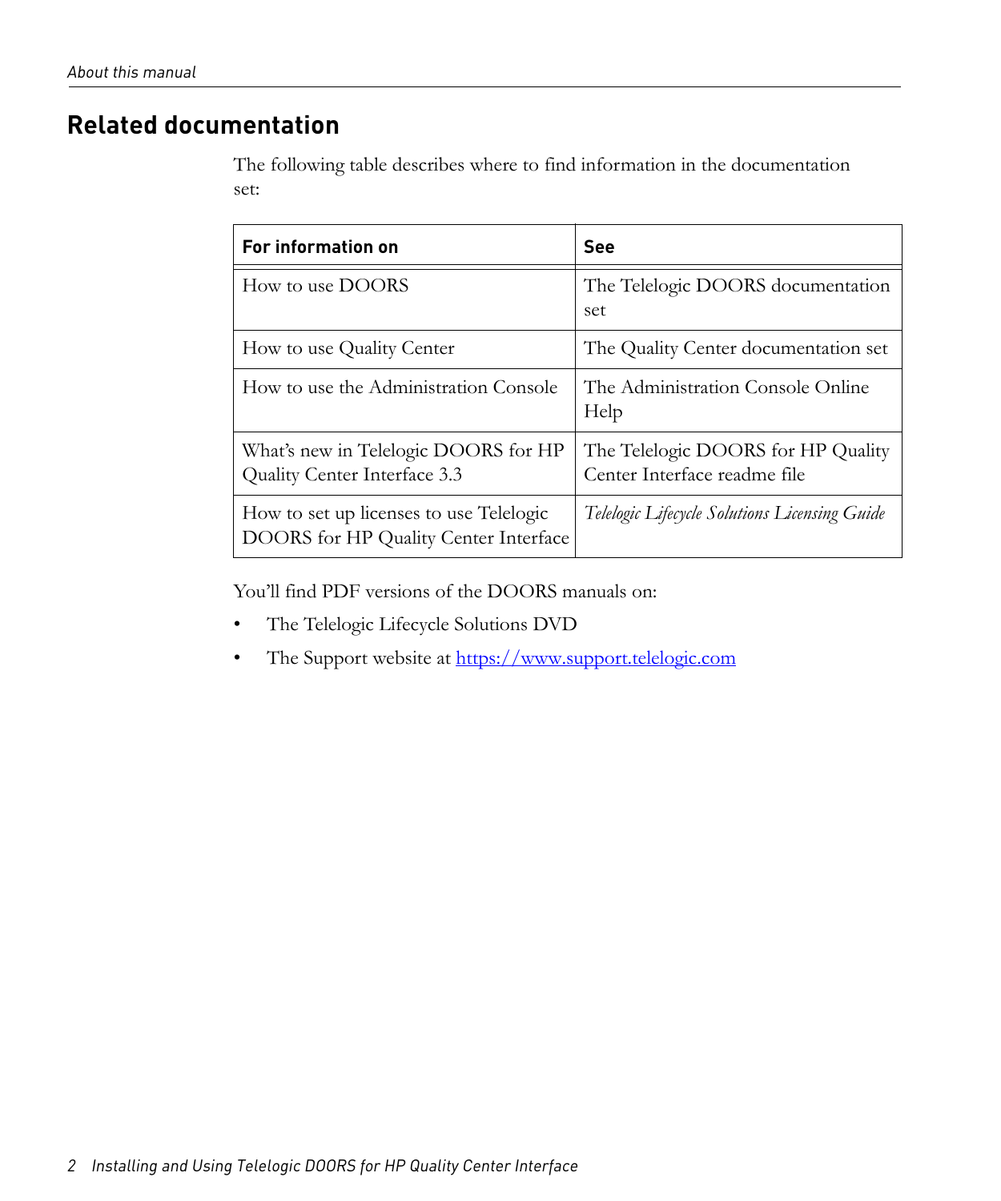## Related documentation

The following table describes where to find information in the documentation set:

| For information on | See |
|---|---|
| How to use DOORS | The Telelogic DOORS documentation set |
| How to use Quality Center | The Quality Center documentation set |
| How to use the Administration Console | The Administration Console Online Help |
| What's new in Telelogic DOORS for HP Quality Center Interface 3.3 | The Telelogic DOORS for HP Quality Center Interface readme file |
| How to set up licenses to use Telelogic DOORS for HP Quality Center Interface | *Telelogic Lifecycle Solutions Licensing Guide* |

You'll find PDF versions of the DOORS manuals on:

- The Telelogic Lifecycle Solutions DVD
- The Support website at https://www.support.telelogic.com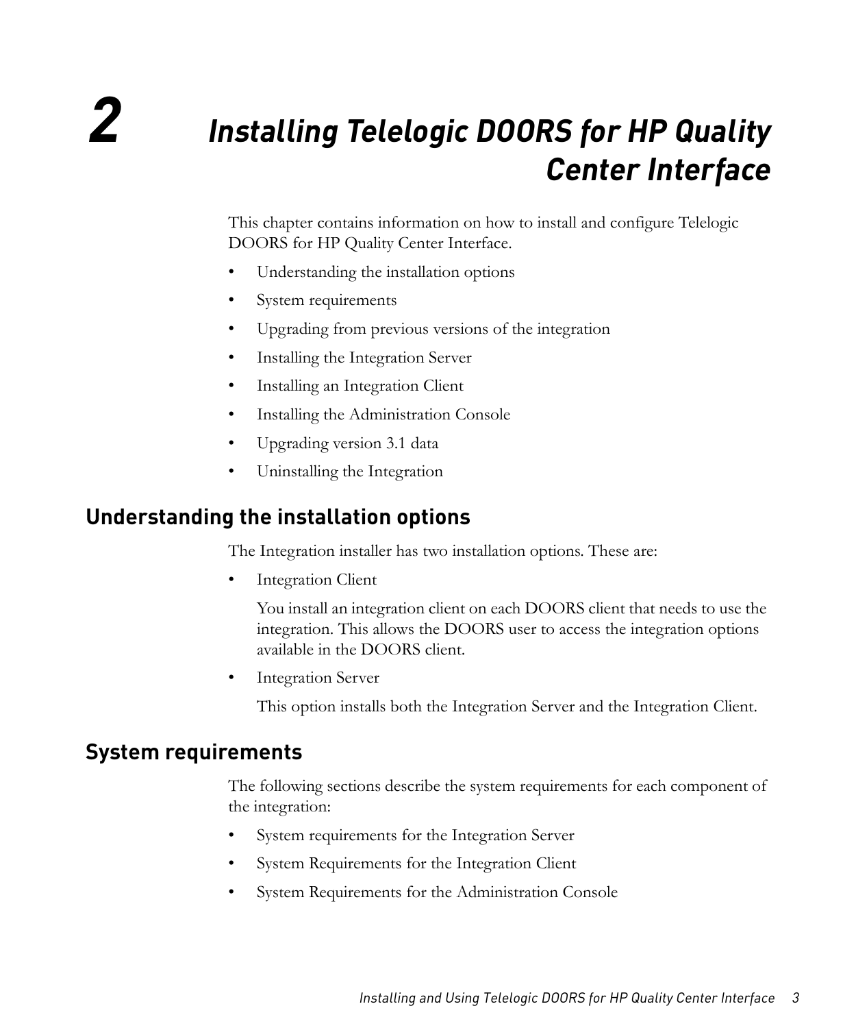# 2 Installing Telelogic DOORS for HP Quality Center Interface

This chapter contains information on how to install and configure Telelogic DOORS for HP Quality Center Interface.

- Understanding the installation options
- System requirements
- Upgrading from previous versions of the integration
- Installing the Integration Server
- Installing an Integration Client
- Installing the Administration Console
- Upgrading version 3.1 data
- Uninstalling the Integration

## Understanding the installation options

The Integration installer has two installation options. These are:

- Integration Client

  You install an integration client on each DOORS client that needs to use the integration. This allows the DOORS user to access the integration options available in the DOORS client.

- Integration Server

  This option installs both the Integration Server and the Integration Client.

## System requirements

The following sections describe the system requirements for each component of the integration:

- System requirements for the Integration Server
- System Requirements for the Integration Client
- System Requirements for the Administration Console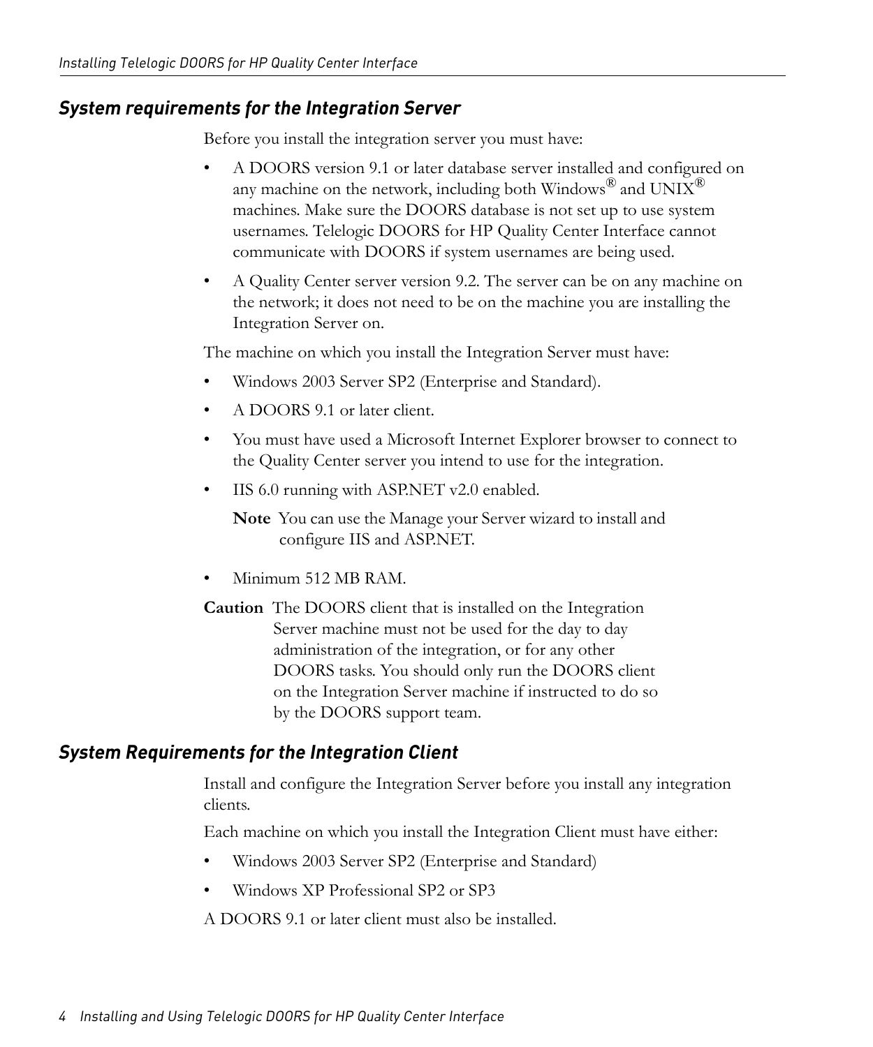### *System requirements for the Integration Server*

Before you install the integration server you must have:

- A DOORS version 9.1 or later database server installed and configured on any machine on the network, including both Windows® and UNIX® machines. Make sure the DOORS database is not set up to use system usernames. Telelogic DOORS for HP Quality Center Interface cannot communicate with DOORS if system usernames are being used.
- A Quality Center server version 9.2. The server can be on any machine on the network; it does not need to be on the machine you are installing the Integration Server on.

The machine on which you install the Integration Server must have:

- Windows 2003 Server SP2 (Enterprise and Standard).
- A DOORS 9.1 or later client.
- You must have used a Microsoft Internet Explorer browser to connect to the Quality Center server you intend to use for the integration.
- IIS 6.0 running with ASP.NET v2.0 enabled.

  **Note** You can use the Manage your Server wizard to install and configure IIS and ASP.NET.

- Minimum 512 MB RAM.

**Caution** The DOORS client that is installed on the Integration Server machine must not be used for the day to day administration of the integration, or for any other DOORS tasks. You should only run the DOORS client on the Integration Server machine if instructed to do so by the DOORS support team.

### *System Requirements for the Integration Client*

Install and configure the Integration Server before you install any integration clients.

Each machine on which you install the Integration Client must have either:

- Windows 2003 Server SP2 (Enterprise and Standard)
- Windows XP Professional SP2 or SP3

A DOORS 9.1 or later client must also be installed.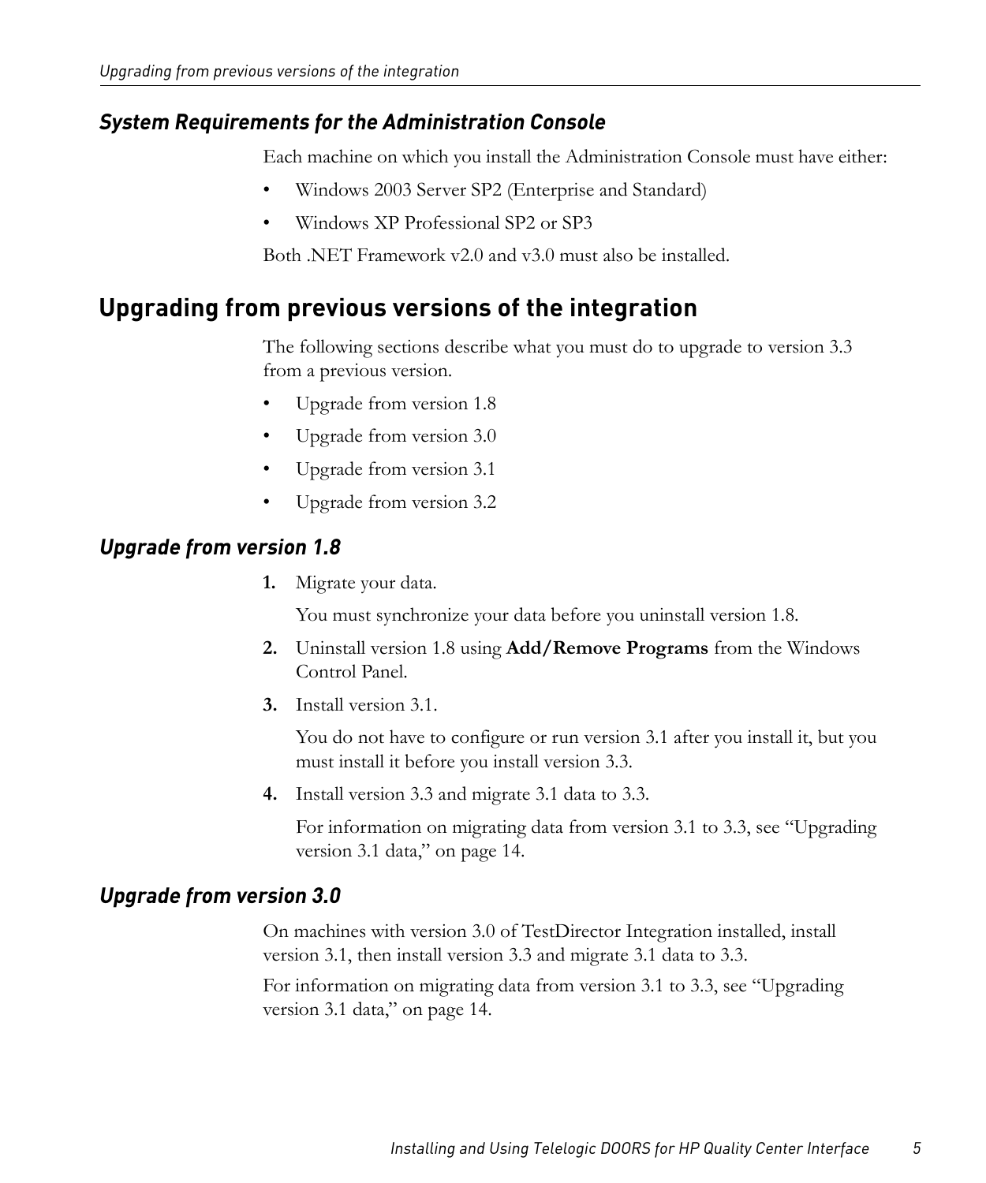### System Requirements for the Administration Console

Each machine on which you install the Administration Console must have either:

- Windows 2003 Server SP2 (Enterprise and Standard)
- Windows XP Professional SP2 or SP3

Both .NET Framework v2.0 and v3.0 must also be installed.

## Upgrading from previous versions of the integration

The following sections describe what you must do to upgrade to version 3.3 from a previous version.

- Upgrade from version 1.8
- Upgrade from version 3.0
- Upgrade from version 3.1
- Upgrade from version 3.2

### Upgrade from version 1.8

1. Migrate your data.

   You must synchronize your data before you uninstall version 1.8.

2. Uninstall version 1.8 using **Add/Remove Programs** from the Windows Control Panel.
3. Install version 3.1.

   You do not have to configure or run version 3.1 after you install it, but you must install it before you install version 3.3.

4. Install version 3.3 and migrate 3.1 data to 3.3.

   For information on migrating data from version 3.1 to 3.3, see "Upgrading version 3.1 data," on page 14.

### Upgrade from version 3.0

On machines with version 3.0 of TestDirector Integration installed, install version 3.1, then install version 3.3 and migrate 3.1 data to 3.3.

For information on migrating data from version 3.1 to 3.3, see "Upgrading version 3.1 data," on page 14.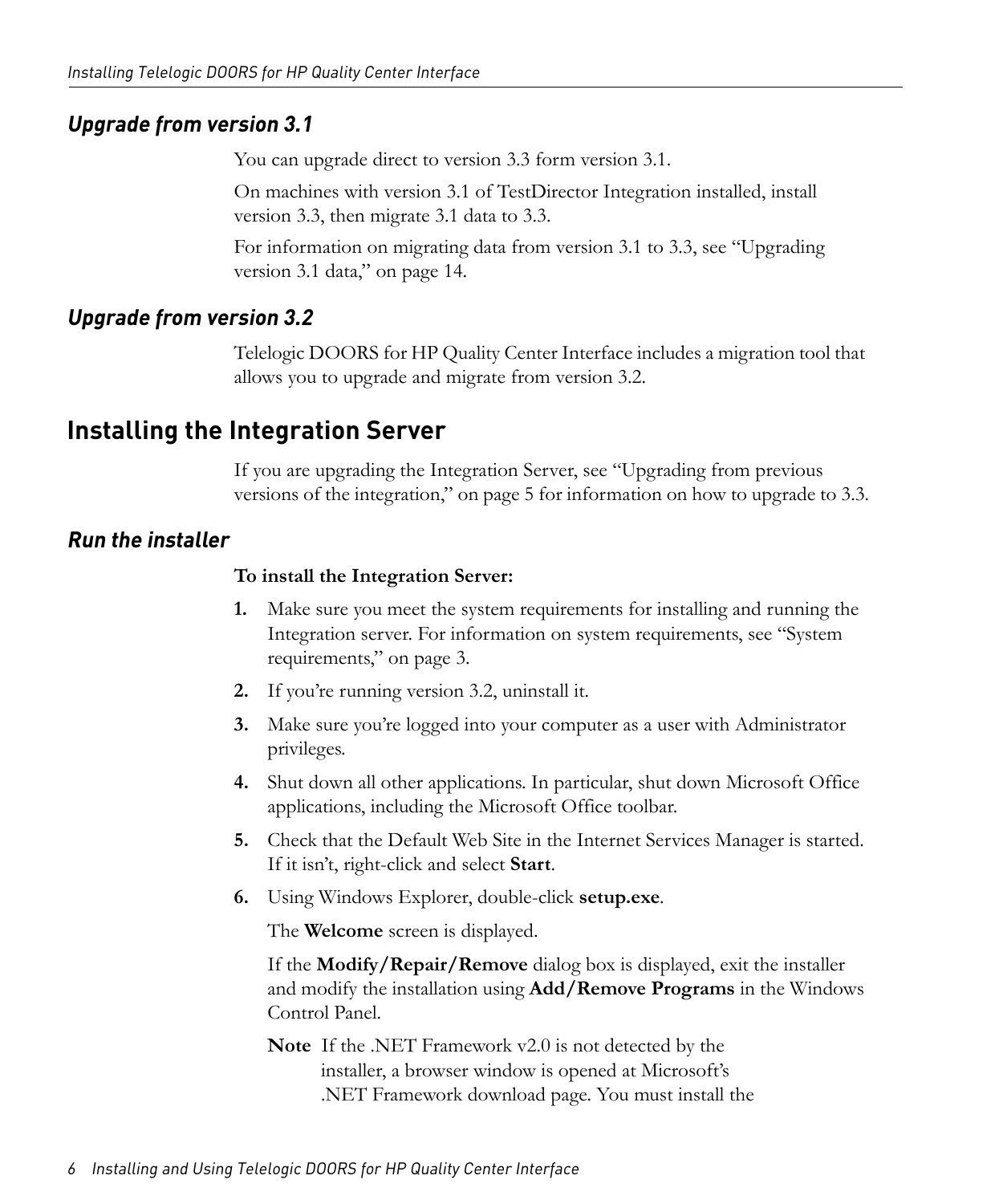### *Upgrade from version 3.1*

You can upgrade direct to version 3.3 form version 3.1.

On machines with version 3.1 of TestDirector Integration installed, install version 3.3, then migrate 3.1 data to 3.3.

For information on migrating data from version 3.1 to 3.3, see "Upgrading version 3.1 data," on page 14.

### *Upgrade from version 3.2*

Telelogic DOORS for HP Quality Center Interface includes a migration tool that allows you to upgrade and migrate from version 3.2.

## Installing the Integration Server

If you are upgrading the Integration Server, see "Upgrading from previous versions of the integration," on page 5 for information on how to upgrade to 3.3.

### *Run the installer*

**To install the Integration Server:**

1. Make sure you meet the system requirements for installing and running the Integration server. For information on system requirements, see "System requirements," on page 3.
2. If you're running version 3.2, uninstall it.
3. Make sure you're logged into your computer as a user with Administrator privileges.
4. Shut down all other applications. In particular, shut down Microsoft Office applications, including the Microsoft Office toolbar.
5. Check that the Default Web Site in the Internet Services Manager is started. If it isn't, right-click and select **Start**.
6. Using Windows Explorer, double-click **setup.exe**.

   The **Welcome** screen is displayed.

   If the **Modify/Repair/Remove** dialog box is displayed, exit the installer and modify the installation using **Add/Remove Programs** in the Windows Control Panel.

   **Note** If the .NET Framework v2.0 is not detected by the installer, a browser window is opened at Microsoft's .NET Framework download page. You must install the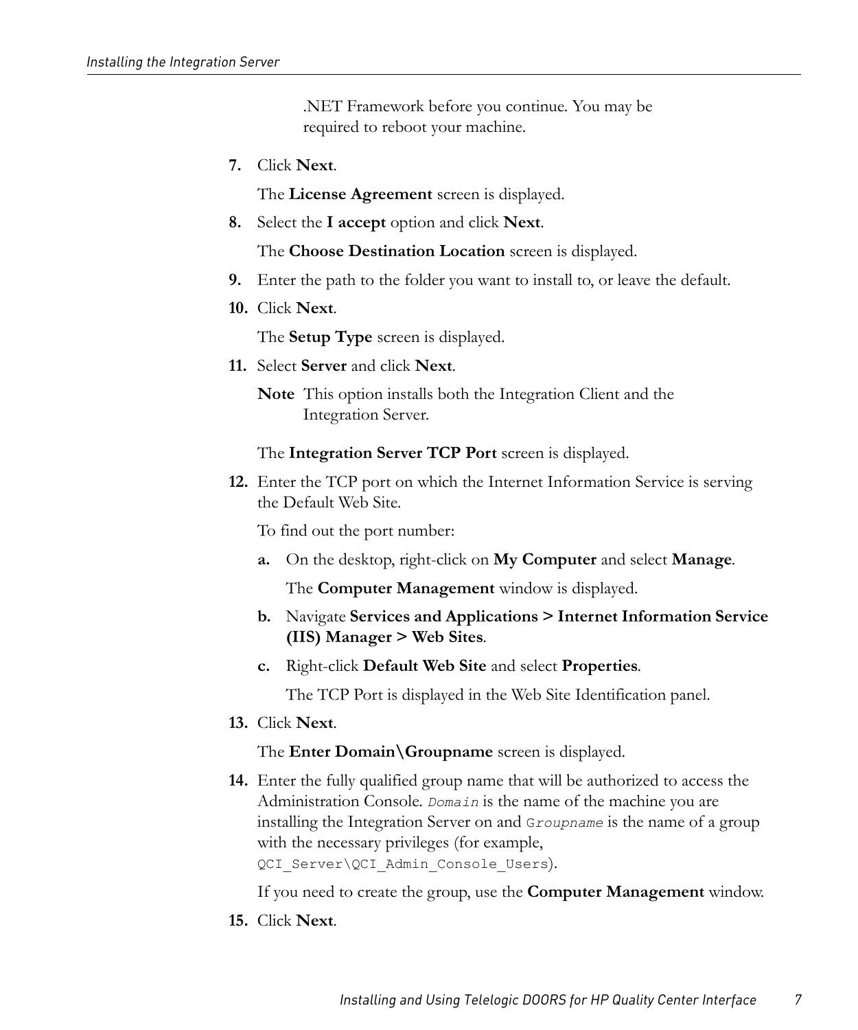.NET Framework before you continue. You may be required to reboot your machine.

7. Click **Next**.

   The **License Agreement** screen is displayed.

8. Select the **I accept** option and click **Next**.

   The **Choose Destination Location** screen is displayed.

9. Enter the path to the folder you want to install to, or leave the default.

10. Click **Next**.

    The **Setup Type** screen is displayed.

11. Select **Server** and click **Next**.

    **Note** This option installs both the Integration Client and the Integration Server.

    The **Integration Server TCP Port** screen is displayed.

12. Enter the TCP port on which the Internet Information Service is serving the Default Web Site.

    To find out the port number:

    a. On the desktop, right-click on **My Computer** and select **Manage**.

       The **Computer Management** window is displayed.

    b. Navigate **Services and Applications > Internet Information Service (IIS) Manager > Web Sites**.

    c. Right-click **Default Web Site** and select **Properties**.

       The TCP Port is displayed in the Web Site Identification panel.

13. Click **Next**.

    The **Enter Domain\Groupname** screen is displayed.

14. Enter the fully qualified group name that will be authorized to access the Administration Console. `Domain` is the name of the machine you are installing the Integration Server on and `Groupname` is the name of a group with the necessary privileges (for example, `QCI_Server\QCI_Admin_Console_Users`).

    If you need to create the group, use the **Computer Management** window.

15. Click **Next**.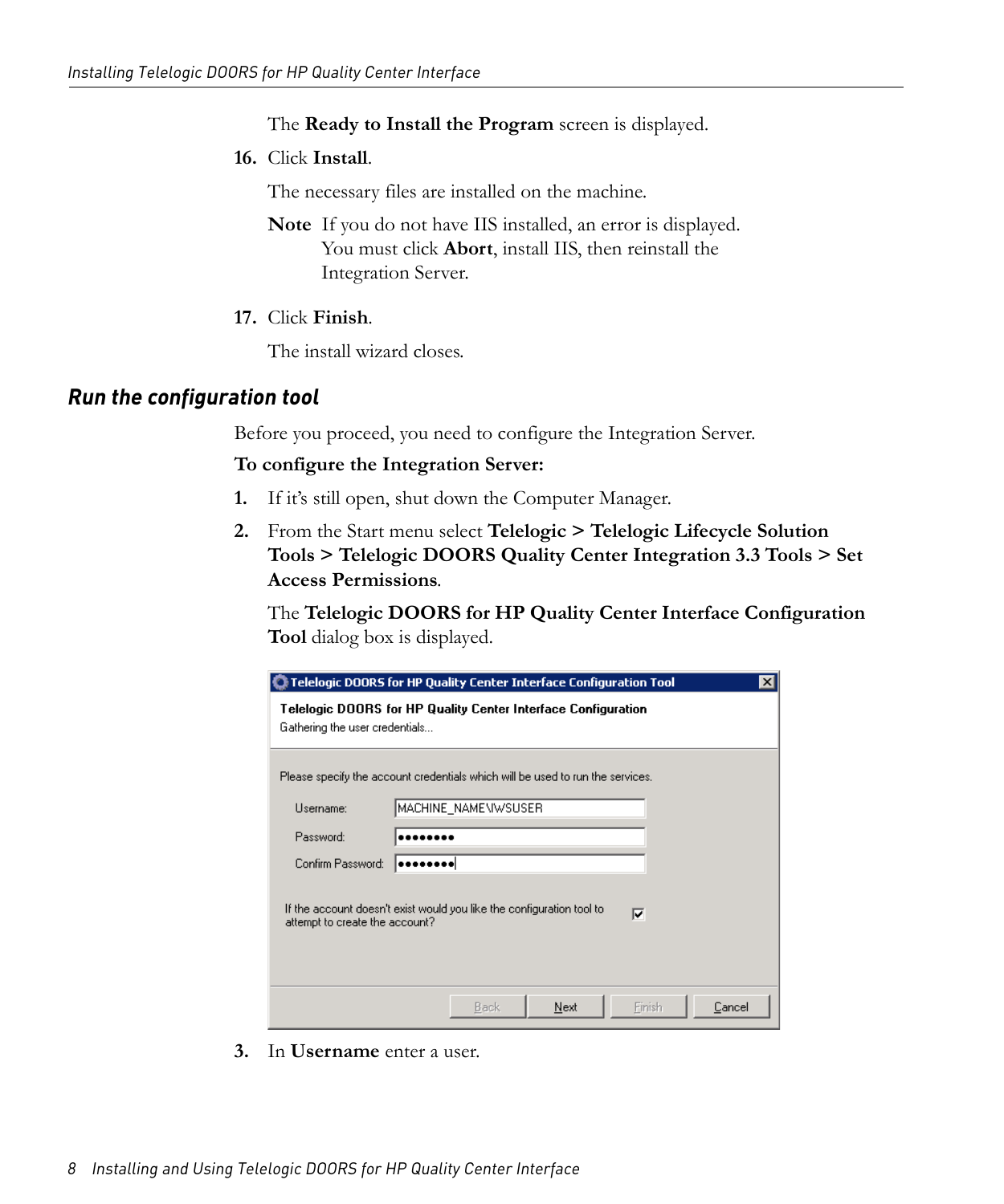The **Ready to Install the Program** screen is displayed.

16. Click **Install**.

    The necessary files are installed on the machine.

    **Note** If you do not have IIS installed, an error is displayed. You must click **Abort**, install IIS, then reinstall the Integration Server.

17. Click **Finish**.

    The install wizard closes.

## *Run the configuration tool*

Before you proceed, you need to configure the Integration Server.

**To configure the Integration Server:**

1. If it's still open, shut down the Computer Manager.
2. From the Start menu select **Telelogic > Telelogic Lifecycle Solution Tools > Telelogic DOORS Quality Center Integration 3.3 Tools > Set Access Permissions**.

   The **Telelogic DOORS for HP Quality Center Interface Configuration Tool** dialog box is displayed.

3. In **Username** enter a user.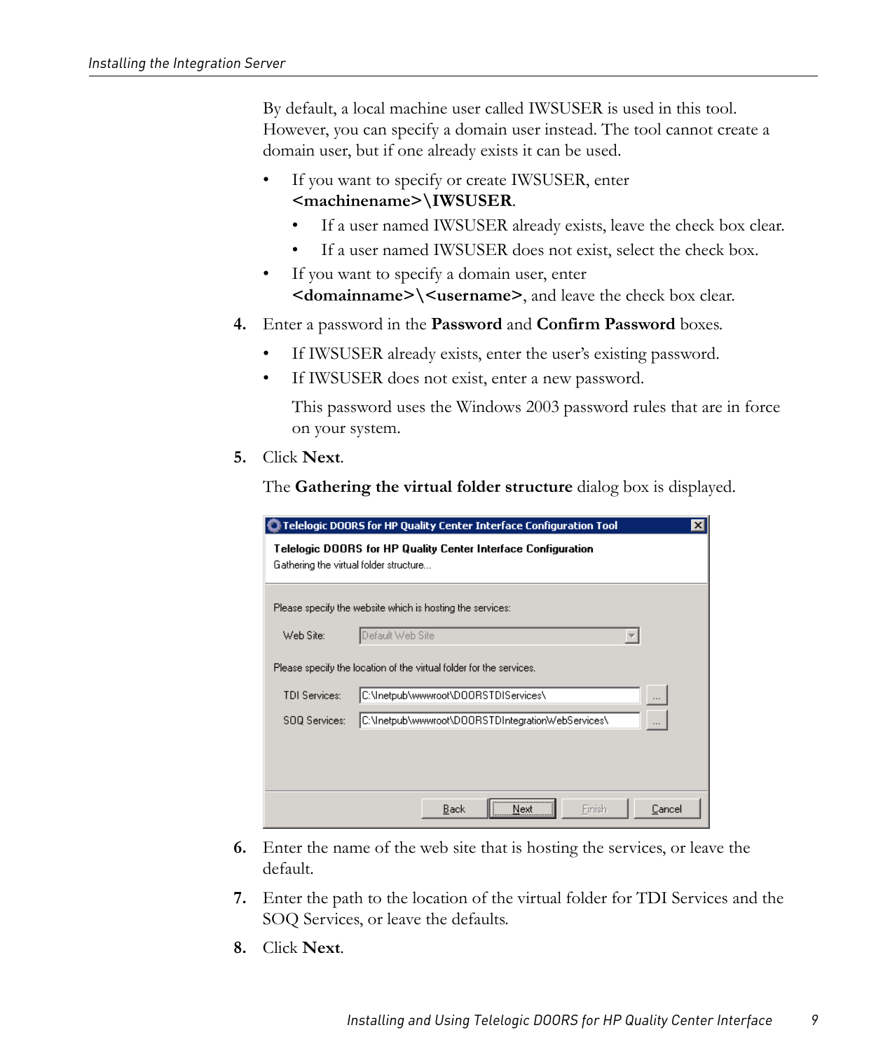By default, a local machine user called IWSUSER is used in this tool. However, you can specify a domain user instead. The tool cannot create a domain user, but if one already exists it can be used.

- If you want to specify or create IWSUSER, enter **<machinename>\IWSUSER**.
  - If a user named IWSUSER already exists, leave the check box clear.
  - If a user named IWSUSER does not exist, select the check box.
- If you want to specify a domain user, enter **<domainname>\<username>**, and leave the check box clear.

4. Enter a password in the **Password** and **Confirm Password** boxes.
   - If IWSUSER already exists, enter the user's existing password.
   - If IWSUSER does not exist, enter a new password.

     This password uses the Windows 2003 password rules that are in force on your system.

5. Click **Next**.

   The **Gathering the virtual folder structure** dialog box is displayed.

   Telelogic DOORS for HP Quality Center Interface Configuration Tool

   Telelogic DOORS for HP Quality Center Interface Configuration

   Gathering the virtual folder structure...

   Please specify the website which is hosting the services:

   Web Site: Default Web Site

   Please specify the location of the virtual folder for the services.

   TDI Services: C:\Inetpub\wwwroot\DOORSTDIServices\

   SOQ Services: C:\Inetpub\wwwroot\DOORSTDIntegrationWebServices\

   Back Next Finish Cancel

6. Enter the name of the web site that is hosting the services, or leave the default.

7. Enter the path to the location of the virtual folder for TDI Services and the SOQ Services, or leave the defaults.

8. Click **Next**.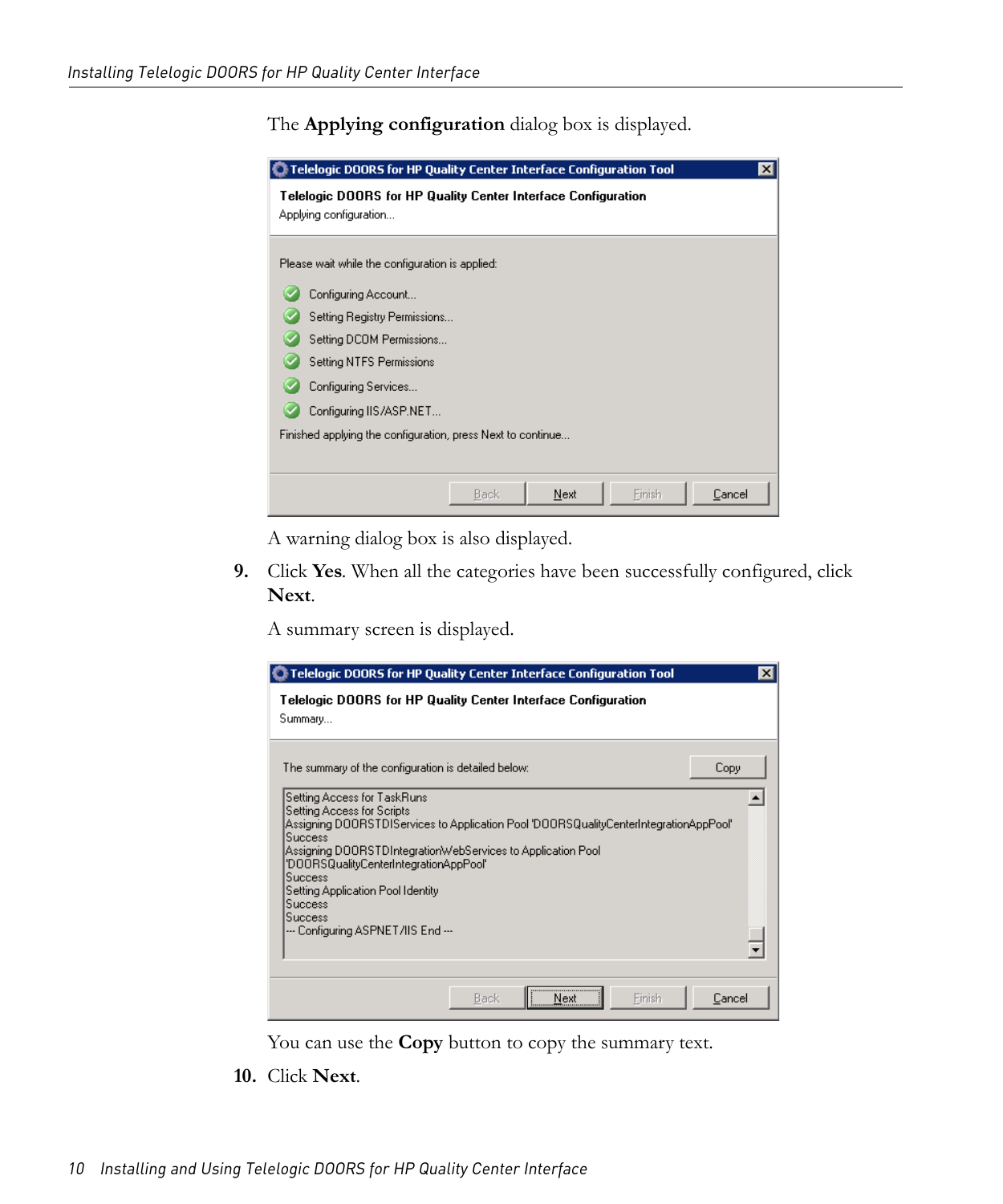The **Applying configuration** dialog box is displayed.

A warning dialog box is also displayed.

9. Click **Yes**. When all the categories have been successfully configured, click **Next**.

   A summary screen is displayed.

   You can use the **Copy** button to copy the summary text.

10. Click **Next**.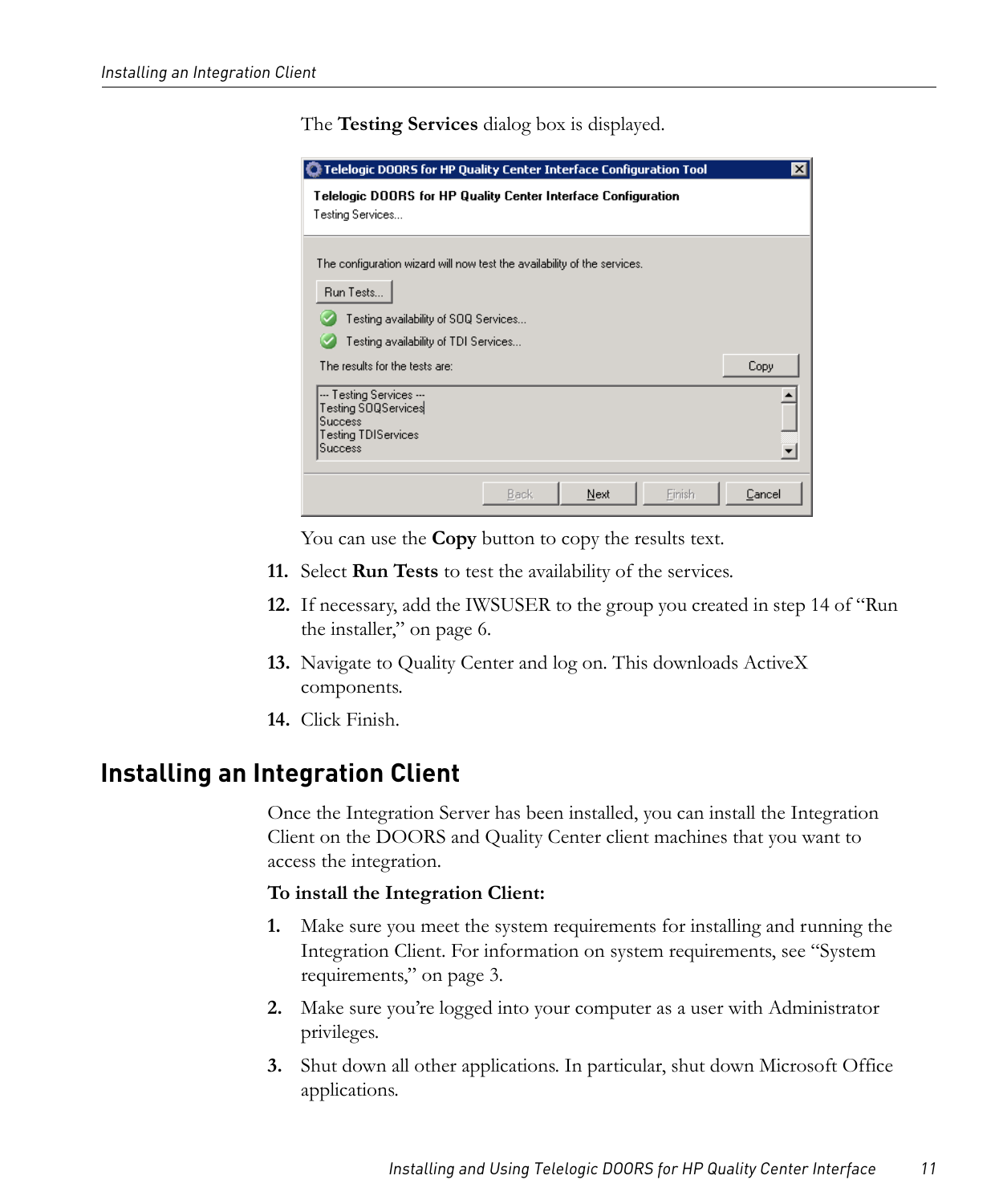The **Testing Services** dialog box is displayed.

You can use the **Copy** button to copy the results text.

11. Select **Run Tests** to test the availability of the services.
12. If necessary, add the IWSUSER to the group you created in step 14 of “Run the installer,” on page 6.
13. Navigate to Quality Center and log on. This downloads ActiveX components.
14. Click Finish.

## Installing an Integration Client

Once the Integration Server has been installed, you can install the Integration Client on the DOORS and Quality Center client machines that you want to access the integration.

**To install the Integration Client:**

1. Make sure you meet the system requirements for installing and running the Integration Client. For information on system requirements, see “System requirements,” on page 3.
2. Make sure you’re logged into your computer as a user with Administrator privileges.
3. Shut down all other applications. In particular, shut down Microsoft Office applications.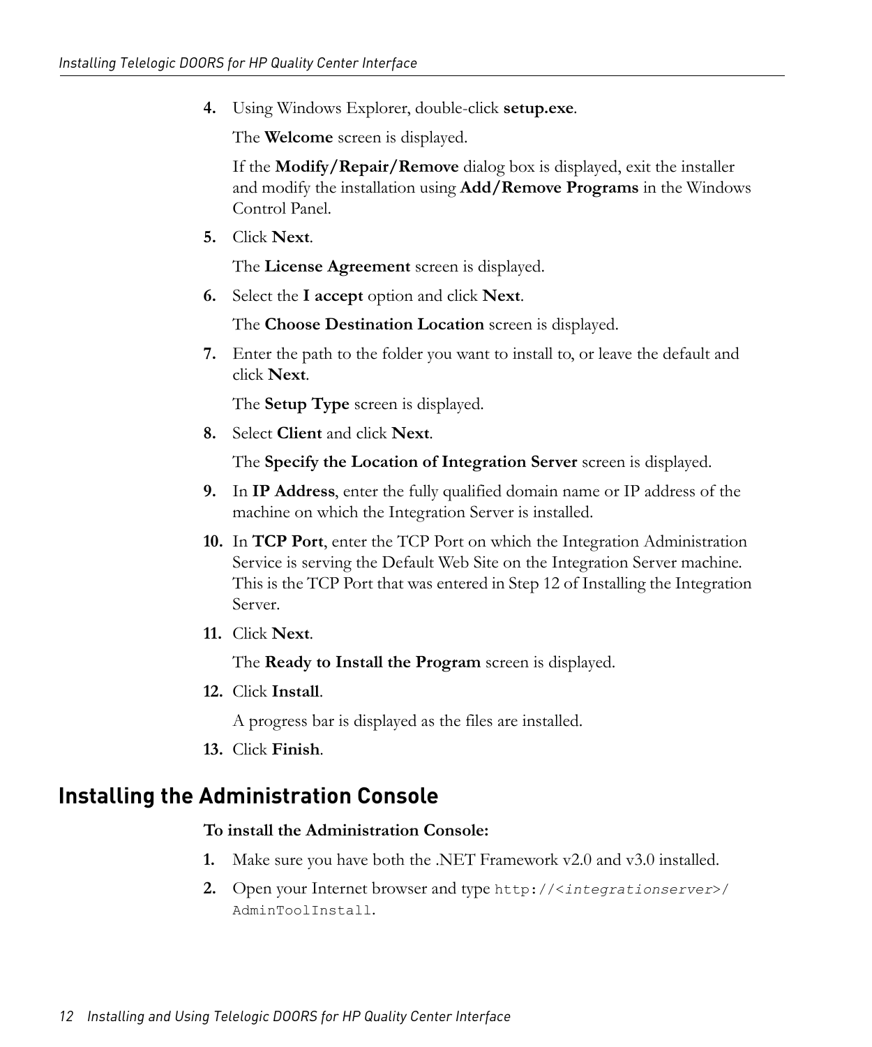4. Using Windows Explorer, double-click **setup.exe**.

   The **Welcome** screen is displayed.

   If the **Modify/Repair/Remove** dialog box is displayed, exit the installer and modify the installation using **Add/Remove Programs** in the Windows Control Panel.

5. Click **Next**.

   The **License Agreement** screen is displayed.

6. Select the **I accept** option and click **Next**.

   The **Choose Destination Location** screen is displayed.

7. Enter the path to the folder you want to install to, or leave the default and click **Next**.

   The **Setup Type** screen is displayed.

8. Select **Client** and click **Next**.

   The **Specify the Location of Integration Server** screen is displayed.

9. In **IP Address**, enter the fully qualified domain name or IP address of the machine on which the Integration Server is installed.

10. In **TCP Port**, enter the TCP Port on which the Integration Administration Service is serving the Default Web Site on the Integration Server machine. This is the TCP Port that was entered in Step 12 of Installing the Integration Server.

11. Click **Next**.

    The **Ready to Install the Program** screen is displayed.

12. Click **Install**.

    A progress bar is displayed as the files are installed.

13. Click **Finish**.

## Installing the Administration Console

**To install the Administration Console:**

1. Make sure you have both the .NET Framework v2.0 and v3.0 installed.
2. Open your Internet browser and type `http://<integrationserver>/AdminToolInstall`.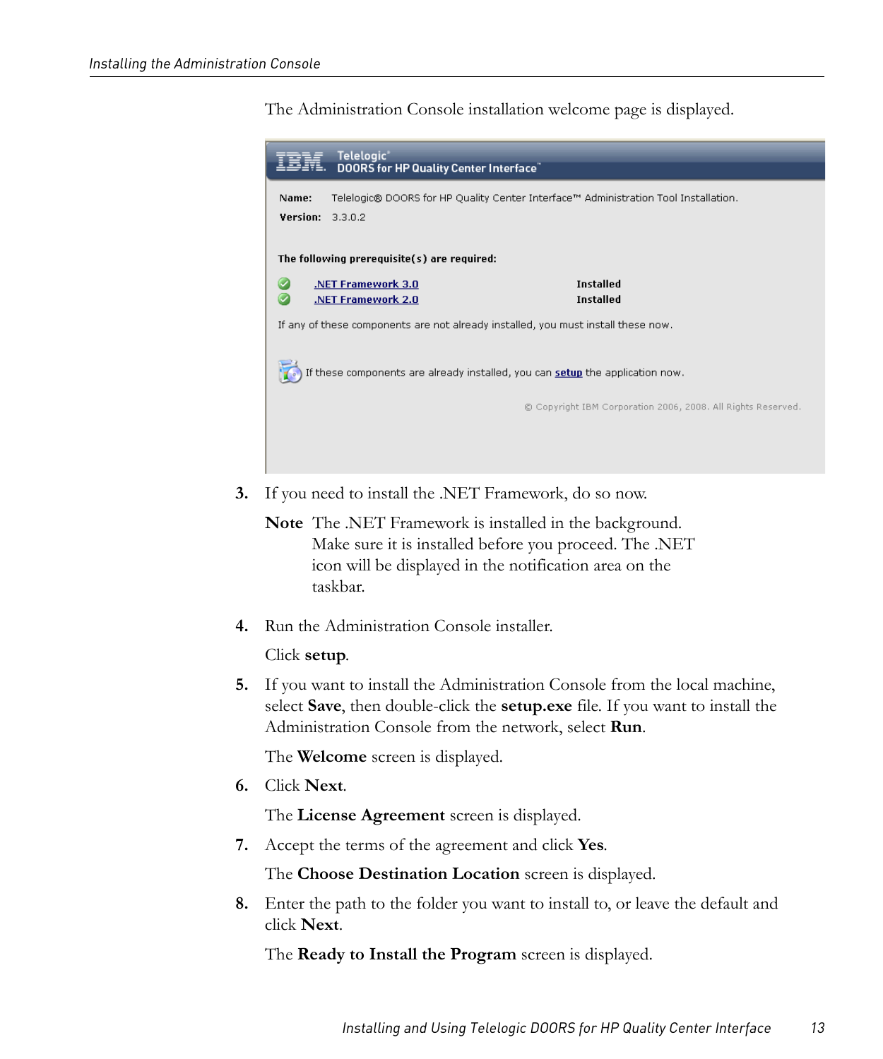The Administration Console installation welcome page is displayed.

3. If you need to install the .NET Framework, do so now.

   **Note** The .NET Framework is installed in the background. Make sure it is installed before you proceed. The .NET icon will be displayed in the notification area on the taskbar.

4. Run the Administration Console installer.

   Click **setup**.

5. If you want to install the Administration Console from the local machine, select **Save**, then double-click the **setup.exe** file. If you want to install the Administration Console from the network, select **Run**.

   The **Welcome** screen is displayed.

6. Click **Next**.

   The **License Agreement** screen is displayed.

7. Accept the terms of the agreement and click **Yes**.

   The **Choose Destination Location** screen is displayed.

8. Enter the path to the folder you want to install to, or leave the default and click **Next**.

   The **Ready to Install the Program** screen is displayed.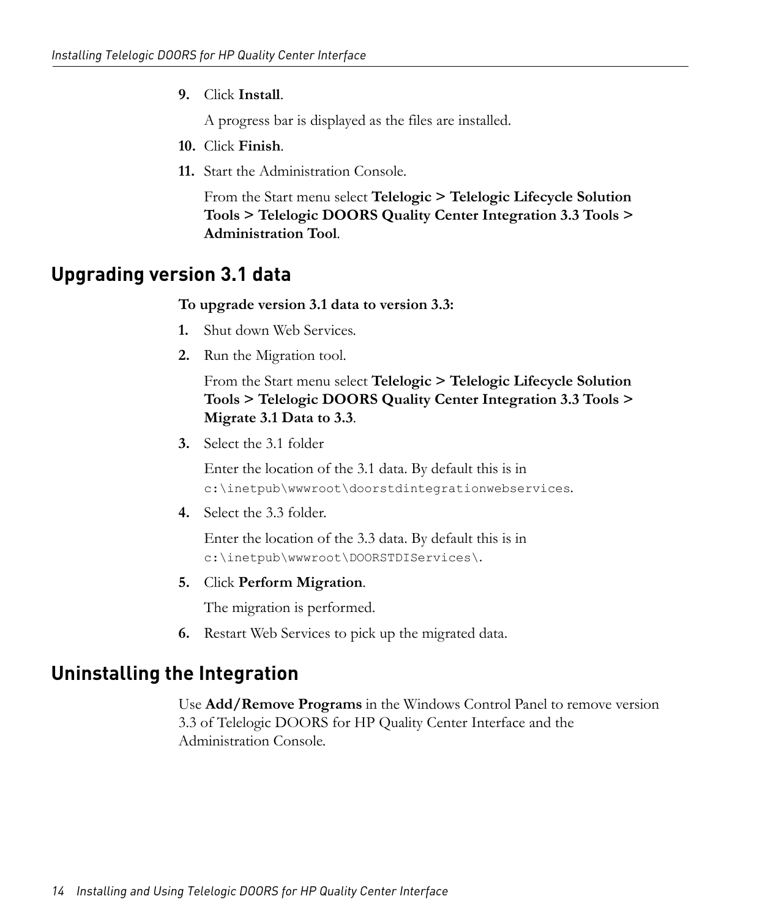9. Click **Install**.

   A progress bar is displayed as the files are installed.

10. Click **Finish**.

11. Start the Administration Console.

    From the Start menu select **Telelogic > Telelogic Lifecycle Solution Tools > Telelogic DOORS Quality Center Integration 3.3 Tools > Administration Tool**.

## Upgrading version 3.1 data

**To upgrade version 3.1 data to version 3.3:**

1. Shut down Web Services.

2. Run the Migration tool.

   From the Start menu select **Telelogic > Telelogic Lifecycle Solution Tools > Telelogic DOORS Quality Center Integration 3.3 Tools > Migrate 3.1 Data to 3.3**.

3. Select the 3.1 folder

   Enter the location of the 3.1 data. By default this is in `c:\inetpub\wwwroot\doorstdintegrationwebservices`.

4. Select the 3.3 folder.

   Enter the location of the 3.3 data. By default this is in `c:\inetpub\wwwroot\DOORSTDIServices\`.

5. Click **Perform Migration**.

   The migration is performed.

6. Restart Web Services to pick up the migrated data.

## Uninstalling the Integration

Use **Add/Remove Programs** in the Windows Control Panel to remove version 3.3 of Telelogic DOORS for HP Quality Center Interface and the Administration Console.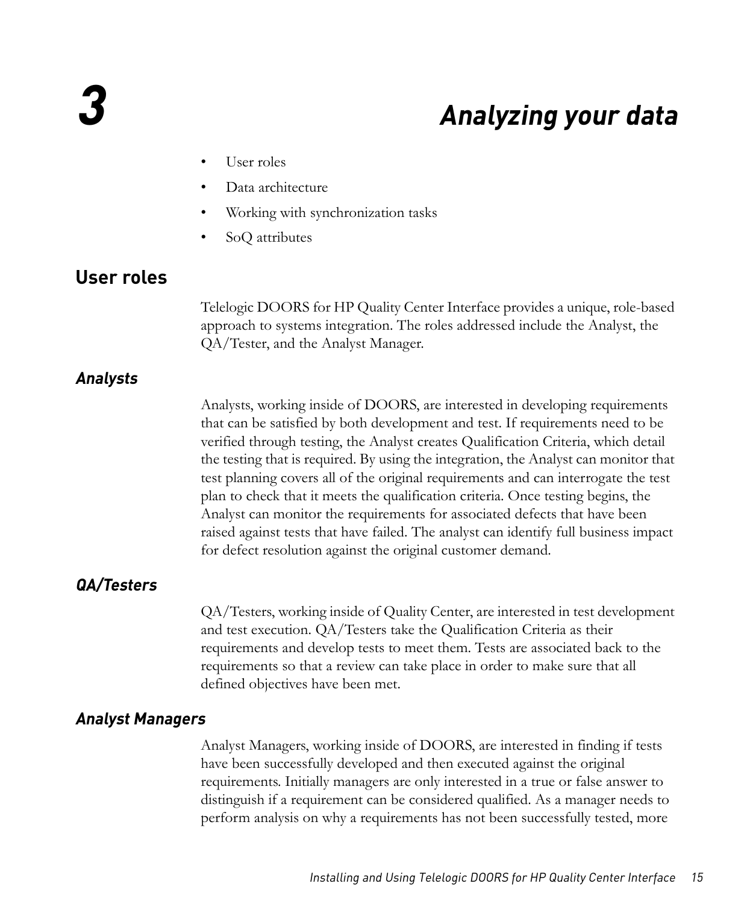# 3 Analyzing your data

- User roles
- Data architecture
- Working with synchronization tasks
- SoQ attributes

## User roles

Telelogic DOORS for HP Quality Center Interface provides a unique, role-based approach to systems integration. The roles addressed include the Analyst, the QA/Tester, and the Analyst Manager.

### *Analysts*

Analysts, working inside of DOORS, are interested in developing requirements that can be satisfied by both development and test. If requirements need to be verified through testing, the Analyst creates Qualification Criteria, which detail the testing that is required. By using the integration, the Analyst can monitor that test planning covers all of the original requirements and can interrogate the test plan to check that it meets the qualification criteria. Once testing begins, the Analyst can monitor the requirements for associated defects that have been raised against tests that have failed. The analyst can identify full business impact for defect resolution against the original customer demand.

### *QA/Testers*

QA/Testers, working inside of Quality Center, are interested in test development and test execution. QA/Testers take the Qualification Criteria as their requirements and develop tests to meet them. Tests are associated back to the requirements so that a review can take place in order to make sure that all defined objectives have been met.

### *Analyst Managers*

Analyst Managers, working inside of DOORS, are interested in finding if tests have been successfully developed and then executed against the original requirements. Initially managers are only interested in a true or false answer to distinguish if a requirement can be considered qualified. As a manager needs to perform analysis on why a requirements has not been successfully tested, more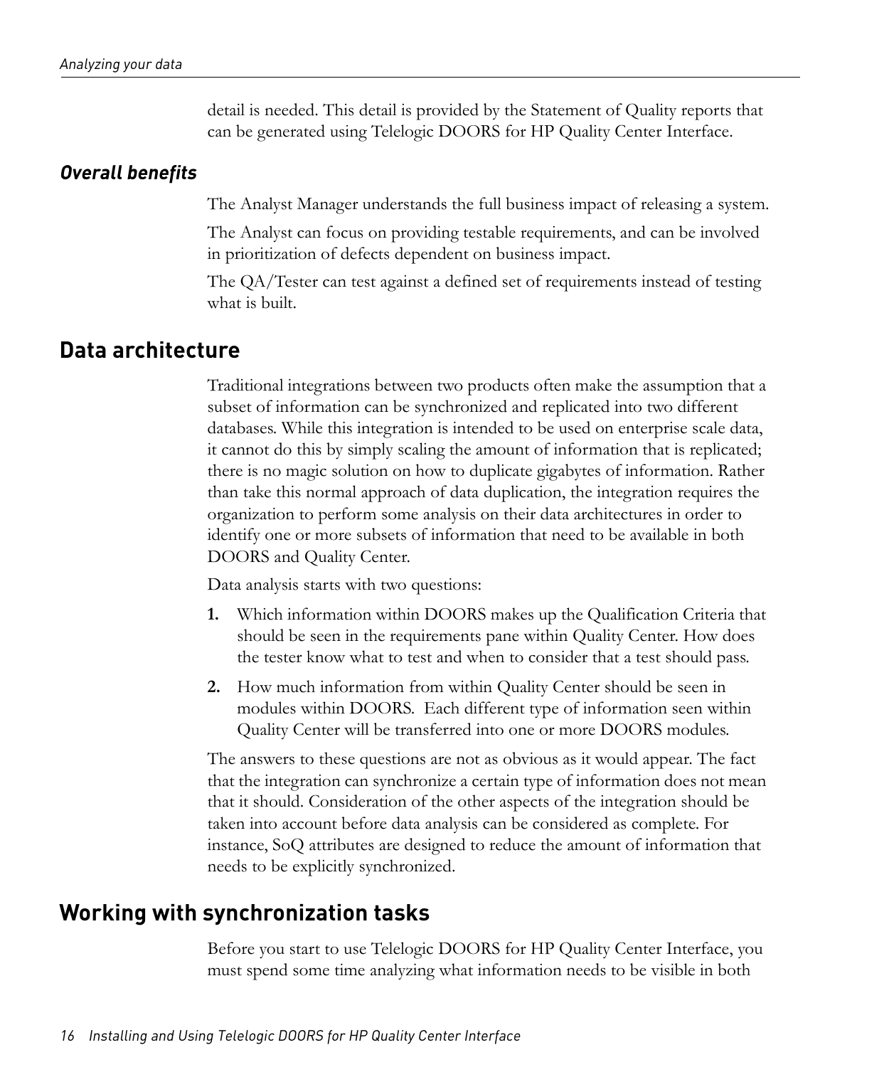detail is needed. This detail is provided by the Statement of Quality reports that can be generated using Telelogic DOORS for HP Quality Center Interface.

### Overall benefits

The Analyst Manager understands the full business impact of releasing a system.

The Analyst can focus on providing testable requirements, and can be involved in prioritization of defects dependent on business impact.

The QA/Tester can test against a defined set of requirements instead of testing what is built.

## Data architecture

Traditional integrations between two products often make the assumption that a subset of information can be synchronized and replicated into two different databases. While this integration is intended to be used on enterprise scale data, it cannot do this by simply scaling the amount of information that is replicated; there is no magic solution on how to duplicate gigabytes of information. Rather than take this normal approach of data duplication, the integration requires the organization to perform some analysis on their data architectures in order to identify one or more subsets of information that need to be available in both DOORS and Quality Center.

Data analysis starts with two questions:

1. Which information within DOORS makes up the Qualification Criteria that should be seen in the requirements pane within Quality Center. How does the tester know what to test and when to consider that a test should pass.
2. How much information from within Quality Center should be seen in modules within DOORS.  Each different type of information seen within Quality Center will be transferred into one or more DOORS modules.

The answers to these questions are not as obvious as it would appear. The fact that the integration can synchronize a certain type of information does not mean that it should. Consideration of the other aspects of the integration should be taken into account before data analysis can be considered as complete. For instance, SoQ attributes are designed to reduce the amount of information that needs to be explicitly synchronized.

## Working with synchronization tasks

Before you start to use Telelogic DOORS for HP Quality Center Interface, you must spend some time analyzing what information needs to be visible in both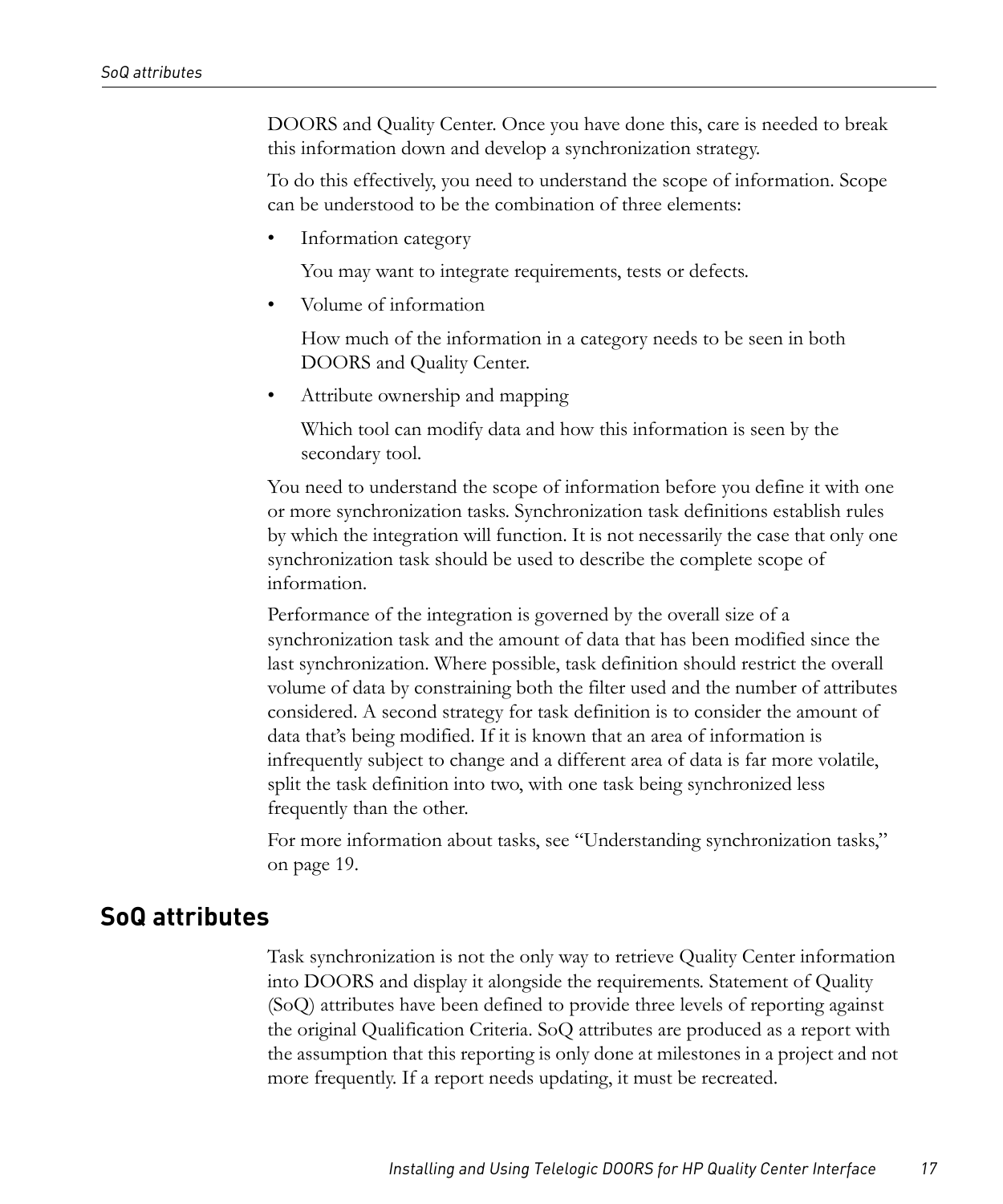DOORS and Quality Center. Once you have done this, care is needed to break this information down and develop a synchronization strategy.

To do this effectively, you need to understand the scope of information. Scope can be understood to be the combination of three elements:

- Information category

  You may want to integrate requirements, tests or defects.

- Volume of information

  How much of the information in a category needs to be seen in both DOORS and Quality Center.

- Attribute ownership and mapping

  Which tool can modify data and how this information is seen by the secondary tool.

You need to understand the scope of information before you define it with one or more synchronization tasks. Synchronization task definitions establish rules by which the integration will function. It is not necessarily the case that only one synchronization task should be used to describe the complete scope of information.

Performance of the integration is governed by the overall size of a synchronization task and the amount of data that has been modified since the last synchronization. Where possible, task definition should restrict the overall volume of data by constraining both the filter used and the number of attributes considered. A second strategy for task definition is to consider the amount of data that's being modified. If it is known that an area of information is infrequently subject to change and a different area of data is far more volatile, split the task definition into two, with one task being synchronized less frequently than the other.

For more information about tasks, see "Understanding synchronization tasks," on page 19.

## SoQ attributes

Task synchronization is not the only way to retrieve Quality Center information into DOORS and display it alongside the requirements. Statement of Quality (SoQ) attributes have been defined to provide three levels of reporting against the original Qualification Criteria. SoQ attributes are produced as a report with the assumption that this reporting is only done at milestones in a project and not more frequently. If a report needs updating, it must be recreated.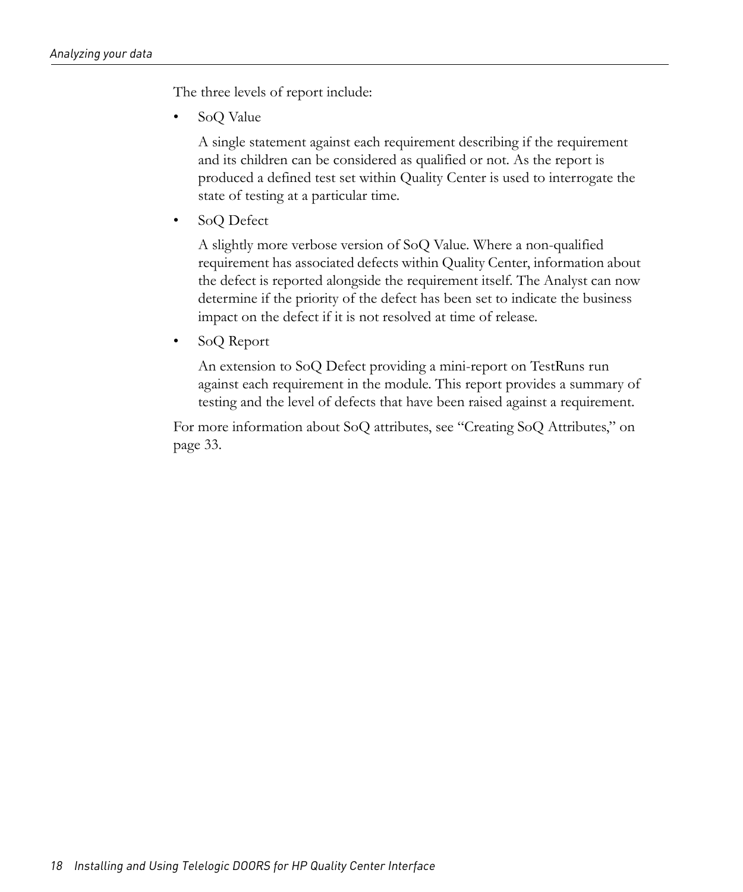The three levels of report include:

- SoQ Value

  A single statement against each requirement describing if the requirement and its children can be considered as qualified or not. As the report is produced a defined test set within Quality Center is used to interrogate the state of testing at a particular time.

- SoQ Defect

  A slightly more verbose version of SoQ Value. Where a non-qualified requirement has associated defects within Quality Center, information about the defect is reported alongside the requirement itself. The Analyst can now determine if the priority of the defect has been set to indicate the business impact on the defect if it is not resolved at time of release.

- SoQ Report

  An extension to SoQ Defect providing a mini-report on TestRuns run against each requirement in the module. This report provides a summary of testing and the level of defects that have been raised against a requirement.

For more information about SoQ attributes, see "Creating SoQ Attributes," on page 33.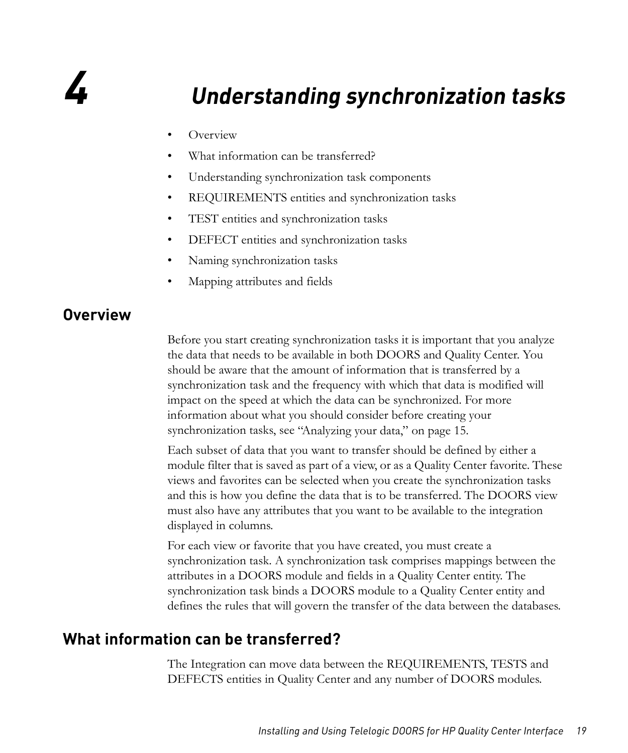# 4 Understanding synchronization tasks

- Overview
- What information can be transferred?
- Understanding synchronization task components
- REQUIREMENTS entities and synchronization tasks
- TEST entities and synchronization tasks
- DEFECT entities and synchronization tasks
- Naming synchronization tasks
- Mapping attributes and fields

## Overview

Before you start creating synchronization tasks it is important that you analyze the data that needs to be available in both DOORS and Quality Center. You should be aware that the amount of information that is transferred by a synchronization task and the frequency with which that data is modified will impact on the speed at which the data can be synchronized. For more information about what you should consider before creating your synchronization tasks, see "Analyzing your data," on page 15.

Each subset of data that you want to transfer should be defined by either a module filter that is saved as part of a view, or as a Quality Center favorite. These views and favorites can be selected when you create the synchronization tasks and this is how you define the data that is to be transferred. The DOORS view must also have any attributes that you want to be available to the integration displayed in columns.

For each view or favorite that you have created, you must create a synchronization task. A synchronization task comprises mappings between the attributes in a DOORS module and fields in a Quality Center entity. The synchronization task binds a DOORS module to a Quality Center entity and defines the rules that will govern the transfer of the data between the databases.

## What information can be transferred?

The Integration can move data between the REQUIREMENTS, TESTS and DEFECTS entities in Quality Center and any number of DOORS modules.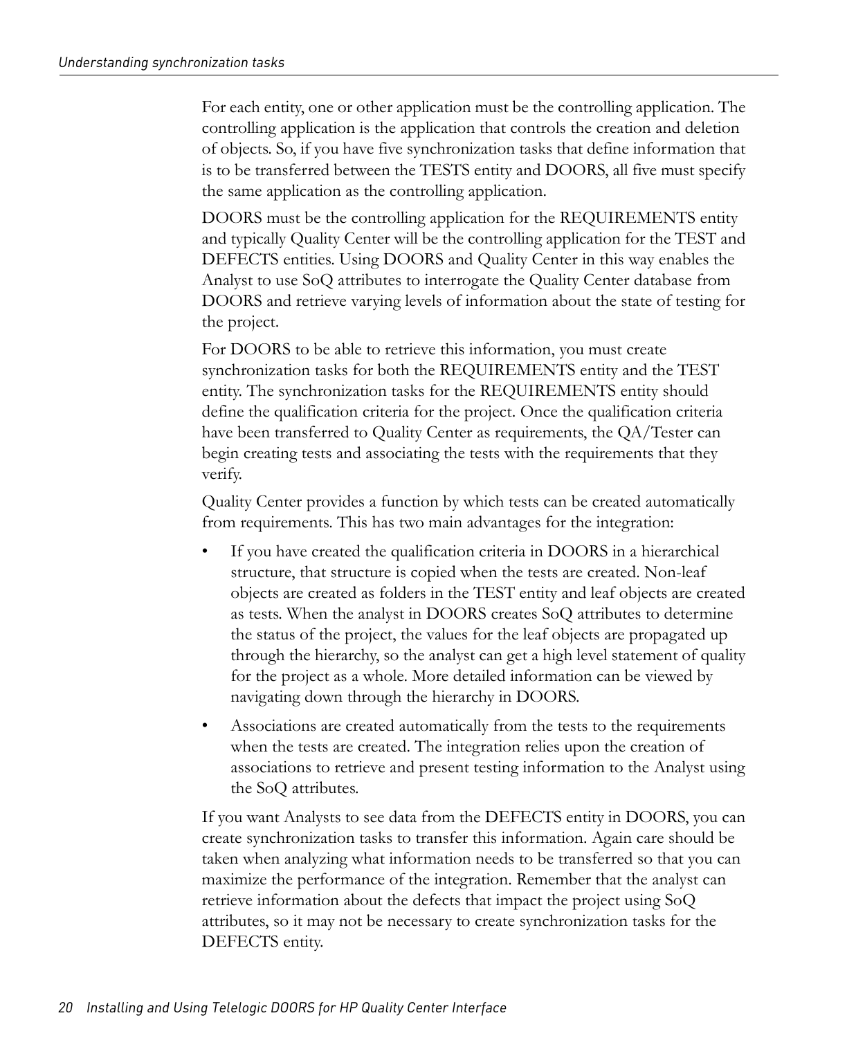For each entity, one or other application must be the controlling application. The controlling application is the application that controls the creation and deletion of objects. So, if you have five synchronization tasks that define information that is to be transferred between the TESTS entity and DOORS, all five must specify the same application as the controlling application.

DOORS must be the controlling application for the REQUIREMENTS entity and typically Quality Center will be the controlling application for the TEST and DEFECTS entities. Using DOORS and Quality Center in this way enables the Analyst to use SoQ attributes to interrogate the Quality Center database from DOORS and retrieve varying levels of information about the state of testing for the project.

For DOORS to be able to retrieve this information, you must create synchronization tasks for both the REQUIREMENTS entity and the TEST entity. The synchronization tasks for the REQUIREMENTS entity should define the qualification criteria for the project. Once the qualification criteria have been transferred to Quality Center as requirements, the QA/Tester can begin creating tests and associating the tests with the requirements that they verify.

Quality Center provides a function by which tests can be created automatically from requirements. This has two main advantages for the integration:

- If you have created the qualification criteria in DOORS in a hierarchical structure, that structure is copied when the tests are created. Non-leaf objects are created as folders in the TEST entity and leaf objects are created as tests. When the analyst in DOORS creates SoQ attributes to determine the status of the project, the values for the leaf objects are propagated up through the hierarchy, so the analyst can get a high level statement of quality for the project as a whole. More detailed information can be viewed by navigating down through the hierarchy in DOORS.
- Associations are created automatically from the tests to the requirements when the tests are created. The integration relies upon the creation of associations to retrieve and present testing information to the Analyst using the SoQ attributes.

If you want Analysts to see data from the DEFECTS entity in DOORS, you can create synchronization tasks to transfer this information. Again care should be taken when analyzing what information needs to be transferred so that you can maximize the performance of the integration. Remember that the analyst can retrieve information about the defects that impact the project using SoQ attributes, so it may not be necessary to create synchronization tasks for the DEFECTS entity.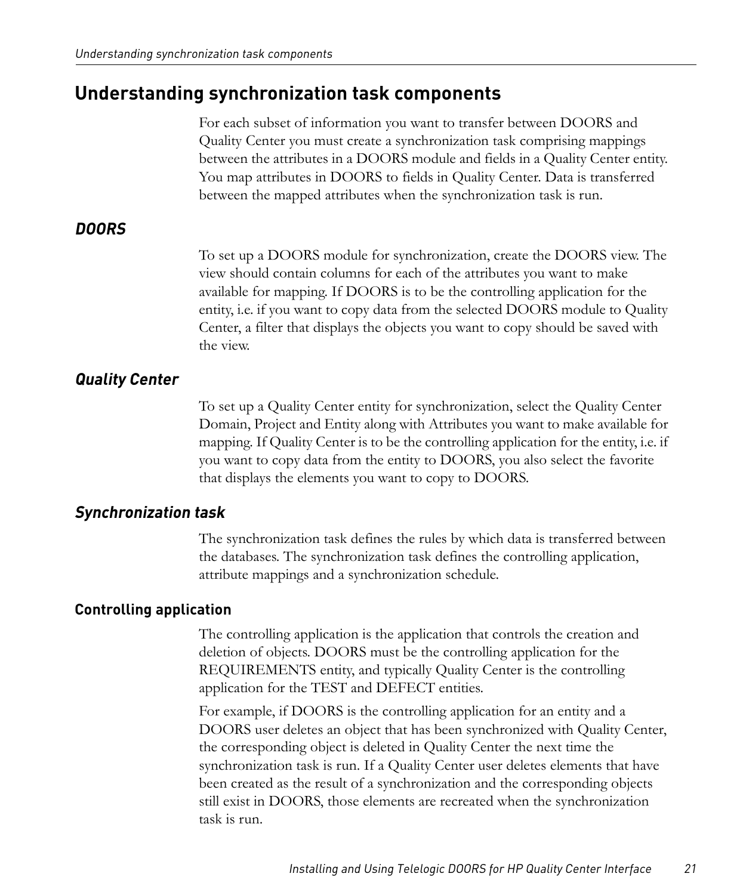# Understanding synchronization task components

For each subset of information you want to transfer between DOORS and Quality Center you must create a synchronization task comprising mappings between the attributes in a DOORS module and fields in a Quality Center entity. You map attributes in DOORS to fields in Quality Center. Data is transferred between the mapped attributes when the synchronization task is run.

## *DOORS*

To set up a DOORS module for synchronization, create the DOORS view. The view should contain columns for each of the attributes you want to make available for mapping. If DOORS is to be the controlling application for the entity, i.e. if you want to copy data from the selected DOORS module to Quality Center, a filter that displays the objects you want to copy should be saved with the view.

## *Quality Center*

To set up a Quality Center entity for synchronization, select the Quality Center Domain, Project and Entity along with Attributes you want to make available for mapping. If Quality Center is to be the controlling application for the entity, i.e. if you want to copy data from the entity to DOORS, you also select the favorite that displays the elements you want to copy to DOORS.

## *Synchronization task*

The synchronization task defines the rules by which data is transferred between the databases. The synchronization task defines the controlling application, attribute mappings and a synchronization schedule.

### Controlling application

The controlling application is the application that controls the creation and deletion of objects. DOORS must be the controlling application for the REQUIREMENTS entity, and typically Quality Center is the controlling application for the TEST and DEFECT entities.

For example, if DOORS is the controlling application for an entity and a DOORS user deletes an object that has been synchronized with Quality Center, the corresponding object is deleted in Quality Center the next time the synchronization task is run. If a Quality Center user deletes elements that have been created as the result of a synchronization and the corresponding objects still exist in DOORS, those elements are recreated when the synchronization task is run.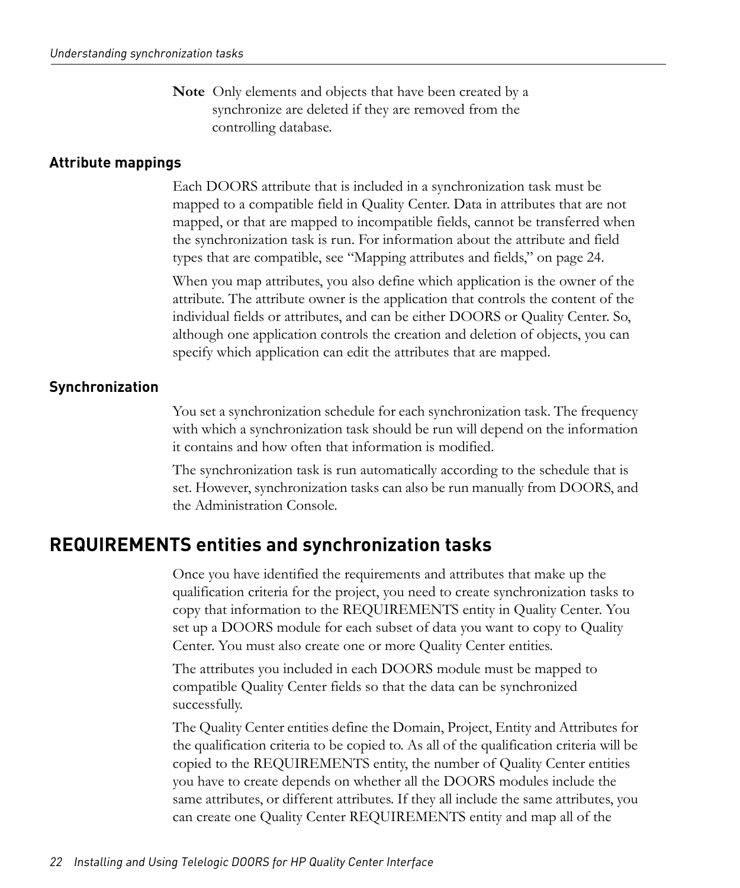**Note** Only elements and objects that have been created by a synchronize are deleted if they are removed from the controlling database.

### Attribute mappings

Each DOORS attribute that is included in a synchronization task must be mapped to a compatible field in Quality Center. Data in attributes that are not mapped, or that are mapped to incompatible fields, cannot be transferred when the synchronization task is run. For information about the attribute and field types that are compatible, see "Mapping attributes and fields," on page 24.

When you map attributes, you also define which application is the owner of the attribute. The attribute owner is the application that controls the content of the individual fields or attributes, and can be either DOORS or Quality Center. So, although one application controls the creation and deletion of objects, you can specify which application can edit the attributes that are mapped.

### Synchronization

You set a synchronization schedule for each synchronization task. The frequency with which a synchronization task should be run will depend on the information it contains and how often that information is modified.

The synchronization task is run automatically according to the schedule that is set. However, synchronization tasks can also be run manually from DOORS, and the Administration Console.

## REQUIREMENTS entities and synchronization tasks

Once you have identified the requirements and attributes that make up the qualification criteria for the project, you need to create synchronization tasks to copy that information to the REQUIREMENTS entity in Quality Center. You set up a DOORS module for each subset of data you want to copy to Quality Center. You must also create one or more Quality Center entities.

The attributes you included in each DOORS module must be mapped to compatible Quality Center fields so that the data can be synchronized successfully.

The Quality Center entities define the Domain, Project, Entity and Attributes for the qualification criteria to be copied to. As all of the qualification criteria will be copied to the REQUIREMENTS entity, the number of Quality Center entities you have to create depends on whether all the DOORS modules include the same attributes, or different attributes. If they all include the same attributes, you can create one Quality Center REQUIREMENTS entity and map all of the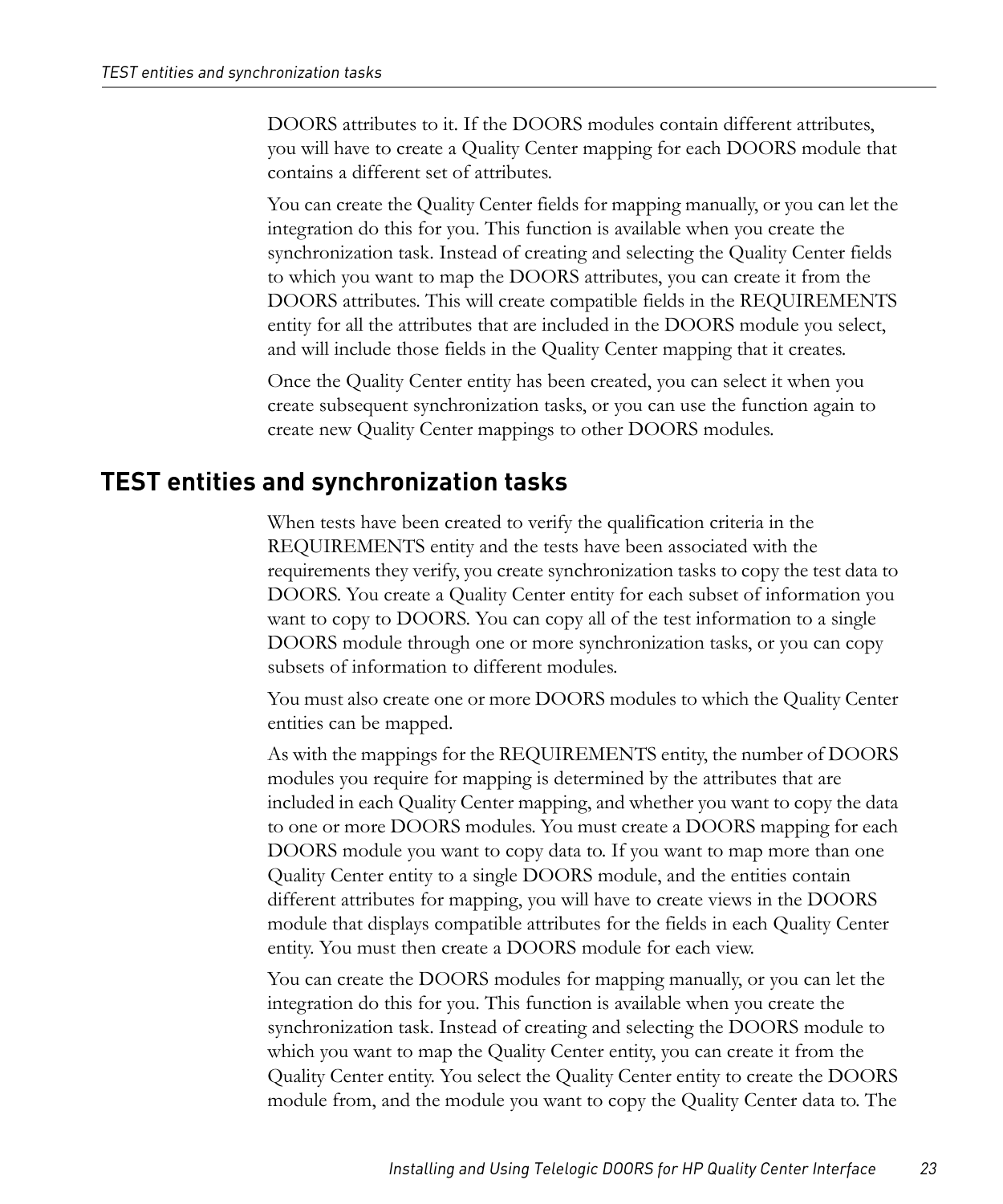DOORS attributes to it. If the DOORS modules contain different attributes, you will have to create a Quality Center mapping for each DOORS module that contains a different set of attributes.

You can create the Quality Center fields for mapping manually, or you can let the integration do this for you. This function is available when you create the synchronization task. Instead of creating and selecting the Quality Center fields to which you want to map the DOORS attributes, you can create it from the DOORS attributes. This will create compatible fields in the REQUIREMENTS entity for all the attributes that are included in the DOORS module you select, and will include those fields in the Quality Center mapping that it creates.

Once the Quality Center entity has been created, you can select it when you create subsequent synchronization tasks, or you can use the function again to create new Quality Center mappings to other DOORS modules.

## TEST entities and synchronization tasks

When tests have been created to verify the qualification criteria in the REQUIREMENTS entity and the tests have been associated with the requirements they verify, you create synchronization tasks to copy the test data to DOORS. You create a Quality Center entity for each subset of information you want to copy to DOORS. You can copy all of the test information to a single DOORS module through one or more synchronization tasks, or you can copy subsets of information to different modules.

You must also create one or more DOORS modules to which the Quality Center entities can be mapped.

As with the mappings for the REQUIREMENTS entity, the number of DOORS modules you require for mapping is determined by the attributes that are included in each Quality Center mapping, and whether you want to copy the data to one or more DOORS modules. You must create a DOORS mapping for each DOORS module you want to copy data to. If you want to map more than one Quality Center entity to a single DOORS module, and the entities contain different attributes for mapping, you will have to create views in the DOORS module that displays compatible attributes for the fields in each Quality Center entity. You must then create a DOORS module for each view.

You can create the DOORS modules for mapping manually, or you can let the integration do this for you. This function is available when you create the synchronization task. Instead of creating and selecting the DOORS module to which you want to map the Quality Center entity, you can create it from the Quality Center entity. You select the Quality Center entity to create the DOORS module from, and the module you want to copy the Quality Center data to. The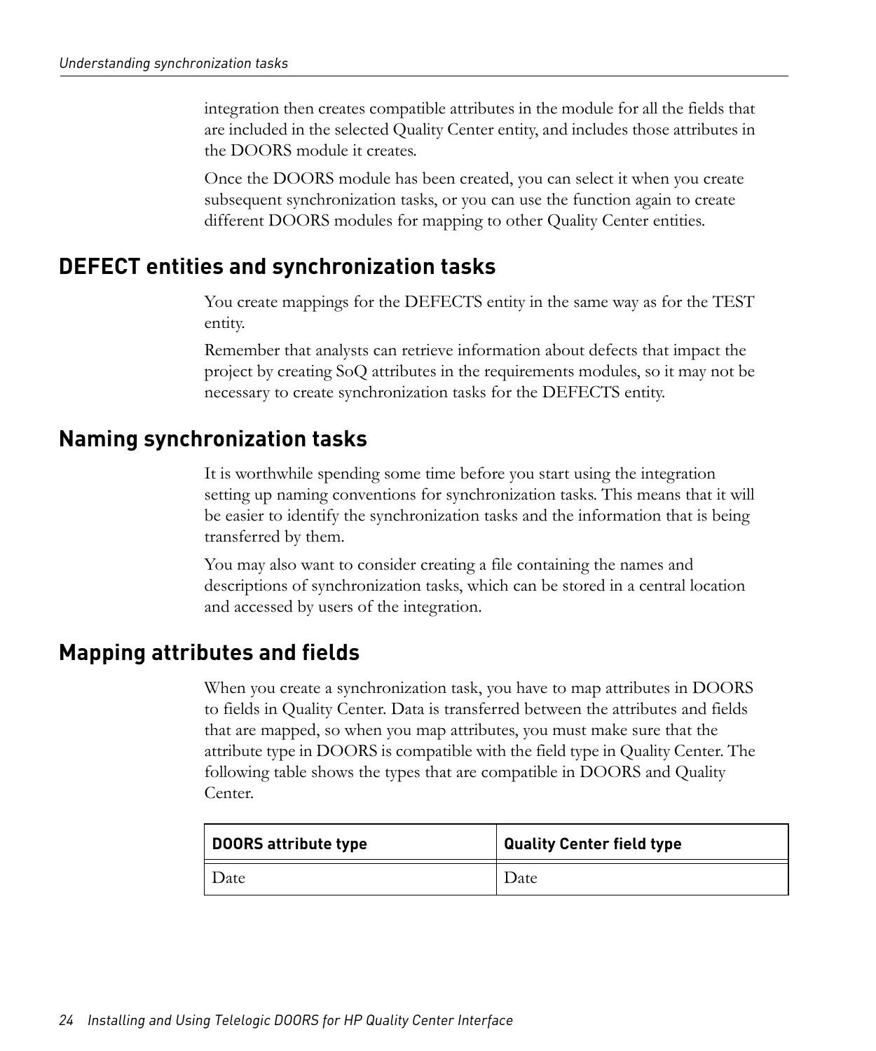integration then creates compatible attributes in the module for all the fields that are included in the selected Quality Center entity, and includes those attributes in the DOORS module it creates.

Once the DOORS module has been created, you can select it when you create subsequent synchronization tasks, or you can use the function again to create different DOORS modules for mapping to other Quality Center entities.

## DEFECT entities and synchronization tasks

You create mappings for the DEFECTS entity in the same way as for the TEST entity.

Remember that analysts can retrieve information about defects that impact the project by creating SoQ attributes in the requirements modules, so it may not be necessary to create synchronization tasks for the DEFECTS entity.

## Naming synchronization tasks

It is worthwhile spending some time before you start using the integration setting up naming conventions for synchronization tasks. This means that it will be easier to identify the synchronization tasks and the information that is being transferred by them.

You may also want to consider creating a file containing the names and descriptions of synchronization tasks, which can be stored in a central location and accessed by users of the integration.

## Mapping attributes and fields

When you create a synchronization task, you have to map attributes in DOORS to fields in Quality Center. Data is transferred between the attributes and fields that are mapped, so when you map attributes, you must make sure that the attribute type in DOORS is compatible with the field type in Quality Center. The following table shows the types that are compatible in DOORS and Quality Center.

| DOORS attribute type | Quality Center field type |
| --- | --- |
| Date | Date |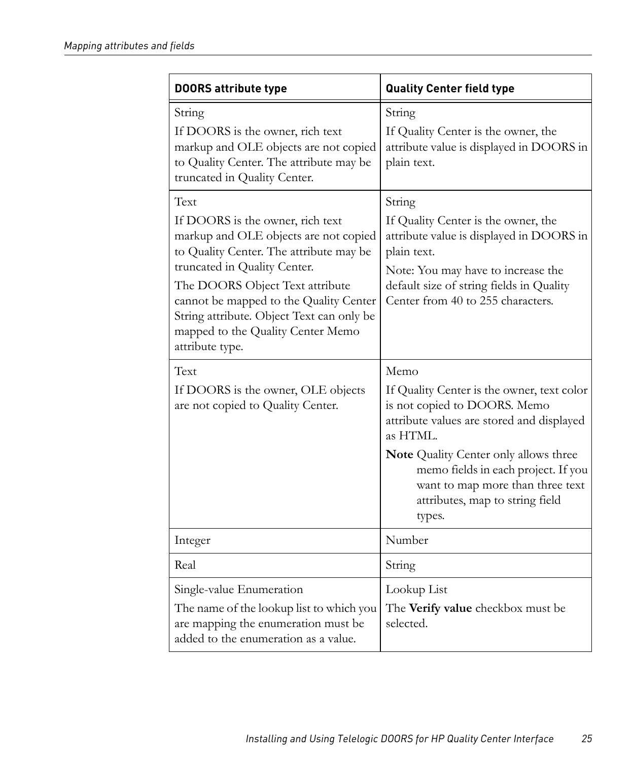| DOORS attribute type | Quality Center field type |
|---|---|
| String<br><br>If DOORS is the owner, rich text markup and OLE objects are not copied to Quality Center. The attribute may be truncated in Quality Center. | String<br><br>If Quality Center is the owner, the attribute value is displayed in DOORS in plain text. |
| Text<br><br>If DOORS is the owner, rich text markup and OLE objects are not copied to Quality Center. The attribute may be truncated in Quality Center.<br><br>The DOORS Object Text attribute cannot be mapped to the Quality Center String attribute. Object Text can only be mapped to the Quality Center Memo attribute type. | String<br><br>If Quality Center is the owner, the attribute value is displayed in DOORS in plain text.<br><br>Note: You may have to increase the default size of string fields in Quality Center from 40 to 255 characters. |
| Text<br><br>If DOORS is the owner, OLE objects are not copied to Quality Center. | Memo<br><br>If Quality Center is the owner, text color is not copied to DOORS. Memo attribute values are stored and displayed as HTML.<br><br>**Note** Quality Center only allows three memo fields in each project. If you want to map more than three text attributes, map to string field types. |
| Integer | Number |
| Real | String |
| Single-value Enumeration<br><br>The name of the lookup list to which you are mapping the enumeration must be added to the enumeration as a value. | Lookup List<br><br>The **Verify value** checkbox must be selected. |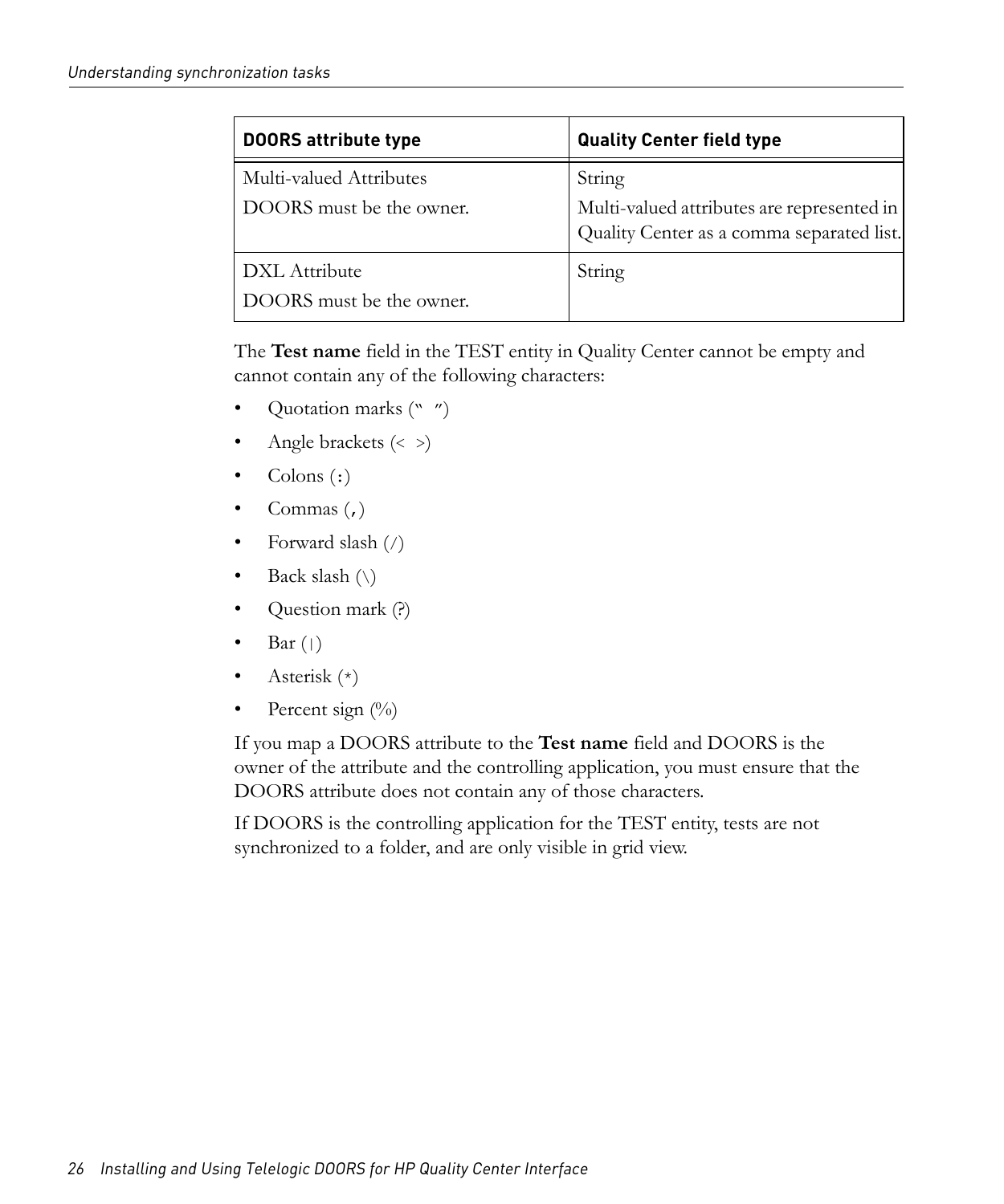| DOORS attribute type | Quality Center field type |
|---|---|
| Multi-valued Attributes<br>DOORS must be the owner. | String<br>Multi-valued attributes are represented in Quality Center as a comma separated list. |
| DXL Attribute<br>DOORS must be the owner. | String |

The **Test name** field in the TEST entity in Quality Center cannot be empty and cannot contain any of the following characters:

- Quotation marks (" ")
- Angle brackets (< >)
- Colons (:)
- Commas (,)
- Forward slash (/)
- Back slash (\)
- Question mark (?)
- Bar (|)
- Asterisk (*)
- Percent sign (%)

If you map a DOORS attribute to the **Test name** field and DOORS is the owner of the attribute and the controlling application, you must ensure that the DOORS attribute does not contain any of those characters.

If DOORS is the controlling application for the TEST entity, tests are not synchronized to a folder, and are only visible in grid view.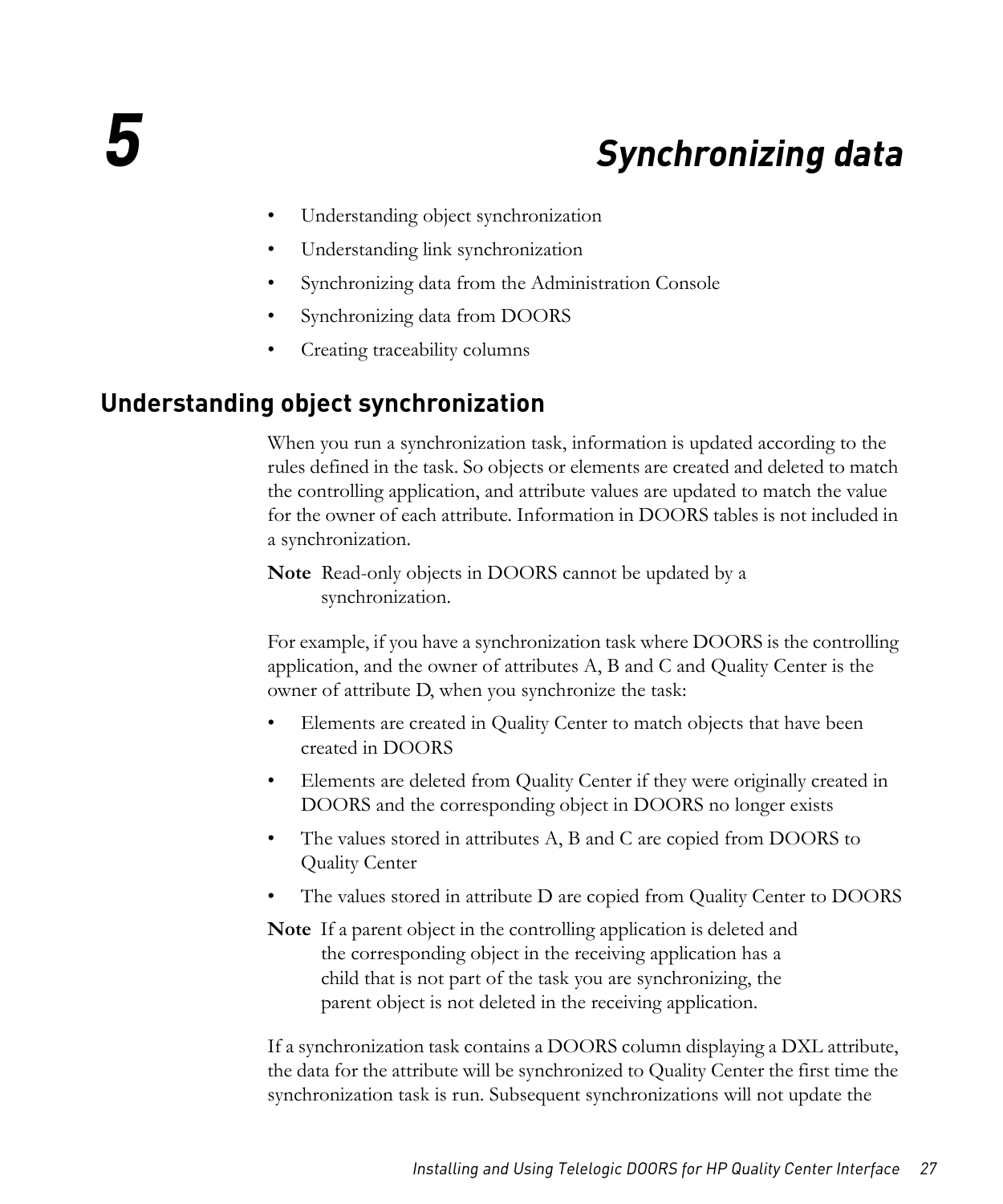# 5 Synchronizing data

- Understanding object synchronization
- Understanding link synchronization
- Synchronizing data from the Administration Console
- Synchronizing data from DOORS
- Creating traceability columns

## Understanding object synchronization

When you run a synchronization task, information is updated according to the rules defined in the task. So objects or elements are created and deleted to match the controlling application, and attribute values are updated to match the value for the owner of each attribute. Information in DOORS tables is not included in a synchronization.

**Note** Read-only objects in DOORS cannot be updated by a synchronization.

For example, if you have a synchronization task where DOORS is the controlling application, and the owner of attributes A, B and C and Quality Center is the owner of attribute D, when you synchronize the task:

- Elements are created in Quality Center to match objects that have been created in DOORS
- Elements are deleted from Quality Center if they were originally created in DOORS and the corresponding object in DOORS no longer exists
- The values stored in attributes A, B and C are copied from DOORS to Quality Center
- The values stored in attribute D are copied from Quality Center to DOORS

**Note** If a parent object in the controlling application is deleted and the corresponding object in the receiving application has a child that is not part of the task you are synchronizing, the parent object is not deleted in the receiving application.

If a synchronization task contains a DOORS column displaying a DXL attribute, the data for the attribute will be synchronized to Quality Center the first time the synchronization task is run. Subsequent synchronizations will not update the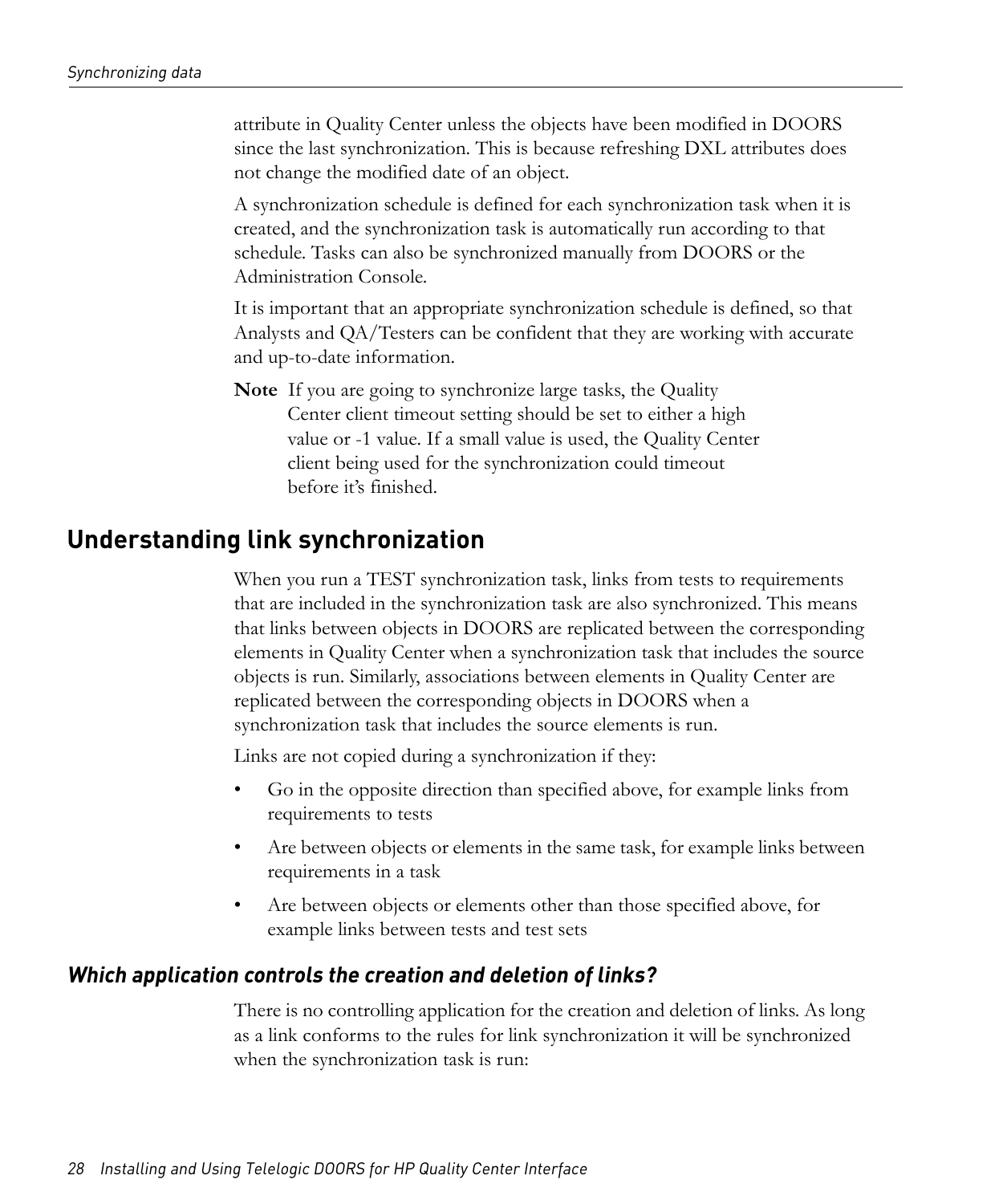attribute in Quality Center unless the objects have been modified in DOORS since the last synchronization. This is because refreshing DXL attributes does not change the modified date of an object.

A synchronization schedule is defined for each synchronization task when it is created, and the synchronization task is automatically run according to that schedule. Tasks can also be synchronized manually from DOORS or the Administration Console.

It is important that an appropriate synchronization schedule is defined, so that Analysts and QA/Testers can be confident that they are working with accurate and up-to-date information.

**Note** If you are going to synchronize large tasks, the Quality Center client timeout setting should be set to either a high value or -1 value. If a small value is used, the Quality Center client being used for the synchronization could timeout before it's finished.

## Understanding link synchronization

When you run a TEST synchronization task, links from tests to requirements that are included in the synchronization task are also synchronized. This means that links between objects in DOORS are replicated between the corresponding elements in Quality Center when a synchronization task that includes the source objects is run. Similarly, associations between elements in Quality Center are replicated between the corresponding objects in DOORS when a synchronization task that includes the source elements is run.

Links are not copied during a synchronization if they:

- Go in the opposite direction than specified above, for example links from requirements to tests
- Are between objects or elements in the same task, for example links between requirements in a task
- Are between objects or elements other than those specified above, for example links between tests and test sets

### *Which application controls the creation and deletion of links?*

There is no controlling application for the creation and deletion of links. As long as a link conforms to the rules for link synchronization it will be synchronized when the synchronization task is run: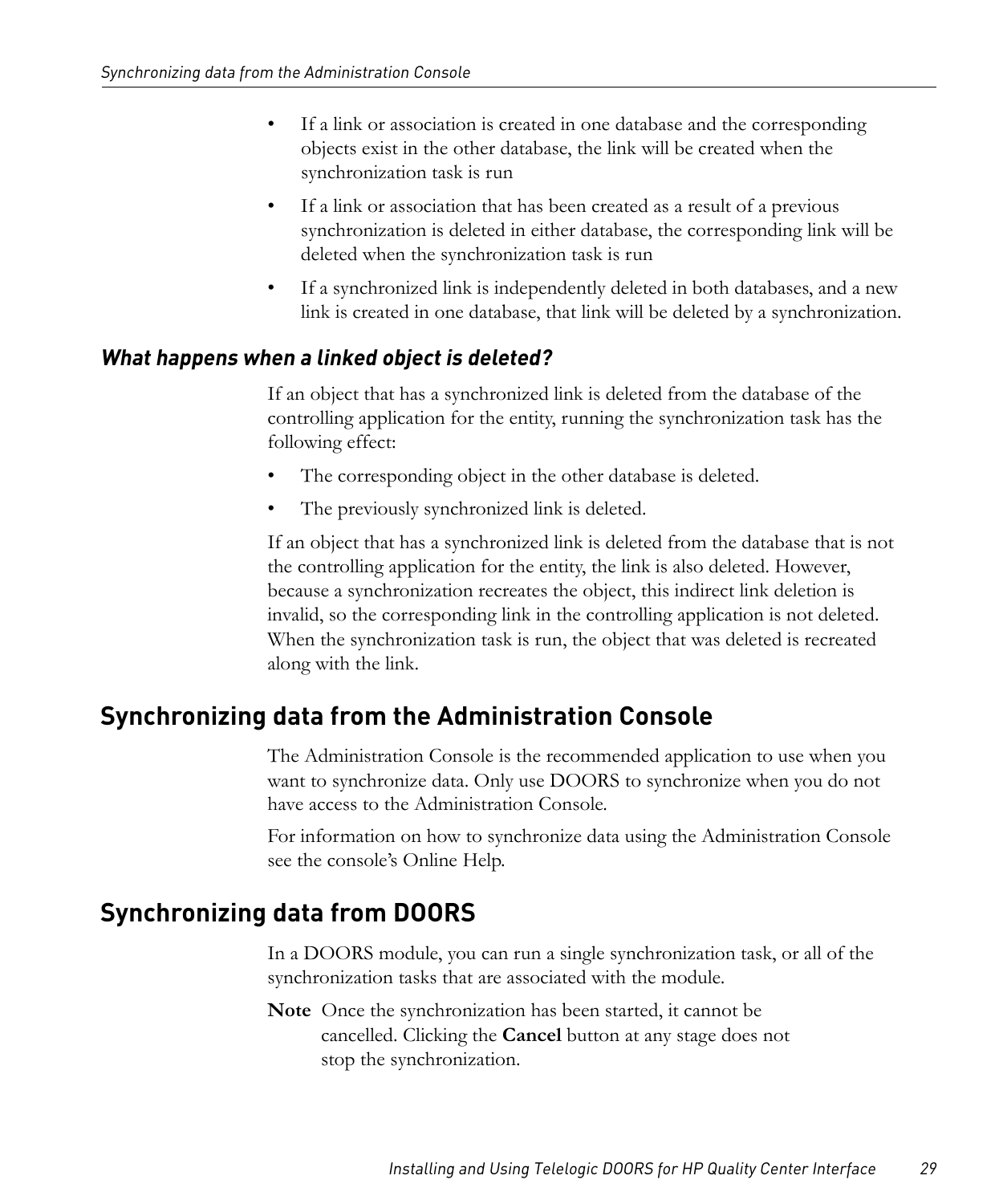- If a link or association is created in one database and the corresponding objects exist in the other database, the link will be created when the synchronization task is run
- If a link or association that has been created as a result of a previous synchronization is deleted in either database, the corresponding link will be deleted when the synchronization task is run
- If a synchronized link is independently deleted in both databases, and a new link is created in one database, that link will be deleted by a synchronization.

### *What happens when a linked object is deleted?*

If an object that has a synchronized link is deleted from the database of the controlling application for the entity, running the synchronization task has the following effect:

- The corresponding object in the other database is deleted.
- The previously synchronized link is deleted.

If an object that has a synchronized link is deleted from the database that is not the controlling application for the entity, the link is also deleted. However, because a synchronization recreates the object, this indirect link deletion is invalid, so the corresponding link in the controlling application is not deleted. When the synchronization task is run, the object that was deleted is recreated along with the link.

## Synchronizing data from the Administration Console

The Administration Console is the recommended application to use when you want to synchronize data. Only use DOORS to synchronize when you do not have access to the Administration Console.

For information on how to synchronize data using the Administration Console see the console's Online Help.

## Synchronizing data from DOORS

In a DOORS module, you can run a single synchronization task, or all of the synchronization tasks that are associated with the module.

**Note** Once the synchronization has been started, it cannot be cancelled. Clicking the **Cancel** button at any stage does not stop the synchronization.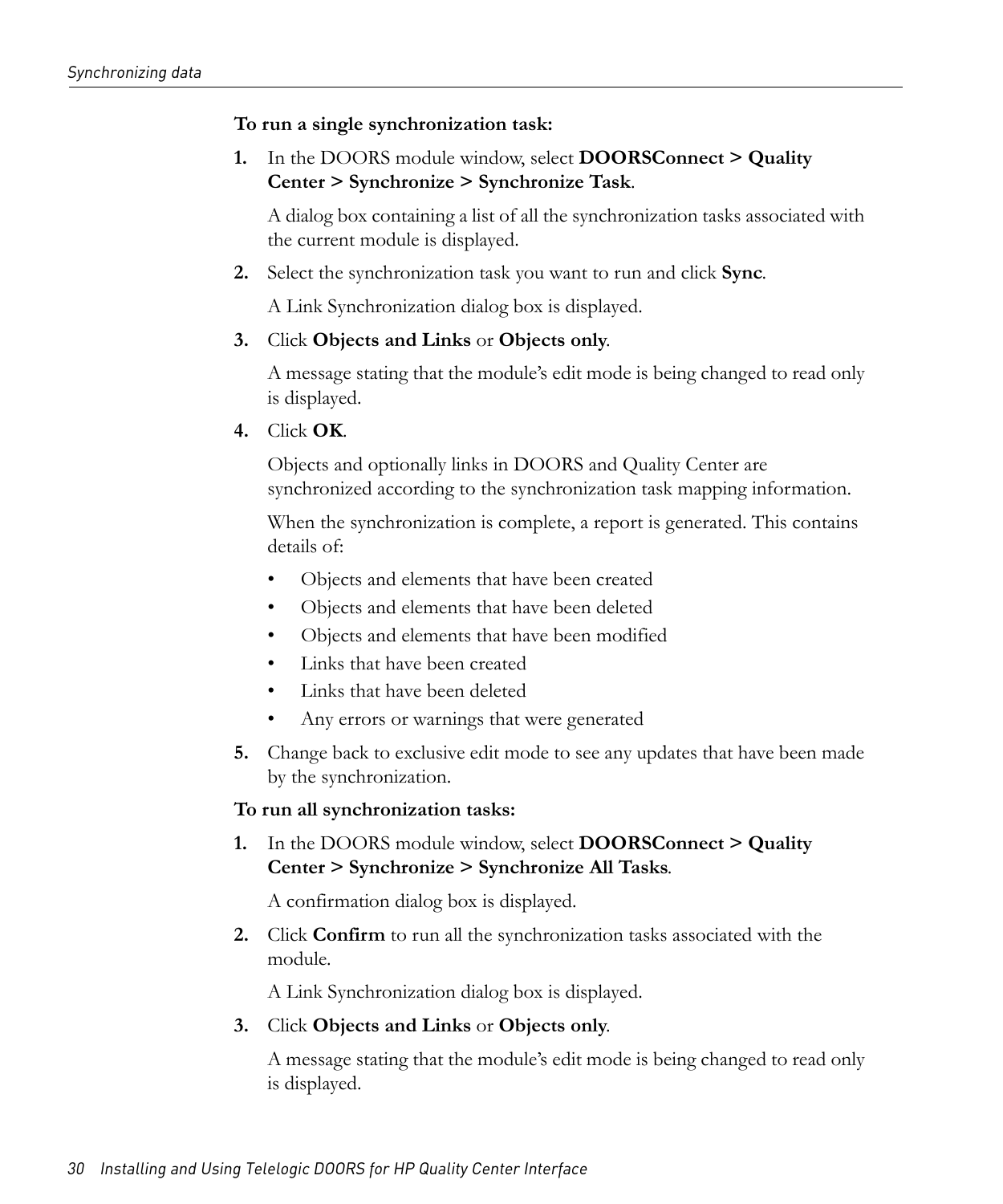**To run a single synchronization task:**

1. In the DOORS module window, select **DOORSConnect > Quality Center > Synchronize > Synchronize Task**.

   A dialog box containing a list of all the synchronization tasks associated with the current module is displayed.

2. Select the synchronization task you want to run and click **Sync**.

   A Link Synchronization dialog box is displayed.

3. Click **Objects and Links** or **Objects only**.

   A message stating that the module's edit mode is being changed to read only is displayed.

4. Click **OK**.

   Objects and optionally links in DOORS and Quality Center are synchronized according to the synchronization task mapping information.

   When the synchronization is complete, a report is generated. This contains details of:

   - Objects and elements that have been created
   - Objects and elements that have been deleted
   - Objects and elements that have been modified
   - Links that have been created
   - Links that have been deleted
   - Any errors or warnings that were generated

5. Change back to exclusive edit mode to see any updates that have been made by the synchronization.

**To run all synchronization tasks:**

1. In the DOORS module window, select **DOORSConnect > Quality Center > Synchronize > Synchronize All Tasks**.

   A confirmation dialog box is displayed.

2. Click **Confirm** to run all the synchronization tasks associated with the module.

   A Link Synchronization dialog box is displayed.

3. Click **Objects and Links** or **Objects only**.

   A message stating that the module's edit mode is being changed to read only is displayed.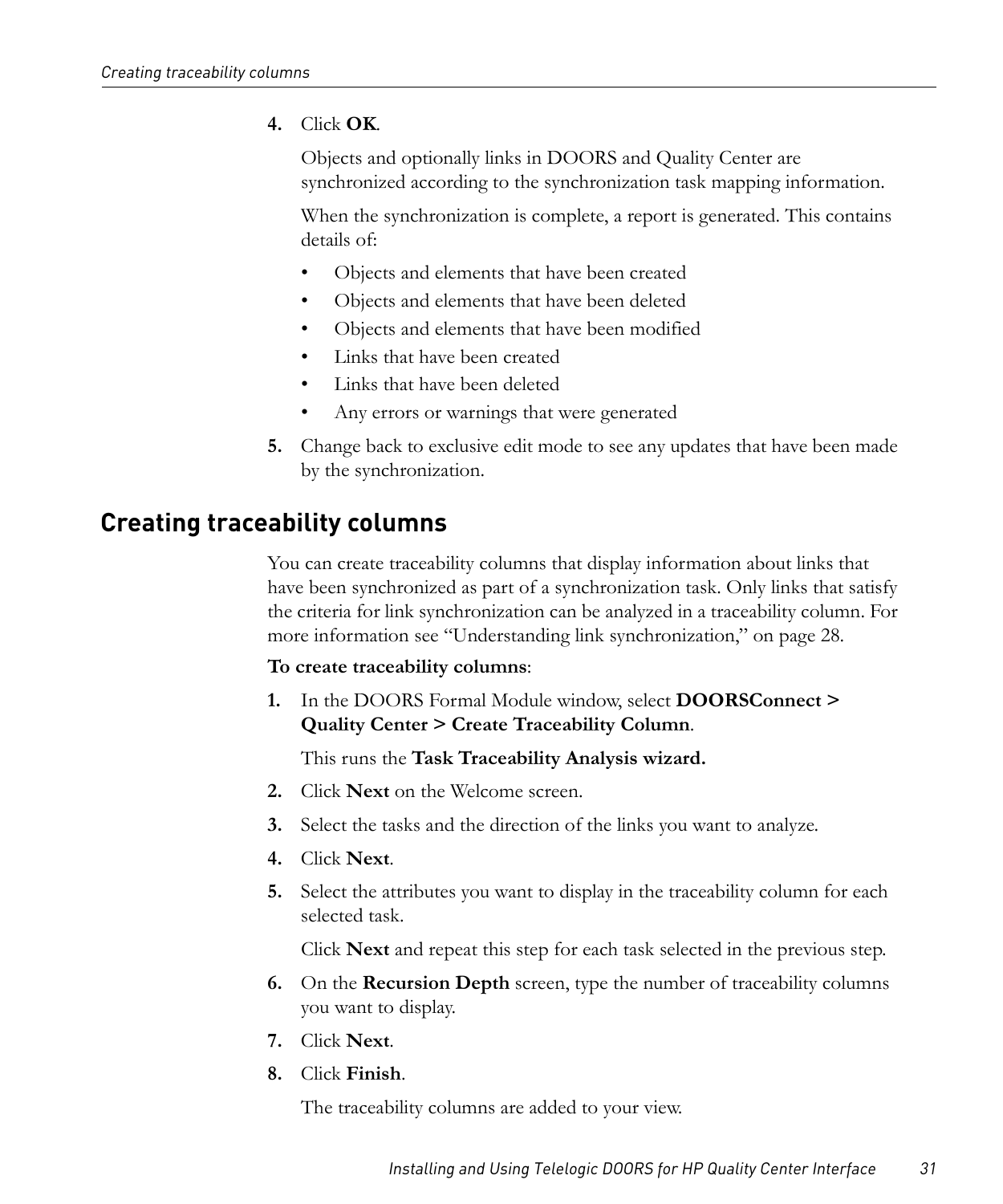4. Click **OK**.

   Objects and optionally links in DOORS and Quality Center are synchronized according to the synchronization task mapping information.

   When the synchronization is complete, a report is generated. This contains details of:

   - Objects and elements that have been created
   - Objects and elements that have been deleted
   - Objects and elements that have been modified
   - Links that have been created
   - Links that have been deleted
   - Any errors or warnings that were generated

5. Change back to exclusive edit mode to see any updates that have been made by the synchronization.

## Creating traceability columns

You can create traceability columns that display information about links that have been synchronized as part of a synchronization task. Only links that satisfy the criteria for link synchronization can be analyzed in a traceability column. For more information see "Understanding link synchronization," on page 28.

**To create traceability columns**:

1. In the DOORS Formal Module window, select **DOORSConnect > Quality Center > Create Traceability Column**.

   This runs the **Task Traceability Analysis wizard.**

2. Click **Next** on the Welcome screen.
3. Select the tasks and the direction of the links you want to analyze.
4. Click **Next**.
5. Select the attributes you want to display in the traceability column for each selected task.

   Click **Next** and repeat this step for each task selected in the previous step.

6. On the **Recursion Depth** screen, type the number of traceability columns you want to display.
7. Click **Next**.
8. Click **Finish**.

   The traceability columns are added to your view.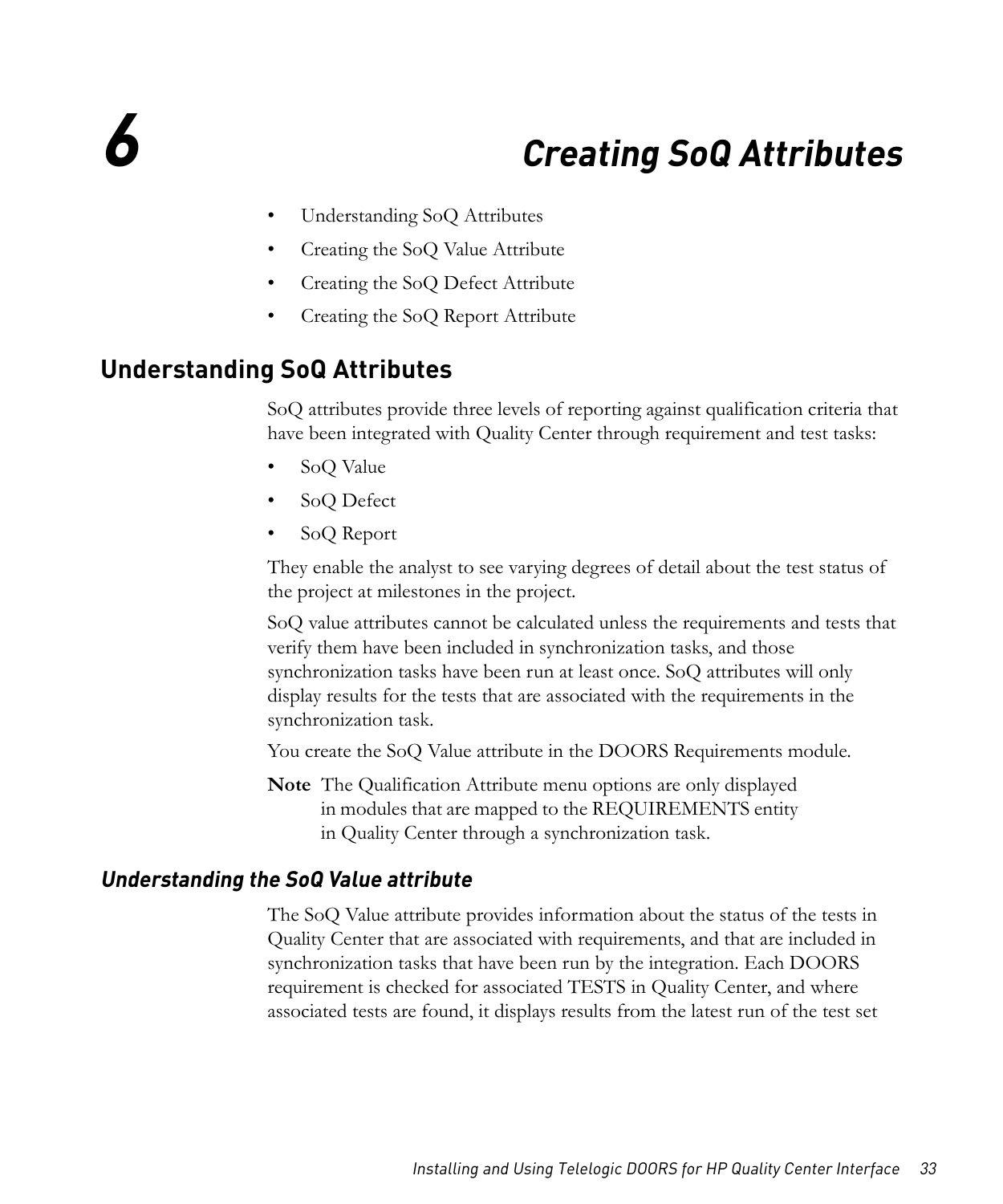# 6 Creating SoQ Attributes

- Understanding SoQ Attributes
- Creating the SoQ Value Attribute
- Creating the SoQ Defect Attribute
- Creating the SoQ Report Attribute

## Understanding SoQ Attributes

SoQ attributes provide three levels of reporting against qualification criteria that have been integrated with Quality Center through requirement and test tasks:

- SoQ Value
- SoQ Defect
- SoQ Report

They enable the analyst to see varying degrees of detail about the test status of the project at milestones in the project.

SoQ value attributes cannot be calculated unless the requirements and tests that verify them have been included in synchronization tasks, and those synchronization tasks have been run at least once. SoQ attributes will only display results for the tests that are associated with the requirements in the synchronization task.

You create the SoQ Value attribute in the DOORS Requirements module.

**Note** The Qualification Attribute menu options are only displayed in modules that are mapped to the REQUIREMENTS entity in Quality Center through a synchronization task.

### *Understanding the SoQ Value attribute*

The SoQ Value attribute provides information about the status of the tests in Quality Center that are associated with requirements, and that are included in synchronization tasks that have been run by the integration. Each DOORS requirement is checked for associated TESTS in Quality Center, and where associated tests are found, it displays results from the latest run of the test set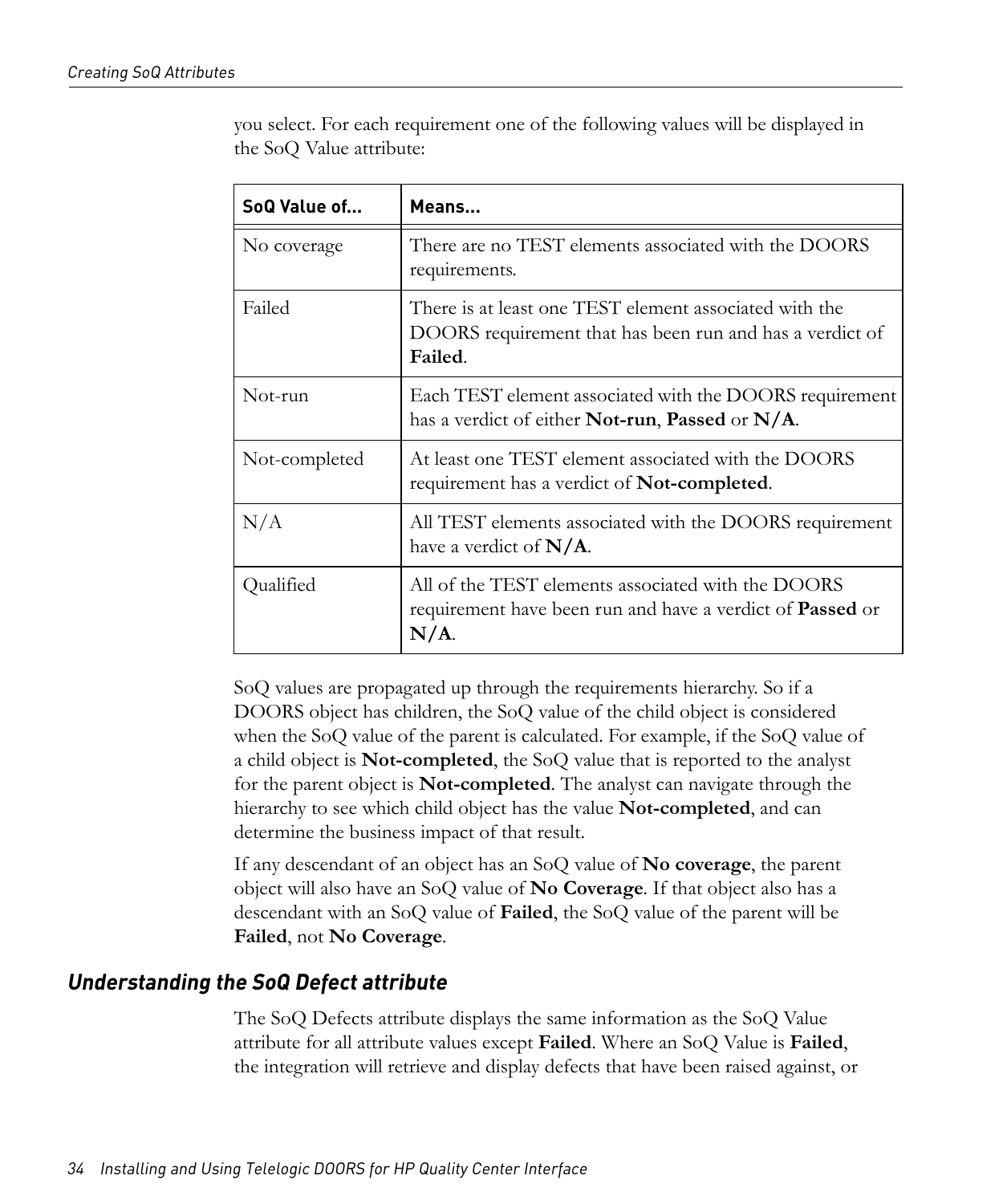you select. For each requirement one of the following values will be displayed in the SoQ Value attribute:

| SoQ Value of... | Means... |
| --- | --- |
| No coverage | There are no TEST elements associated with the DOORS requirements. |
| Failed | There is at least one TEST element associated with the DOORS requirement that has been run and has a verdict of **Failed**. |
| Not-run | Each TEST element associated with the DOORS requirement has a verdict of either **Not-run**, **Passed** or **N/A**. |
| Not-completed | At least one TEST element associated with the DOORS requirement has a verdict of **Not-completed**. |
| N/A | All TEST elements associated with the DOORS requirement have a verdict of **N/A**. |
| Qualified | All of the TEST elements associated with the DOORS requirement have been run and have a verdict of **Passed** or **N/A**. |

SoQ values are propagated up through the requirements hierarchy. So if a DOORS object has children, the SoQ value of the child object is considered when the SoQ value of the parent is calculated. For example, if the SoQ value of a child object is **Not-completed**, the SoQ value that is reported to the analyst for the parent object is **Not-completed**. The analyst can navigate through the hierarchy to see which child object has the value **Not-completed**, and can determine the business impact of that result.

If any descendant of an object has an SoQ value of **No coverage**, the parent object will also have an SoQ value of **No Coverage**. If that object also has a descendant with an SoQ value of **Failed**, the SoQ value of the parent will be **Failed**, not **No Coverage**.

### *Understanding the SoQ Defect attribute*

The SoQ Defects attribute displays the same information as the SoQ Value attribute for all attribute values except **Failed**. Where an SoQ Value is **Failed**, the integration will retrieve and display defects that have been raised against, or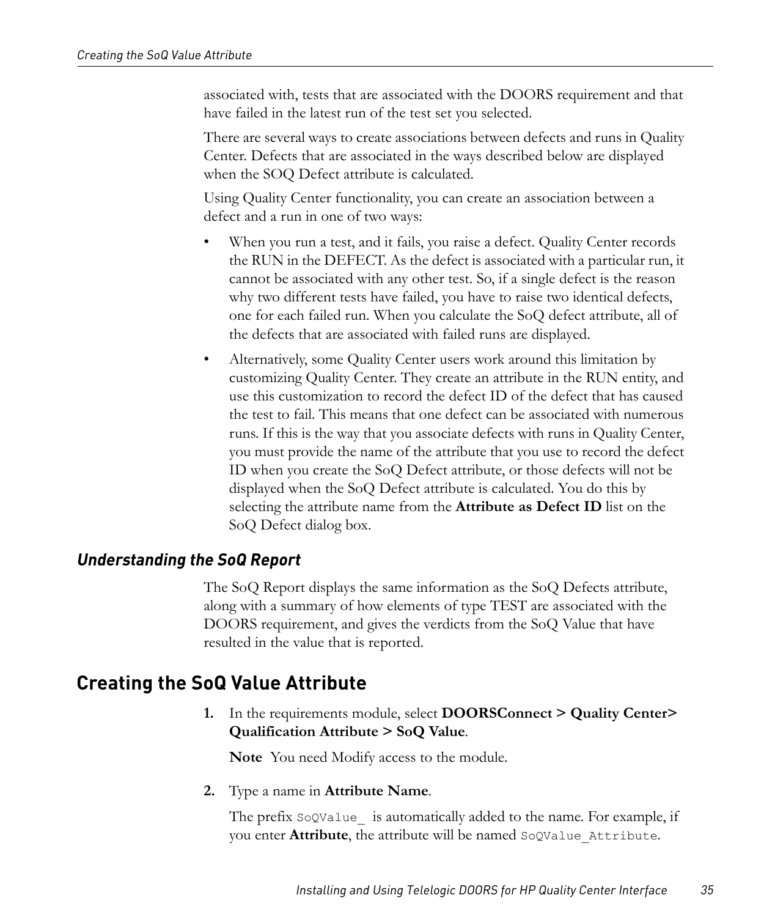associated with, tests that are associated with the DOORS requirement and that have failed in the latest run of the test set you selected.

There are several ways to create associations between defects and runs in Quality Center. Defects that are associated in the ways described below are displayed when the SOQ Defect attribute is calculated.

Using Quality Center functionality, you can create an association between a defect and a run in one of two ways:

- When you run a test, and it fails, you raise a defect. Quality Center records the RUN in the DEFECT. As the defect is associated with a particular run, it cannot be associated with any other test. So, if a single defect is the reason why two different tests have failed, you have to raise two identical defects, one for each failed run. When you calculate the SoQ defect attribute, all of the defects that are associated with failed runs are displayed.
- Alternatively, some Quality Center users work around this limitation by customizing Quality Center. They create an attribute in the RUN entity, and use this customization to record the defect ID of the defect that has caused the test to fail. This means that one defect can be associated with numerous runs. If this is the way that you associate defects with runs in Quality Center, you must provide the name of the attribute that you use to record the defect ID when you create the SoQ Defect attribute, or those defects will not be displayed when the SoQ Defect attribute is calculated. You do this by selecting the attribute name from the **Attribute as Defect ID** list on the SoQ Defect dialog box.

### *Understanding the SoQ Report*

The SoQ Report displays the same information as the SoQ Defects attribute, along with a summary of how elements of type TEST are associated with the DOORS requirement, and gives the verdicts from the SoQ Value that have resulted in the value that is reported.

## Creating the SoQ Value Attribute

1. In the requirements module, select **DOORSConnect > Quality Center> Qualification Attribute > SoQ Value**.

   **Note** You need Modify access to the module.

2. Type a name in **Attribute Name**.

   The prefix `SoQValue_` is automatically added to the name. For example, if you enter **Attribute**, the attribute will be named `SoQValue_Attribute`.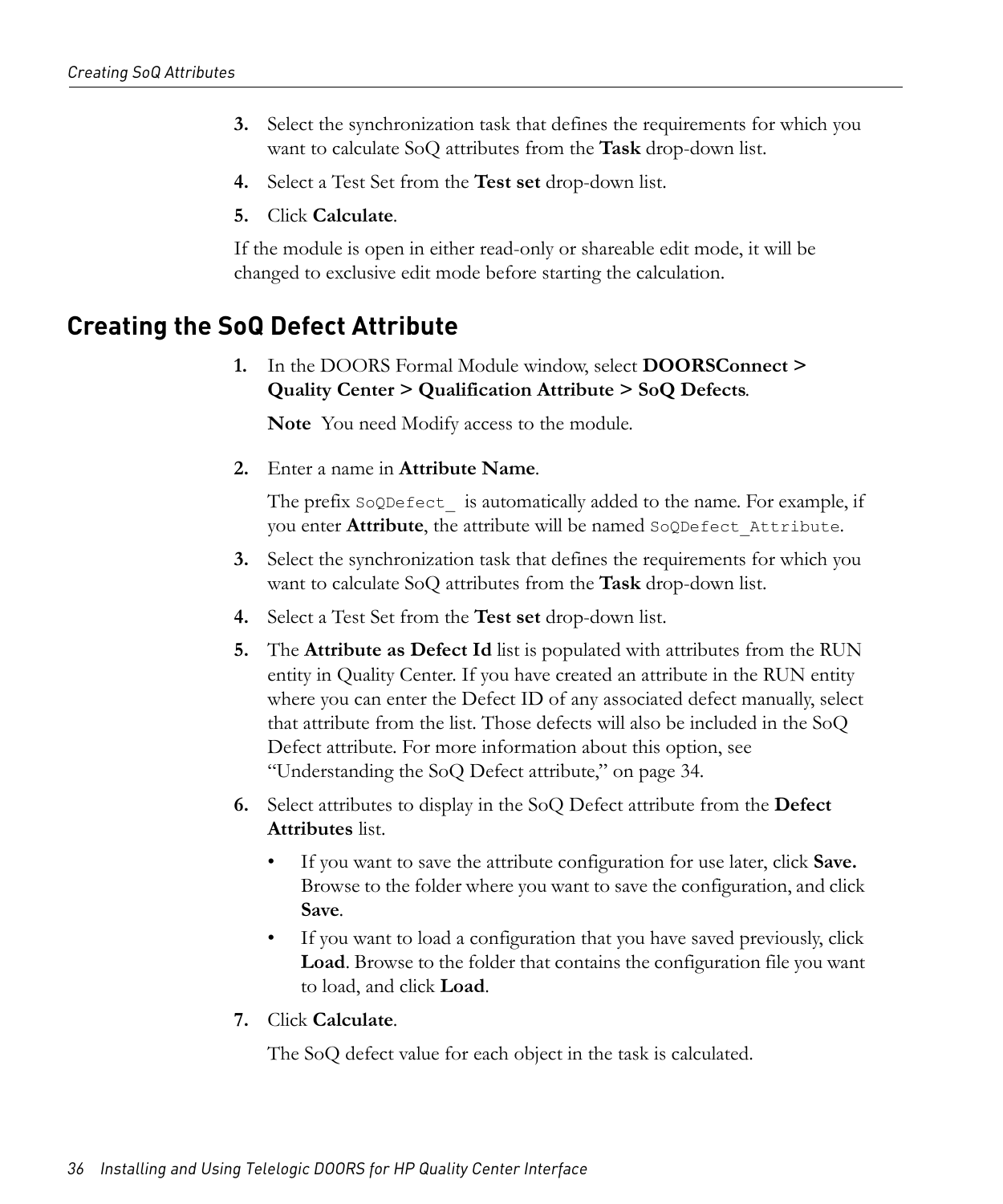3. Select the synchronization task that defines the requirements for which you want to calculate SoQ attributes from the **Task** drop-down list.
4. Select a Test Set from the **Test set** drop-down list.
5. Click **Calculate**.

If the module is open in either read-only or shareable edit mode, it will be changed to exclusive edit mode before starting the calculation.

## Creating the SoQ Defect Attribute

1. In the DOORS Formal Module window, select **DOORSConnect > Quality Center > Qualification Attribute > SoQ Defects**.

   **Note** You need Modify access to the module.

2. Enter a name in **Attribute Name**.

   The prefix `SoQDefect_` is automatically added to the name. For example, if you enter **Attribute**, the attribute will be named `SoQDefect_Attribute`.

3. Select the synchronization task that defines the requirements for which you want to calculate SoQ attributes from the **Task** drop-down list.
4. Select a Test Set from the **Test set** drop-down list.
5. The **Attribute as Defect Id** list is populated with attributes from the RUN entity in Quality Center. If you have created an attribute in the RUN entity where you can enter the Defect ID of any associated defect manually, select that attribute from the list. Those defects will also be included in the SoQ Defect attribute. For more information about this option, see "Understanding the SoQ Defect attribute," on page 34.
6. Select attributes to display in the SoQ Defect attribute from the **Defect Attributes** list.
   - If you want to save the attribute configuration for use later, click **Save.** Browse to the folder where you want to save the configuration, and click **Save**.
   - If you want to load a configuration that you have saved previously, click **Load**. Browse to the folder that contains the configuration file you want to load, and click **Load**.
7. Click **Calculate**.

   The SoQ defect value for each object in the task is calculated.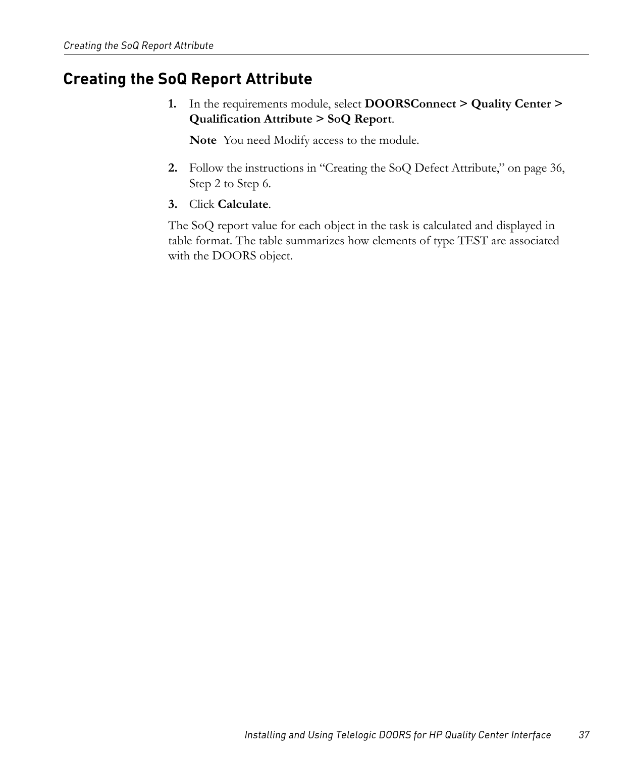## Creating the SoQ Report Attribute

1. In the requirements module, select **DOORSConnect > Quality Center > Qualification Attribute > SoQ Report**.

   **Note** You need Modify access to the module.

2. Follow the instructions in “Creating the SoQ Defect Attribute,” on page 36, Step 2 to Step 6.
3. Click **Calculate**.

The SoQ report value for each object in the task is calculated and displayed in table format. The table summarizes how elements of type TEST are associated with the DOORS object.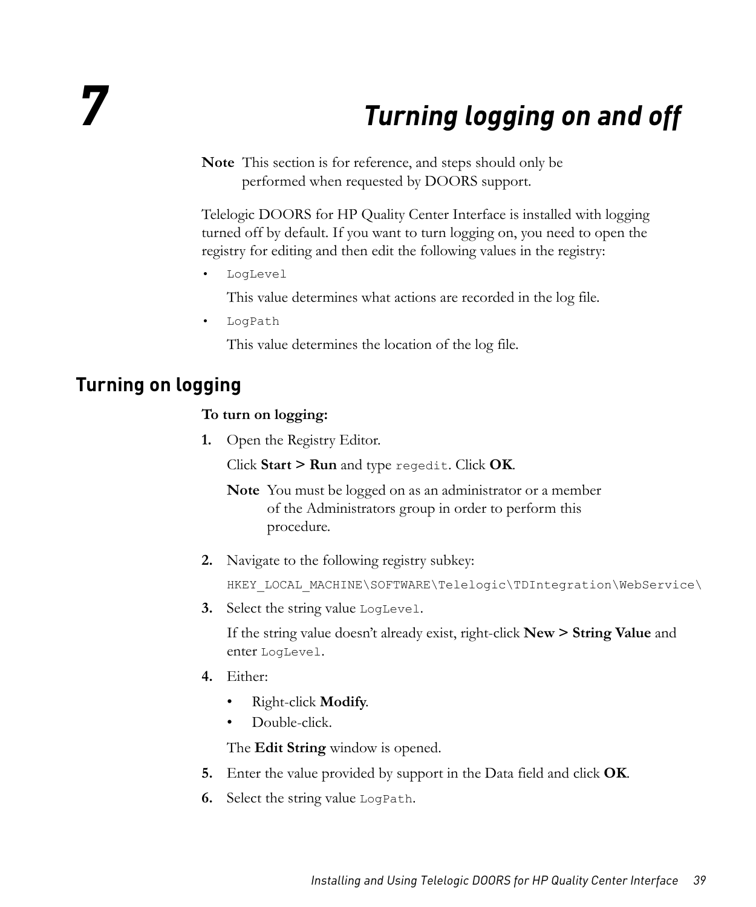# 7 Turning logging on and off

**Note** This section is for reference, and steps should only be performed when requested by DOORS support.

Telelogic DOORS for HP Quality Center Interface is installed with logging turned off by default. If you want to turn logging on, you need to open the registry for editing and then edit the following values in the registry:

- `LogLevel`

  This value determines what actions are recorded in the log file.

- `LogPath`

  This value determines the location of the log file.

## Turning on logging

**To turn on logging:**

1. Open the Registry Editor.

   Click **Start > Run** and type `regedit`. Click **OK**.

   **Note** You must be logged on as an administrator or a member of the Administrators group in order to perform this procedure.

2. Navigate to the following registry subkey:

   `HKEY_LOCAL_MACHINE\SOFTWARE\Telelogic\TDIntegration\WebService\`

3. Select the string value `LogLevel`.

   If the string value doesn't already exist, right-click **New > String Value** and enter `LogLevel`.

4. Either:
   - Right-click **Modify**.
   - Double-click.

   The **Edit String** window is opened.

5. Enter the value provided by support in the Data field and click **OK**.
6. Select the string value `LogPath`.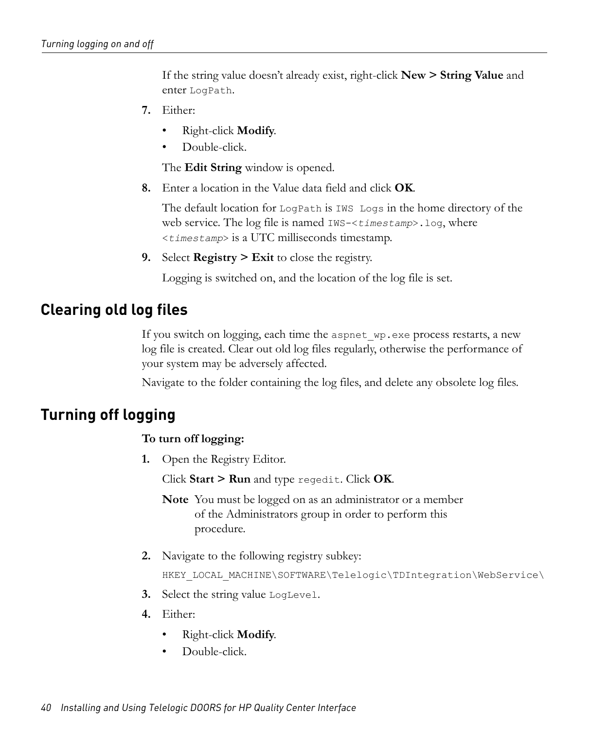If the string value doesn't already exist, right-click **New > String Value** and enter `LogPath`.

7. Either:
   - Right-click **Modify**.
   - Double-click.

   The **Edit String** window is opened.

8. Enter a location in the Value data field and click **OK**.

   The default location for `LogPath` is `IWS Logs` in the home directory of the web service. The log file is named `IWS-<timestamp>.log`, where `<timestamp>` is a UTC milliseconds timestamp.

9. Select **Registry > Exit** to close the registry.

   Logging is switched on, and the location of the log file is set.

## Clearing old log files

If you switch on logging, each time the `aspnet_wp.exe` process restarts, a new log file is created. Clear out old log files regularly, otherwise the performance of your system may be adversely affected.

Navigate to the folder containing the log files, and delete any obsolete log files.

## Turning off logging

**To turn off logging:**

1. Open the Registry Editor.

   Click **Start > Run** and type `regedit`. Click **OK**.

   **Note** You must be logged on as an administrator or a member of the Administrators group in order to perform this procedure.

2. Navigate to the following registry subkey:

   `HKEY_LOCAL_MACHINE\SOFTWARE\Telelogic\TDIntegration\WebService\`

3. Select the string value `LogLevel`.

4. Either:
   - Right-click **Modify**.
   - Double-click.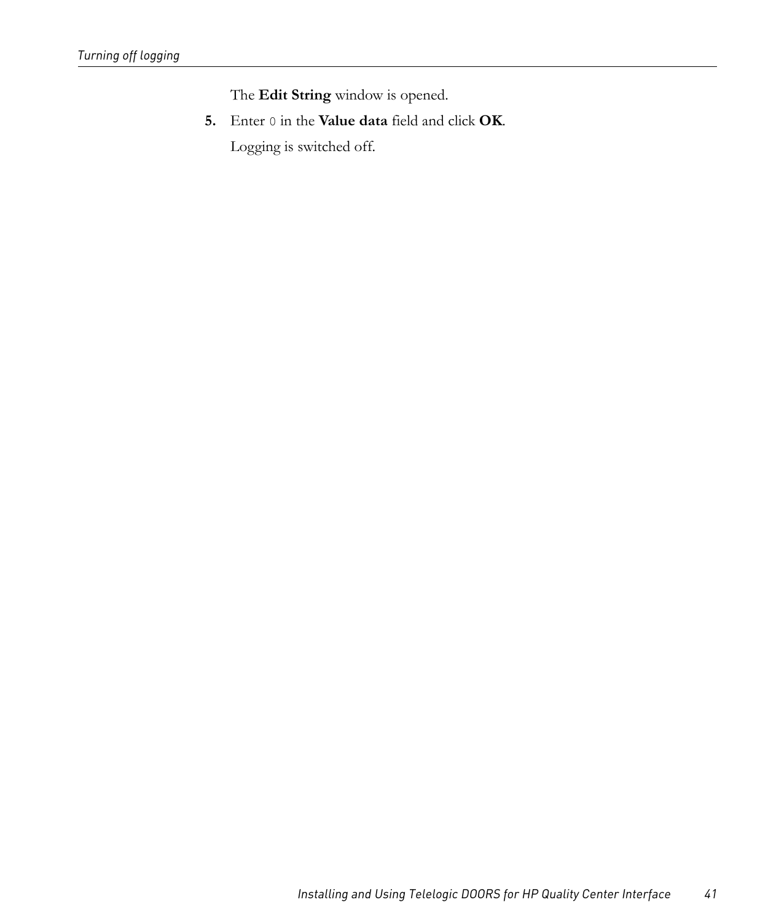The **Edit String** window is opened.

5. Enter `0` in the **Value data** field and click **OK**.

   Logging is switched off.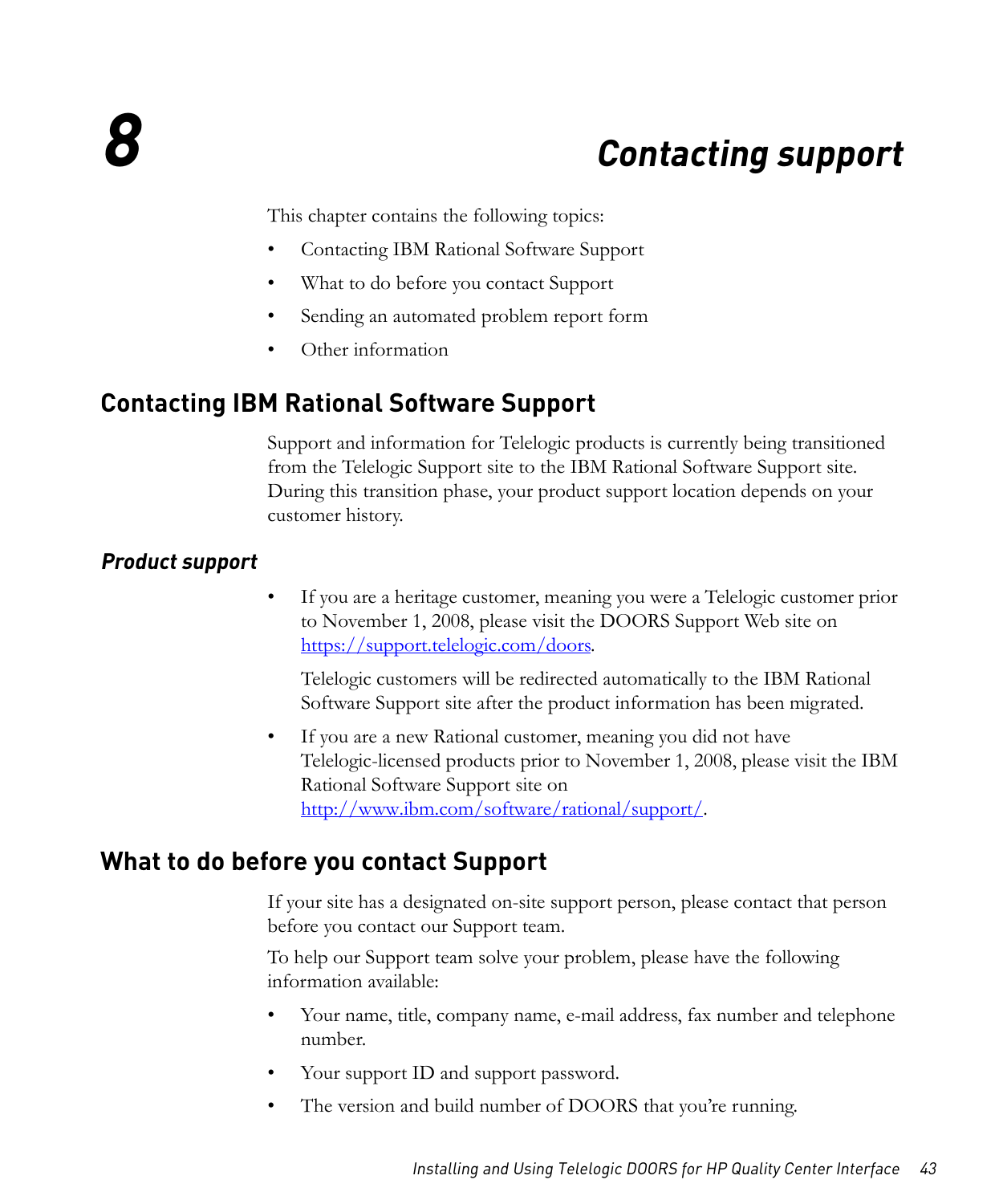# 8 Contacting support

This chapter contains the following topics:

- Contacting IBM Rational Software Support
- What to do before you contact Support
- Sending an automated problem report form
- Other information

## Contacting IBM Rational Software Support

Support and information for Telelogic products is currently being transitioned from the Telelogic Support site to the IBM Rational Software Support site. During this transition phase, your product support location depends on your customer history.

### *Product support*

- If you are a heritage customer, meaning you were a Telelogic customer prior to November 1, 2008, please visit the DOORS Support Web site on https://support.telelogic.com/doors.

  Telelogic customers will be redirected automatically to the IBM Rational Software Support site after the product information has been migrated.

- If you are a new Rational customer, meaning you did not have Telelogic-licensed products prior to November 1, 2008, please visit the IBM Rational Software Support site on http://www.ibm.com/software/rational/support/.

## What to do before you contact Support

If your site has a designated on-site support person, please contact that person before you contact our Support team.

To help our Support team solve your problem, please have the following information available:

- Your name, title, company name, e-mail address, fax number and telephone number.
- Your support ID and support password.
- The version and build number of DOORS that you're running.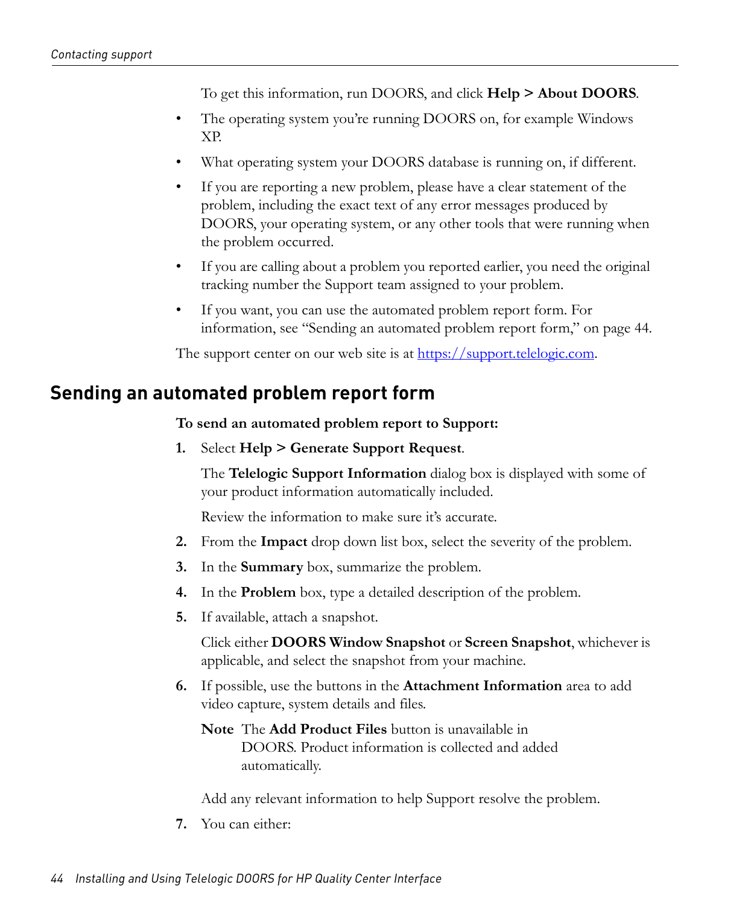To get this information, run DOORS, and click **Help > About DOORS**.

- The operating system you're running DOORS on, for example Windows XP.
- What operating system your DOORS database is running on, if different.
- If you are reporting a new problem, please have a clear statement of the problem, including the exact text of any error messages produced by DOORS, your operating system, or any other tools that were running when the problem occurred.
- If you are calling about a problem you reported earlier, you need the original tracking number the Support team assigned to your problem.
- If you want, you can use the automated problem report form. For information, see "Sending an automated problem report form," on page 44.

The support center on our web site is at [https://support.telelogic.com](https://support.telelogic.com).

## Sending an automated problem report form

**To send an automated problem report to Support:**

1. Select **Help > Generate Support Request**.

   The **Telelogic Support Information** dialog box is displayed with some of your product information automatically included.

   Review the information to make sure it's accurate.

2. From the **Impact** drop down list box, select the severity of the problem.
3. In the **Summary** box, summarize the problem.
4. In the **Problem** box, type a detailed description of the problem.
5. If available, attach a snapshot.

   Click either **DOORS Window Snapshot** or **Screen Snapshot**, whichever is applicable, and select the snapshot from your machine.

6. If possible, use the buttons in the **Attachment Information** area to add video capture, system details and files.

   **Note** The **Add Product Files** button is unavailable in DOORS. Product information is collected and added automatically.

   Add any relevant information to help Support resolve the problem.

7. You can either: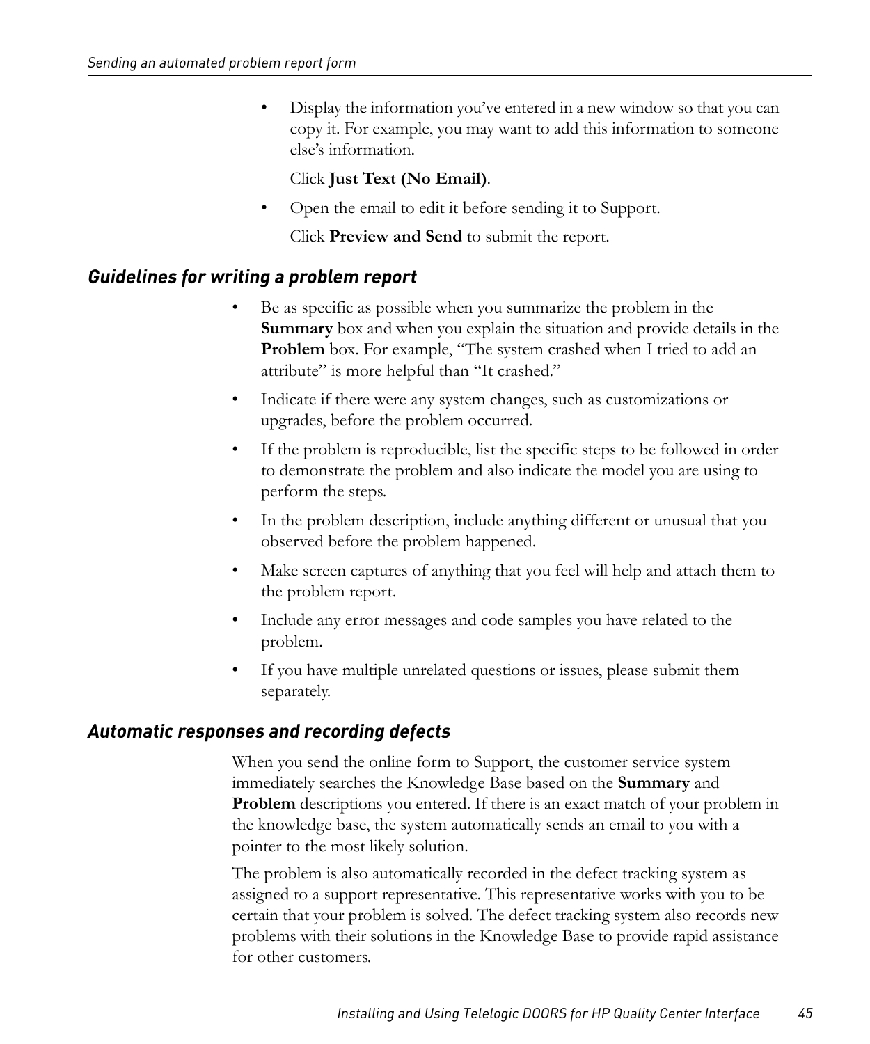- Display the information you've entered in a new window so that you can copy it. For example, you may want to add this information to someone else's information.

  Click **Just Text (No Email)**.

- Open the email to edit it before sending it to Support.

  Click **Preview and Send** to submit the report.

### Guidelines for writing a problem report

- Be as specific as possible when you summarize the problem in the **Summary** box and when you explain the situation and provide details in the **Problem** box. For example, "The system crashed when I tried to add an attribute" is more helpful than "It crashed."
- Indicate if there were any system changes, such as customizations or upgrades, before the problem occurred.
- If the problem is reproducible, list the specific steps to be followed in order to demonstrate the problem and also indicate the model you are using to perform the steps.
- In the problem description, include anything different or unusual that you observed before the problem happened.
- Make screen captures of anything that you feel will help and attach them to the problem report.
- Include any error messages and code samples you have related to the problem.
- If you have multiple unrelated questions or issues, please submit them separately.

### Automatic responses and recording defects

When you send the online form to Support, the customer service system immediately searches the Knowledge Base based on the **Summary** and **Problem** descriptions you entered. If there is an exact match of your problem in the knowledge base, the system automatically sends an email to you with a pointer to the most likely solution.

The problem is also automatically recorded in the defect tracking system as assigned to a support representative. This representative works with you to be certain that your problem is solved. The defect tracking system also records new problems with their solutions in the Knowledge Base to provide rapid assistance for other customers.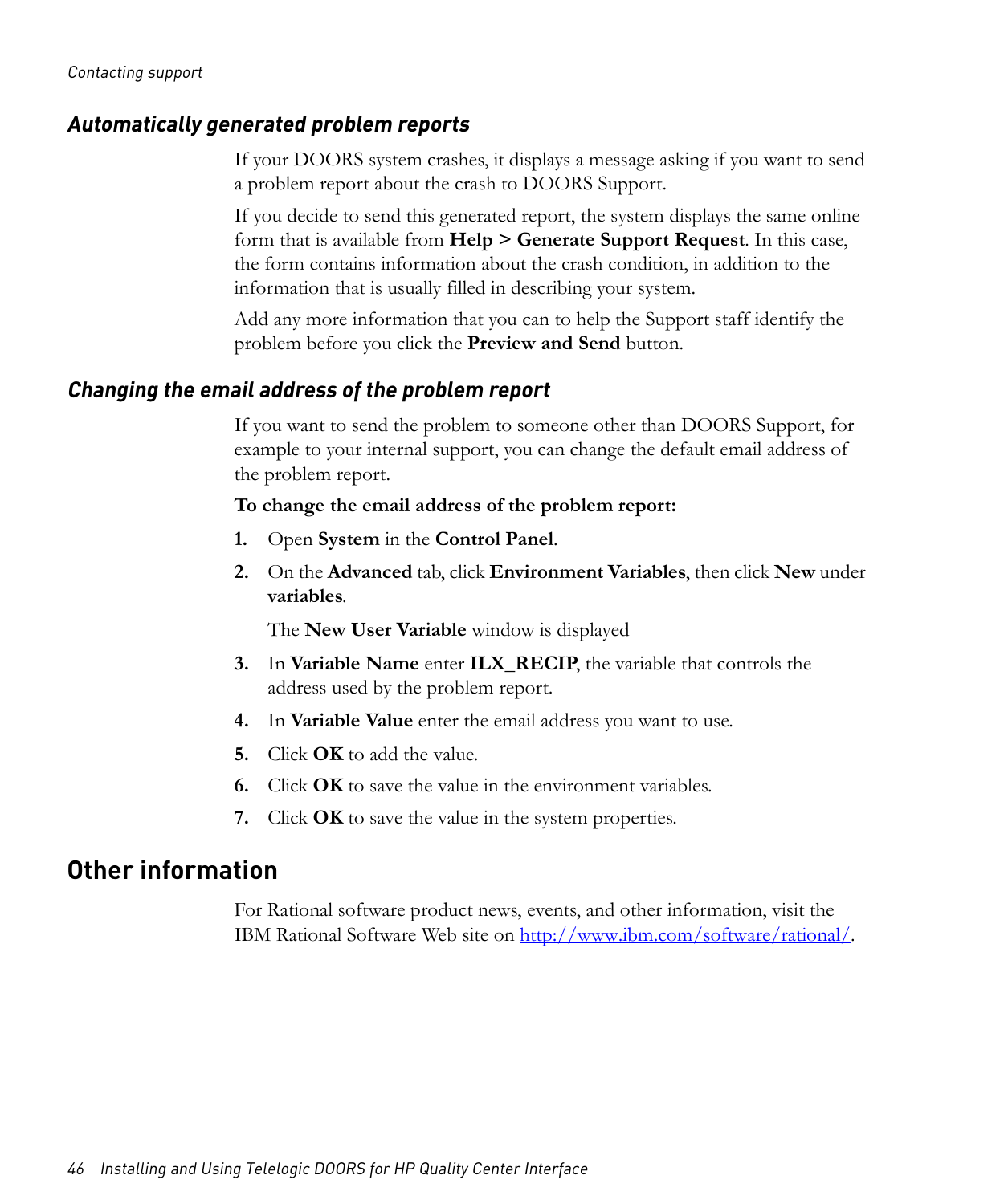### *Automatically generated problem reports*

If your DOORS system crashes, it displays a message asking if you want to send a problem report about the crash to DOORS Support.

If you decide to send this generated report, the system displays the same online form that is available from **Help > Generate Support Request**. In this case, the form contains information about the crash condition, in addition to the information that is usually filled in describing your system.

Add any more information that you can to help the Support staff identify the problem before you click the **Preview and Send** button.

### *Changing the email address of the problem report*

If you want to send the problem to someone other than DOORS Support, for example to your internal support, you can change the default email address of the problem report.

**To change the email address of the problem report:**

1. Open **System** in the **Control Panel**.
2. On the **Advanced** tab, click **Environment Variables**, then click **New** under **variables**.

   The **New User Variable** window is displayed
3. In **Variable Name** enter **ILX_RECIP**, the variable that controls the address used by the problem report.
4. In **Variable Value** enter the email address you want to use.
5. Click **OK** to add the value.
6. Click **OK** to save the value in the environment variables.
7. Click **OK** to save the value in the system properties.

## Other information

For Rational software product news, events, and other information, visit the IBM Rational Software Web site on http://www.ibm.com/software/rational/.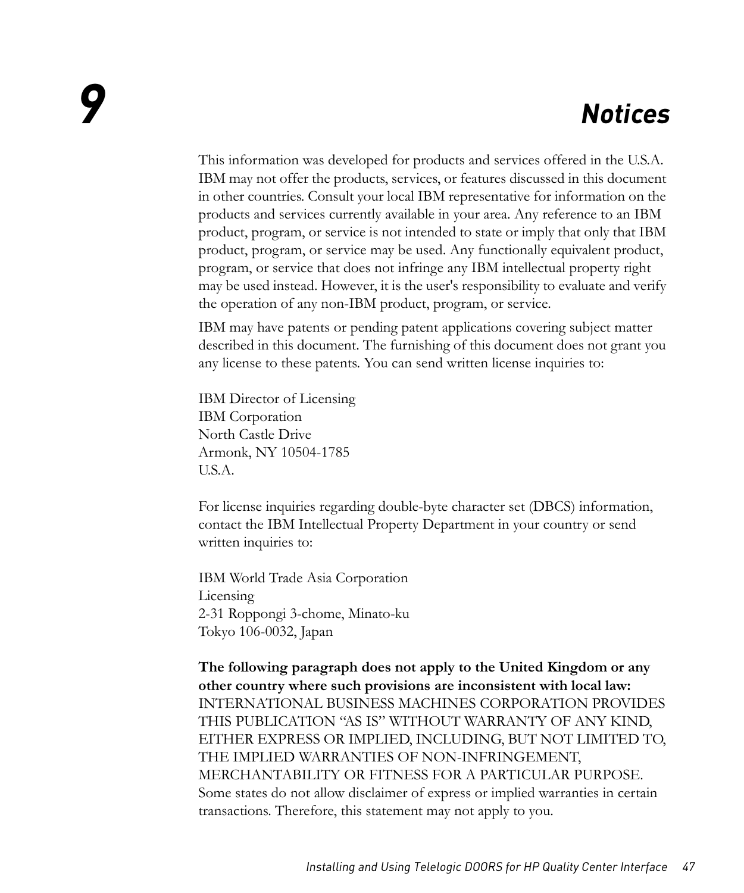# 9 Notices

This information was developed for products and services offered in the U.S.A. IBM may not offer the products, services, or features discussed in this document in other countries. Consult your local IBM representative for information on the products and services currently available in your area. Any reference to an IBM product, program, or service is not intended to state or imply that only that IBM product, program, or service may be used. Any functionally equivalent product, program, or service that does not infringe any IBM intellectual property right may be used instead. However, it is the user's responsibility to evaluate and verify the operation of any non-IBM product, program, or service.

IBM may have patents or pending patent applications covering subject matter described in this document. The furnishing of this document does not grant you any license to these patents. You can send written license inquiries to:

IBM Director of Licensing
IBM Corporation
North Castle Drive
Armonk, NY 10504-1785
U.S.A.

For license inquiries regarding double-byte character set (DBCS) information, contact the IBM Intellectual Property Department in your country or send written inquiries to:

IBM World Trade Asia Corporation
Licensing
2-31 Roppongi 3-chome, Minato-ku
Tokyo 106-0032, Japan

**The following paragraph does not apply to the United Kingdom or any other country where such provisions are inconsistent with local law:** INTERNATIONAL BUSINESS MACHINES CORPORATION PROVIDES THIS PUBLICATION "AS IS" WITHOUT WARRANTY OF ANY KIND, EITHER EXPRESS OR IMPLIED, INCLUDING, BUT NOT LIMITED TO, THE IMPLIED WARRANTIES OF NON-INFRINGEMENT, MERCHANTABILITY OR FITNESS FOR A PARTICULAR PURPOSE. Some states do not allow disclaimer of express or implied warranties in certain transactions. Therefore, this statement may not apply to you.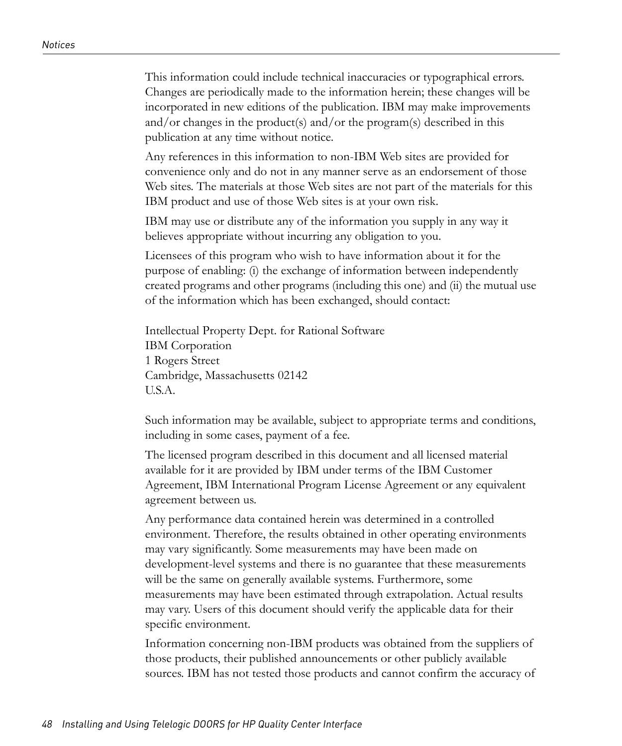This information could include technical inaccuracies or typographical errors. Changes are periodically made to the information herein; these changes will be incorporated in new editions of the publication. IBM may make improvements and/or changes in the product(s) and/or the program(s) described in this publication at any time without notice.

Any references in this information to non-IBM Web sites are provided for convenience only and do not in any manner serve as an endorsement of those Web sites. The materials at those Web sites are not part of the materials for this IBM product and use of those Web sites is at your own risk.

IBM may use or distribute any of the information you supply in any way it believes appropriate without incurring any obligation to you.

Licensees of this program who wish to have information about it for the purpose of enabling: (i) the exchange of information between independently created programs and other programs (including this one) and (ii) the mutual use of the information which has been exchanged, should contact:

Intellectual Property Dept. for Rational Software
IBM Corporation
1 Rogers Street
Cambridge, Massachusetts 02142
U.S.A.

Such information may be available, subject to appropriate terms and conditions, including in some cases, payment of a fee.

The licensed program described in this document and all licensed material available for it are provided by IBM under terms of the IBM Customer Agreement, IBM International Program License Agreement or any equivalent agreement between us.

Any performance data contained herein was determined in a controlled environment. Therefore, the results obtained in other operating environments may vary significantly. Some measurements may have been made on development-level systems and there is no guarantee that these measurements will be the same on generally available systems. Furthermore, some measurements may have been estimated through extrapolation. Actual results may vary. Users of this document should verify the applicable data for their specific environment.

Information concerning non-IBM products was obtained from the suppliers of those products, their published announcements or other publicly available sources. IBM has not tested those products and cannot confirm the accuracy of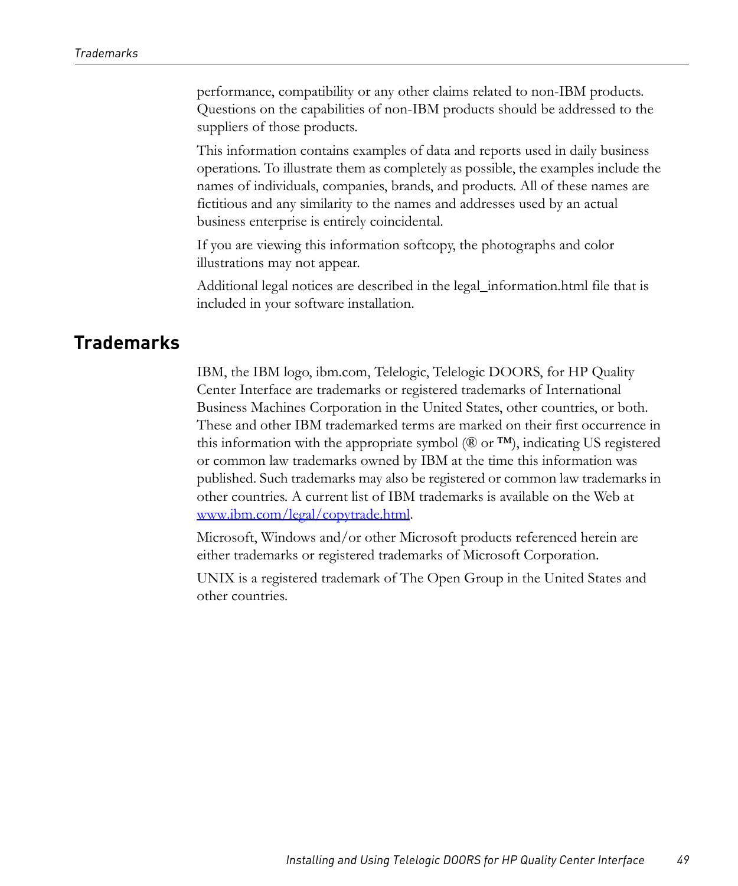performance, compatibility or any other claims related to non-IBM products. Questions on the capabilities of non-IBM products should be addressed to the suppliers of those products.

This information contains examples of data and reports used in daily business operations. To illustrate them as completely as possible, the examples include the names of individuals, companies, brands, and products. All of these names are fictitious and any similarity to the names and addresses used by an actual business enterprise is entirely coincidental.

If you are viewing this information softcopy, the photographs and color illustrations may not appear.

Additional legal notices are described in the legal_information.html file that is included in your software installation.

## Trademarks

IBM, the IBM logo, ibm.com, Telelogic, Telelogic DOORS, for HP Quality Center Interface are trademarks or registered trademarks of International Business Machines Corporation in the United States, other countries, or both. These and other IBM trademarked terms are marked on their first occurrence in this information with the appropriate symbol (® or ™), indicating US registered or common law trademarks owned by IBM at the time this information was published. Such trademarks may also be registered or common law trademarks in other countries. A current list of IBM trademarks is available on the Web at www.ibm.com/legal/copytrade.html.

Microsoft, Windows and/or other Microsoft products referenced herein are either trademarks or registered trademarks of Microsoft Corporation.

UNIX is a registered trademark of The Open Group in the United States and other countries.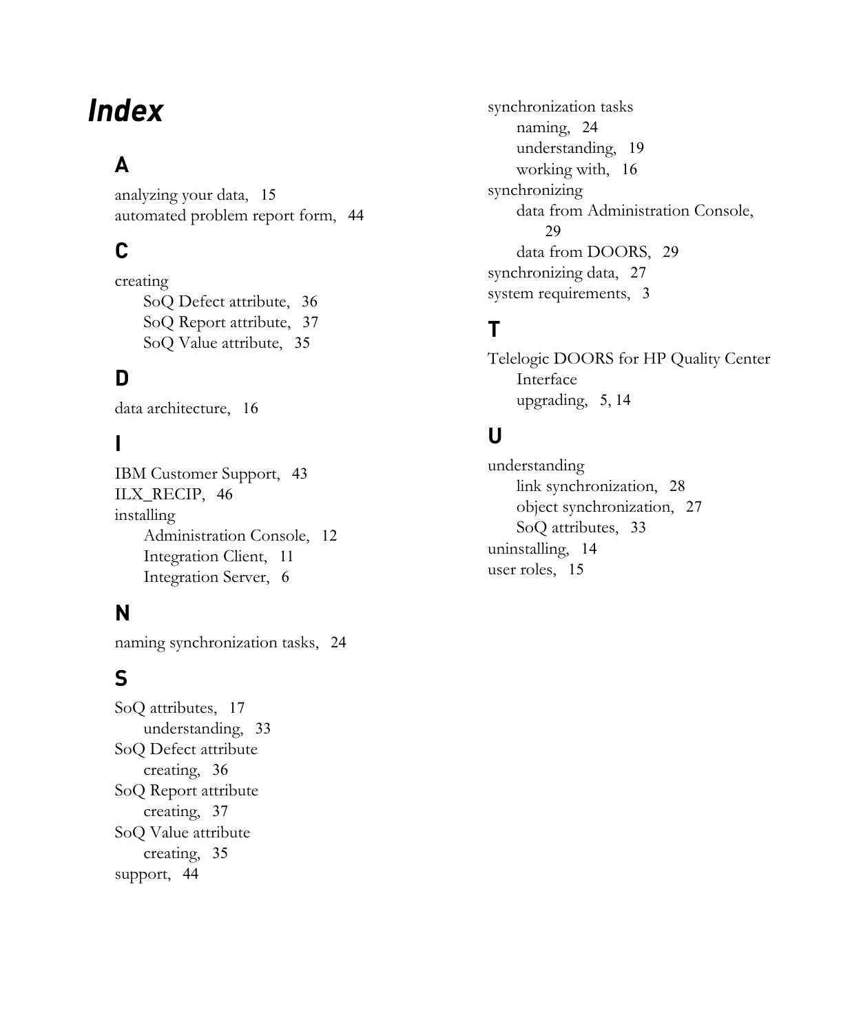# Index

## A

analyzing your data, 15
automated problem report form, 44

## C

creating
- SoQ Defect attribute, 36
- SoQ Report attribute, 37
- SoQ Value attribute, 35

## D

data architecture, 16

## I

IBM Customer Support, 43
ILX_RECIP, 46
installing
- Administration Console, 12
- Integration Client, 11
- Integration Server, 6

## N

naming synchronization tasks, 24

## S

SoQ attributes, 17
- understanding, 33

SoQ Defect attribute
- creating, 36

SoQ Report attribute
- creating, 37

SoQ Value attribute
- creating, 35

support, 44
synchronization tasks
- naming, 24
- understanding, 19
- working with, 16

synchronizing
- data from Administration Console, 29
- data from DOORS, 29

synchronizing data, 27
system requirements, 3

## T

Telelogic DOORS for HP Quality Center Interface
- upgrading, 5, 14

## U

understanding
- link synchronization, 28
- object synchronization, 27
- SoQ attributes, 33

uninstalling, 14
user roles, 15